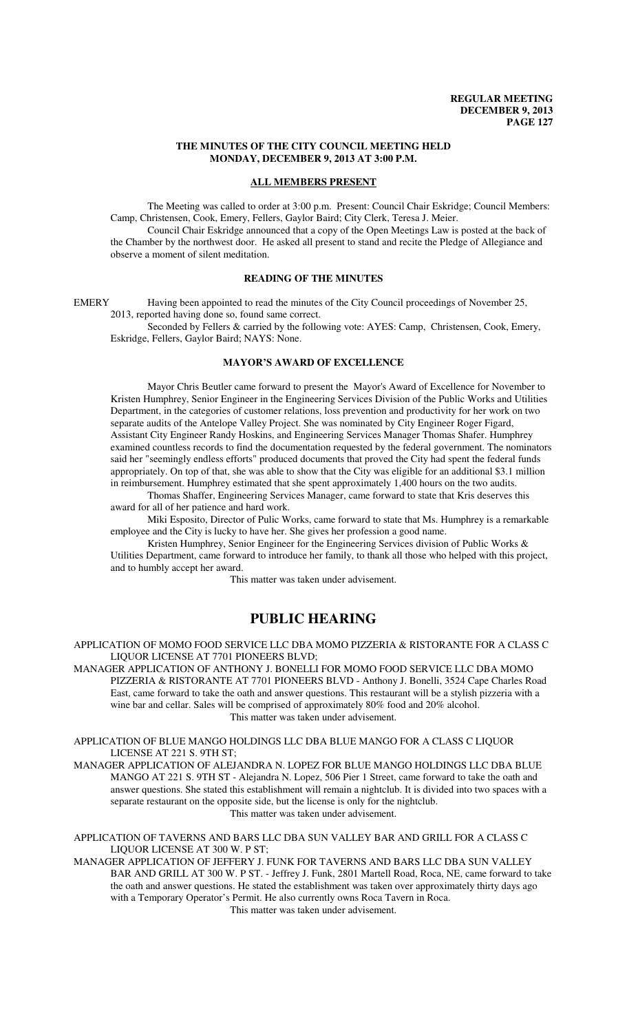# THE MINUTES OF THE CITY COUNCIL MEETING HELD MONDAY, DECEMBER 9, 2013 AT 3:00 P.M.

## ALL MEMBERS PRESENT

The Meeting was called to order at 3:00 p.m. Present: Council Chair Eskridge; Council Members: Camp, Christensen, Cook, Emery, Fellers, Gaylor Baird; City Clerk, Teresa J. Meier.

Council Chair Eskridge announced that a copy of the Open Meetings Law is posted at the back of the Chamber by the northwest door. He asked all present to stand and recite the Pledge of Allegiance and observe a moment of silent meditation.

## READING OF THE MINUTES

EMERY Having been appointed to read the minutes of the City Council proceedings of November 25, 2013, reported having done so, found same correct.

Seconded by Fellers & carried by the following vote: AYES: Camp, Christensen, Cook, Emery, Eskridge, Fellers, Gaylor Baird; NAYS: None.

## MAYOR'S AWARD OF EXCELLENCE

Mayor Chris Beutler came forward to present the Mayor's Award of Excellence for November to Kristen Humphrey, Senior Engineer in the Engineering Services Division of the Public Works and Utilities Department, in the categories of customer relations, loss prevention and productivity for her work on two separate audits of the Antelope Valley Project. She was nominated by City Engineer Roger Figard, Assistant City Engineer Randy Hoskins, and Engineering Services Manager Thomas Shafer. Humphrey examined countless records to find the documentation requested by the federal government. The nominators said her "seemingly endless efforts" produced documents that proved the City had spent the federal funds appropriately. On top of that, she was able to show that the City was eligible for an additional $3.1 million in reimbursement. Humphrey estimated that she spent approximately 1,400 hours on the two audits.

Thomas Shaffer, Engineering Services Manager, came forward to state that Kris deserves this award for all of her patience and hard work.

Miki Esposito, Director of Pulic Works, came forward to state that Ms. Humphrey is a remarkable employee and the City is lucky to have her. She gives her profession a good name.

Kristen Humphrey, Senior Engineer for the Engineering Services division of Public Works & Utilities Department, came forward to introduce her family, to thank all those who helped with this project, and to humbly accept her award.

This matter was taken under advisement.

# PUBLIC HEARING

APPLICATION OF MOMO FOOD SERVICE LLC DBA MOMO PIZZERIA & RISTORANTE FOR A CLASS C LIQUOR LICENSE AT 7701 PIONEERS BLVD;

MANAGER APPLICATION OF ANTHONY J. BONELLI FOR MOMO FOOD SERVICE LLC DBA MOMO PIZZERIA & RISTORANTE AT 7701 PIONEERS BLVD - Anthony J. Bonelli, 3524 Cape Charles Road East, came forward to take the oath and answer questions. This restaurant will be a stylish pizzeria with a wine bar and cellar. Sales will be comprised of approximately 80% food and 20% alcohol.

This matter was taken under advisement.

APPLICATION OF BLUE MANGO HOLDINGS LLC DBA BLUE MANGO FOR A CLASS C LIQUOR LICENSE AT 221 S. 9TH ST;

MANAGER APPLICATION OF ALEJANDRA N. LOPEZ FOR BLUE MANGO HOLDINGS LLC DBA BLUE MANGO AT 221 S. 9TH ST - Alejandra N. Lopez, 506 Pier 1 Street, came forward to take the oath and answer questions. She stated this establishment will remain a nightclub. It is divided into two spaces with a separate restaurant on the opposite side, but the license is only for the nightclub.

This matter was taken under advisement.

APPLICATION OF TAVERNS AND BARS LLC DBA SUN VALLEY BAR AND GRILL FOR A CLASS C LIQUOR LICENSE AT 300 W. P ST;

MANAGER APPLICATION OF JEFFERY J. FUNK FOR TAVERNS AND BARS LLC DBA SUN VALLEY BAR AND GRILL AT 300 W. P ST. - Jeffrey J. Funk, 2801 Martell Road, Roca, NE, came forward to take the oath and answer questions. He stated the establishment was taken over approximately thirty days ago with a Temporary Operator's Permit. He also currently owns Roca Tavern in Roca.

This matter was taken under advisement.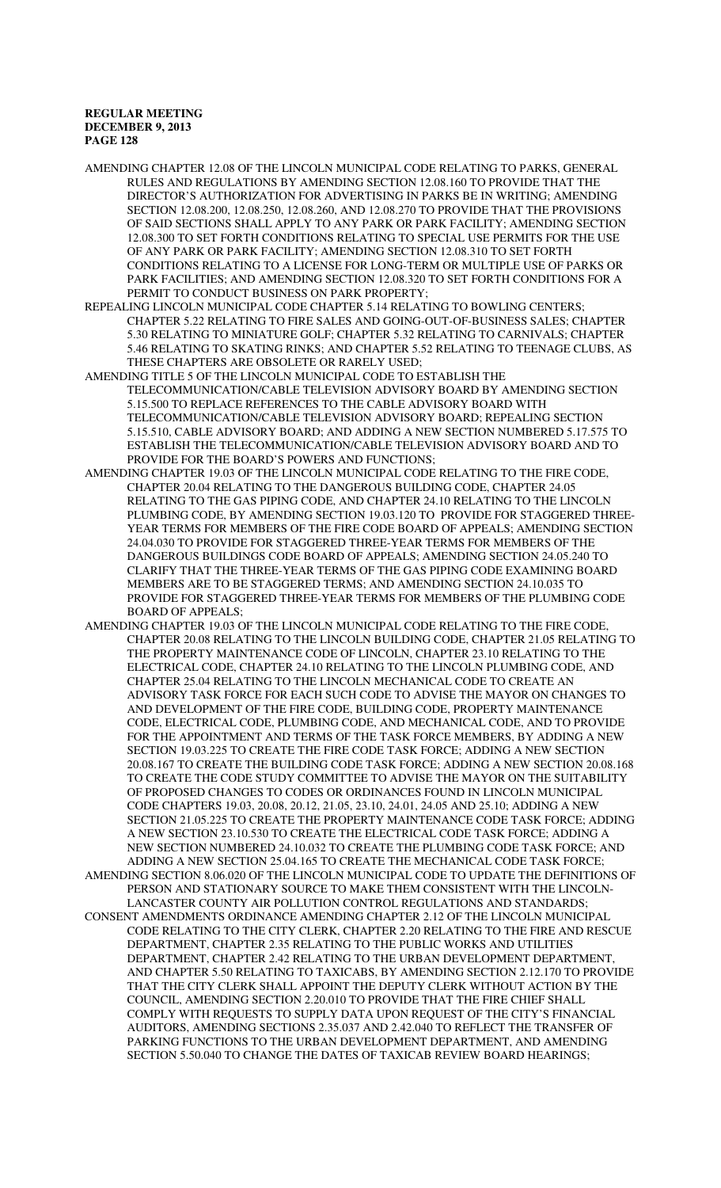AMENDING CHAPTER 12.08 OF THE LINCOLN MUNICIPAL CODE RELATING TO PARKS, GENERAL RULES AND REGULATIONS BY AMENDING SECTION 12.08.160 TO PROVIDE THAT THE DIRECTOR'S AUTHORIZATION FOR ADVERTISING IN PARKS BE IN WRITING; AMENDING SECTION 12.08.200, 12.08.250, 12.08.260, AND 12.08.270 TO PROVIDE THAT THE PROVISIONS OF SAID SECTIONS SHALL APPLY TO ANY PARK OR PARK FACILITY; AMENDING SECTION 12.08.300 TO SET FORTH CONDITIONS RELATING TO SPECIAL USE PERMITS FOR THE USE OF ANY PARK OR PARK FACILITY; AMENDING SECTION 12.08.310 TO SET FORTH CONDITIONS RELATING TO A LICENSE FOR LONG-TERM OR MULTIPLE USE OF PARKS OR PARK FACILITIES; AND AMENDING SECTION 12.08.320 TO SET FORTH CONDITIONS FOR A PERMIT TO CONDUCT BUSINESS ON PARK PROPERTY;

REPEALING LINCOLN MUNICIPAL CODE CHAPTER 5.14 RELATING TO BOWLING CENTERS; CHAPTER 5.22 RELATING TO FIRE SALES AND GOING-OUT-OF-BUSINESS SALES; CHAPTER 5.30 RELATING TO MINIATURE GOLF; CHAPTER 5.32 RELATING TO CARNIVALS; CHAPTER 5.46 RELATING TO SKATING RINKS; AND CHAPTER 5.52 RELATING TO TEENAGE CLUBS, AS THESE CHAPTERS ARE OBSOLETE OR RARELY USED;

AMENDING TITLE 5 OF THE LINCOLN MUNICIPAL CODE TO ESTABLISH THE TELECOMMUNICATION/CABLE TELEVISION ADVISORY BOARD BY AMENDING SECTION 5.15.500 TO REPLACE REFERENCES TO THE CABLE ADVISORY BOARD WITH TELECOMMUNICATION/CABLE TELEVISION ADVISORY BOARD; REPEALING SECTION 5.15.510, CABLE ADVISORY BOARD; AND ADDING A NEW SECTION NUMBERED 5.17.575 TO ESTABLISH THE TELECOMMUNICATION/CABLE TELEVISION ADVISORY BOARD AND TO PROVIDE FOR THE BOARD'S POWERS AND FUNCTIONS;

AMENDING CHAPTER 19.03 OF THE LINCOLN MUNICIPAL CODE RELATING TO THE FIRE CODE, CHAPTER 20.04 RELATING TO THE DANGEROUS BUILDING CODE, CHAPTER 24.05 RELATING TO THE GAS PIPING CODE, AND CHAPTER 24.10 RELATING TO THE LINCOLN PLUMBING CODE, BY AMENDING SECTION 19.03.120 TO PROVIDE FOR STAGGERED THREE-YEAR TERMS FOR MEMBERS OF THE FIRE CODE BOARD OF APPEALS; AMENDING SECTION 24.04.030 TO PROVIDE FOR STAGGERED THREE-YEAR TERMS FOR MEMBERS OF THE DANGEROUS BUILDINGS CODE BOARD OF APPEALS; AMENDING SECTION 24.05.240 TO CLARIFY THAT THE THREE-YEAR TERMS OF THE GAS PIPING CODE EXAMINING BOARD MEMBERS ARE TO BE STAGGERED TERMS; AND AMENDING SECTION 24.10.035 TO PROVIDE FOR STAGGERED THREE-YEAR TERMS FOR MEMBERS OF THE PLUMBING CODE BOARD OF APPEALS;

AMENDING CHAPTER 19.03 OF THE LINCOLN MUNICIPAL CODE RELATING TO THE FIRE CODE, CHAPTER 20.08 RELATING TO THE LINCOLN BUILDING CODE, CHAPTER 21.05 RELATING TO THE PROPERTY MAINTENANCE CODE OF LINCOLN, CHAPTER 23.10 RELATING TO THE ELECTRICAL CODE, CHAPTER 24.10 RELATING TO THE LINCOLN PLUMBING CODE, AND CHAPTER 25.04 RELATING TO THE LINCOLN MECHANICAL CODE TO CREATE AN ADVISORY TASK FORCE FOR EACH SUCH CODE TO ADVISE THE MAYOR ON CHANGES TO AND DEVELOPMENT OF THE FIRE CODE, BUILDING CODE, PROPERTY MAINTENANCE CODE, ELECTRICAL CODE, PLUMBING CODE, AND MECHANICAL CODE, AND TO PROVIDE FOR THE APPOINTMENT AND TERMS OF THE TASK FORCE MEMBERS, BY ADDING A NEW SECTION 19.03.225 TO CREATE THE FIRE CODE TASK FORCE; ADDING A NEW SECTION 20.08.167 TO CREATE THE BUILDING CODE TASK FORCE; ADDING A NEW SECTION 20.08.168 TO CREATE THE CODE STUDY COMMITTEE TO ADVISE THE MAYOR ON THE SUITABILITY OF PROPOSED CHANGES TO CODES OR ORDINANCES FOUND IN LINCOLN MUNICIPAL CODE CHAPTERS 19.03, 20.08, 20.12, 21.05, 23.10, 24.01, 24.05 AND 25.10; ADDING A NEW SECTION 21.05.225 TO CREATE THE PROPERTY MAINTENANCE CODE TASK FORCE; ADDING A NEW SECTION 23.10.530 TO CREATE THE ELECTRICAL CODE TASK FORCE; ADDING A NEW SECTION NUMBERED 24.10.032 TO CREATE THE PLUMBING CODE TASK FORCE; AND ADDING A NEW SECTION 25.04.165 TO CREATE THE MECHANICAL CODE TASK FORCE;

AMENDING SECTION 8.06.020 OF THE LINCOLN MUNICIPAL CODE TO UPDATE THE DEFINITIONS OF PERSON AND STATIONARY SOURCE TO MAKE THEM CONSISTENT WITH THE LINCOLN-LANCASTER COUNTY AIR POLLUTION CONTROL REGULATIONS AND STANDARDS;

CONSENT AMENDMENTS ORDINANCE AMENDING CHAPTER 2.12 OF THE LINCOLN MUNICIPAL CODE RELATING TO THE CITY CLERK, CHAPTER 2.20 RELATING TO THE FIRE AND RESCUE DEPARTMENT, CHAPTER 2.35 RELATING TO THE PUBLIC WORKS AND UTILITIES DEPARTMENT, CHAPTER 2.42 RELATING TO THE URBAN DEVELOPMENT DEPARTMENT, AND CHAPTER 5.50 RELATING TO TAXICABS, BY AMENDING SECTION 2.12.170 TO PROVIDE THAT THE CITY CLERK SHALL APPOINT THE DEPUTY CLERK WITHOUT ACTION BY THE COUNCIL, AMENDING SECTION 2.20.010 TO PROVIDE THAT THE FIRE CHIEF SHALL COMPLY WITH REQUESTS TO SUPPLY DATA UPON REQUEST OF THE CITY'S FINANCIAL AUDITORS, AMENDING SECTIONS 2.35.037 AND 2.42.040 TO REFLECT THE TRANSFER OF PARKING FUNCTIONS TO THE URBAN DEVELOPMENT DEPARTMENT, AND AMENDING SECTION 5.50.040 TO CHANGE THE DATES OF TAXICAB REVIEW BOARD HEARINGS;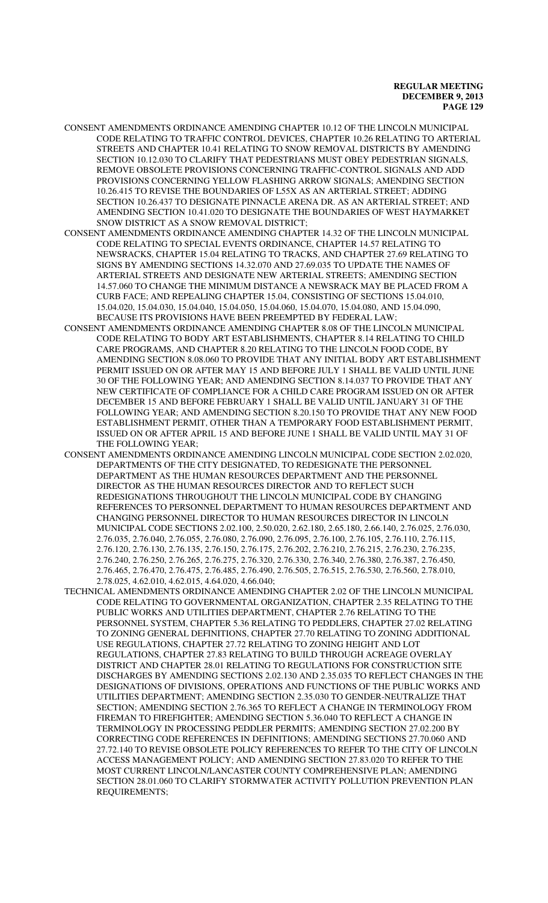CONSENT AMENDMENTS ORDINANCE AMENDING CHAPTER 10.12 OF THE LINCOLN MUNICIPAL CODE RELATING TO TRAFFIC CONTROL DEVICES, CHAPTER 10.26 RELATING TO ARTERIAL STREETS AND CHAPTER 10.41 RELATING TO SNOW REMOVAL DISTRICTS BY AMENDING SECTION 10.12.030 TO CLARIFY THAT PEDESTRIANS MUST OBEY PEDESTRIAN SIGNALS, REMOVE OBSOLETE PROVISIONS CONCERNING TRAFFIC-CONTROL SIGNALS AND ADD PROVISIONS CONCERNING YELLOW FLASHING ARROW SIGNALS; AMENDING SECTION 10.26.415 TO REVISE THE BOUNDARIES OF L55X AS AN ARTERIAL STREET; ADDING SECTION 10.26.437 TO DESIGNATE PINNACLE ARENA DR. AS AN ARTERIAL STREET; AND AMENDING SECTION 10.41.020 TO DESIGNATE THE BOUNDARIES OF WEST HAYMARKET SNOW DISTRICT AS A SNOW REMOVAL DISTRICT;

CONSENT AMENDMENTS ORDINANCE AMENDING CHAPTER 14.32 OF THE LINCOLN MUNICIPAL CODE RELATING TO SPECIAL EVENTS ORDINANCE, CHAPTER 14.57 RELATING TO NEWSRACKS, CHAPTER 15.04 RELATING TO TRACKS, AND CHAPTER 27.69 RELATING TO SIGNS BY AMENDING SECTIONS 14.32.070 AND 27.69.035 TO UPDATE THE NAMES OF ARTERIAL STREETS AND DESIGNATE NEW ARTERIAL STREETS; AMENDING SECTION 14.57.060 TO CHANGE THE MINIMUM DISTANCE A NEWSRACK MAY BE PLACED FROM A CURB FACE; AND REPEALING CHAPTER 15.04, CONSISTING OF SECTIONS 15.04.010, 15.04.020, 15.04.030, 15.04.040, 15.04.050, 15.04.060, 15.04.070, 15.04.080, AND 15.04.090, BECAUSE ITS PROVISIONS HAVE BEEN PREEMPTED BY FEDERAL LAW;

CONSENT AMENDMENTS ORDINANCE AMENDING CHAPTER 8.08 OF THE LINCOLN MUNICIPAL CODE RELATING TO BODY ART ESTABLISHMENTS, CHAPTER 8.14 RELATING TO CHILD CARE PROGRAMS, AND CHAPTER 8.20 RELATING TO THE LINCOLN FOOD CODE, BY AMENDING SECTION 8.08.060 TO PROVIDE THAT ANY INITIAL BODY ART ESTABLISHMENT PERMIT ISSUED ON OR AFTER MAY 15 AND BEFORE JULY 1 SHALL BE VALID UNTIL JUNE 30 OF THE FOLLOWING YEAR; AND AMENDING SECTION 8.14.037 TO PROVIDE THAT ANY NEW CERTIFICATE OF COMPLIANCE FOR A CHILD CARE PROGRAM ISSUED ON OR AFTER DECEMBER 15 AND BEFORE FEBRUARY 1 SHALL BE VALID UNTIL JANUARY 31 OF THE FOLLOWING YEAR; AND AMENDING SECTION 8.20.150 TO PROVIDE THAT ANY NEW FOOD ESTABLISHMENT PERMIT, OTHER THAN A TEMPORARY FOOD ESTABLISHMENT PERMIT, ISSUED ON OR AFTER APRIL 15 AND BEFORE JUNE 1 SHALL BE VALID UNTIL MAY 31 OF THE FOLLOWING YEAR;

CONSENT AMENDMENTS ORDINANCE AMENDING LINCOLN MUNICIPAL CODE SECTION 2.02.020, DEPARTMENTS OF THE CITY DESIGNATED, TO REDESIGNATE THE PERSONNEL DEPARTMENT AS THE HUMAN RESOURCES DEPARTMENT AND THE PERSONNEL DIRECTOR AS THE HUMAN RESOURCES DIRECTOR AND TO REFLECT SUCH REDESIGNATIONS THROUGHOUT THE LINCOLN MUNICIPAL CODE BY CHANGING REFERENCES TO PERSONNEL DEPARTMENT TO HUMAN RESOURCES DEPARTMENT AND CHANGING PERSONNEL DIRECTOR TO HUMAN RESOURCES DIRECTOR IN LINCOLN MUNICIPAL CODE SECTIONS 2.02.100, 2.50.020, 2.62.180, 2.65.180, 2.66.140, 2.76.025, 2.76.030, 2.76.035, 2.76.040, 2.76.055, 2.76.080, 2.76.090, 2.76.095, 2.76.100, 2.76.105, 2.76.110, 2.76.115, 2.76.120, 2.76.130, 2.76.135, 2.76.150, 2.76.175, 2.76.202, 2.76.210, 2.76.215, 2.76.230, 2.76.235, 2.76.240, 2.76.250, 2.76.265, 2.76.275, 2.76.320, 2.76.330, 2.76.340, 2.76.380, 2.76.387, 2.76.450, 2.76.465, 2.76.470, 2.76.475, 2.76.485, 2.76.490, 2.76.505, 2.76.515, 2.76.530, 2.76.560, 2.78.010, 2.78.025, 4.62.010, 4.62.015, 4.64.020, 4.66.040;

TECHNICAL AMENDMENTS ORDINANCE AMENDING CHAPTER 2.02 OF THE LINCOLN MUNICIPAL CODE RELATING TO GOVERNMENTAL ORGANIZATION, CHAPTER 2.35 RELATING TO THE PUBLIC WORKS AND UTILITIES DEPARTMENT, CHAPTER 2.76 RELATING TO THE PERSONNEL SYSTEM, CHAPTER 5.36 RELATING TO PEDDLERS, CHAPTER 27.02 RELATING TO ZONING GENERAL DEFINITIONS, CHAPTER 27.70 RELATING TO ZONING ADDITIONAL USE REGULATIONS, CHAPTER 27.72 RELATING TO ZONING HEIGHT AND LOT REGULATIONS, CHAPTER 27.83 RELATING TO BUILD THROUGH ACREAGE OVERLAY DISTRICT AND CHAPTER 28.01 RELATING TO REGULATIONS FOR CONSTRUCTION SITE DISCHARGES BY AMENDING SECTIONS 2.02.130 AND 2.35.035 TO REFLECT CHANGES IN THE DESIGNATIONS OF DIVISIONS, OPERATIONS AND FUNCTIONS OF THE PUBLIC WORKS AND UTILITIES DEPARTMENT; AMENDING SECTION 2.35.030 TO GENDER-NEUTRALIZE THAT SECTION; AMENDING SECTION 2.76.365 TO REFLECT A CHANGE IN TERMINOLOGY FROM FIREMAN TO FIREFIGHTER; AMENDING SECTION 5.36.040 TO REFLECT A CHANGE IN TERMINOLOGY IN PROCESSING PEDDLER PERMITS; AMENDING SECTION 27.02.200 BY CORRECTING CODE REFERENCES IN DEFINITIONS; AMENDING SECTIONS 27.70.060 AND 27.72.140 TO REVISE OBSOLETE POLICY REFERENCES TO REFER TO THE CITY OF LINCOLN ACCESS MANAGEMENT POLICY; AND AMENDING SECTION 27.83.020 TO REFER TO THE MOST CURRENT LINCOLN/LANCASTER COUNTY COMPREHENSIVE PLAN; AMENDING SECTION 28.01.060 TO CLARIFY STORMWATER ACTIVITY POLLUTION PREVENTION PLAN REQUIREMENTS;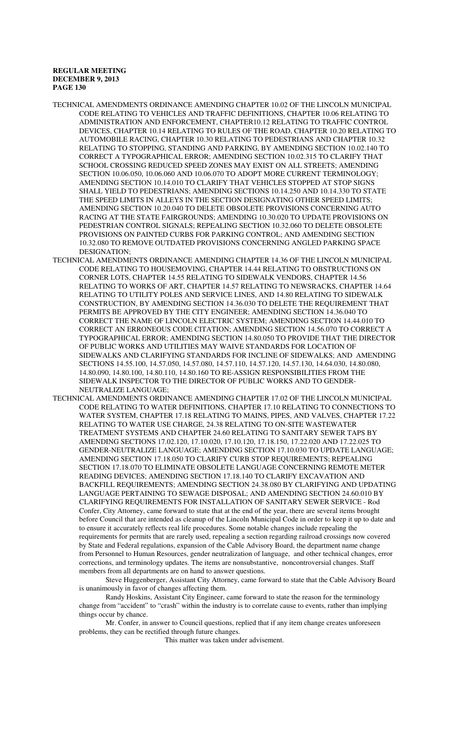TECHNICAL AMENDMENTS ORDINANCE AMENDING CHAPTER 10.02 OF THE LINCOLN MUNICIPAL CODE RELATING TO VEHICLES AND TRAFFIC DEFINITIONS, CHAPTER 10.06 RELATING TO ADMINISTRATION AND ENFORCEMENT, CHAPTER10.12 RELATING TO TRAFFIC CONTROL DEVICES, CHAPTER 10.14 RELATING TO RULES OF THE ROAD, CHAPTER 10.20 RELATING TO AUTOMOBILE RACING, CHAPTER 10.30 RELATING TO PEDESTRIANS AND CHAPTER 10.32 RELATING TO STOPPING, STANDING AND PARKING, BY AMENDING SECTION 10.02.140 TO CORRECT A TYPOGRAPHICAL ERROR; AMENDING SECTION 10.02.315 TO CLARIFY THAT SCHOOL CROSSING REDUCED SPEED ZONES MAY EXIST ON ALL STREETS; AMENDING SECTION 10.06.050, 10.06.060 AND 10.06.070 TO ADOPT MORE CURRENT TERMINOLOGY; AMENDING SECTION 10.14.010 TO CLARIFY THAT VEHICLES STOPPED AT STOP SIGNS SHALL YIELD TO PEDESTRIANS; AMENDING SECTIONS 10.14.250 AND 10.14.330 TO STATE THE SPEED LIMITS IN ALLEYS IN THE SECTION DESIGNATING OTHER SPEED LIMITS; AMENDING SECTION 10.20.040 TO DELETE OBSOLETE PROVISIONS CONCERNING AUTO RACING AT THE STATE FAIRGROUNDS; AMENDING 10.30.020 TO UPDATE PROVISIONS ON PEDESTRIAN CONTROL SIGNALS; REPEALING SECTION 10.32.060 TO DELETE OBSOLETE PROVISIONS ON PAINTED CURBS FOR PARKING CONTROL; AND AMENDING SECTION 10.32.080 TO REMOVE OUTDATED PROVISIONS CONCERNING ANGLED PARKING SPACE DESIGNATION;

TECHNICAL AMENDMENTS ORDINANCE AMENDING CHAPTER 14.36 OF THE LINCOLN MUNICIPAL CODE RELATING TO HOUSEMOVING, CHAPTER 14.44 RELATING TO OBSTRUCTIONS ON CORNER LOTS, CHAPTER 14.55 RELATING TO SIDEWALK VENDORS, CHAPTER 14.56 RELATING TO WORKS OF ART, CHAPTER 14.57 RELATING TO NEWSRACKS, CHAPTER 14.64 RELATING TO UTILITY POLES AND SERVICE LINES, AND 14.80 RELATING TO SIDEWALK CONSTRUCTION, BY AMENDING SECTION 14.36.030 TO DELETE THE REQUIREMENT THAT PERMITS BE APPROVED BY THE CITY ENGINEER; AMENDING SECTION 14.36.040 TO CORRECT THE NAME OF LINCOLN ELECTRIC SYSTEM; AMENDING SECTION 14.44.010 TO CORRECT AN ERRONEOUS CODE CITATION; AMENDING SECTION 14.56.070 TO CORRECT A TYPOGRAPHICAL ERROR; AMENDING SECTION 14.80.050 TO PROVIDE THAT THE DIRECTOR OF PUBLIC WORKS AND UTILITIES MAY WAIVE STANDARDS FOR LOCATION OF SIDEWALKS AND CLARIFYING STANDARDS FOR INCLINE OF SIDEWALKS; AND AMENDING SECTIONS 14.55.100, 14.57.050, 14.57.080, 14.57.110, 14.57.120, 14.57.130, 14.64.030, 14.80.080, 14.80.090, 14.80.100, 14.80.110, 14.80.160 TO RE-ASSIGN RESPONSIBILITIES FROM THE SIDEWALK INSPECTOR TO THE DIRECTOR OF PUBLIC WORKS AND TO GENDER-NEUTRALIZE LANGUAGE;

TECHNICAL AMENDMENTS ORDINANCE AMENDING CHAPTER 17.02 OF THE LINCOLN MUNICIPAL CODE RELATING TO WATER DEFINITIONS, CHAPTER 17.10 RELATING TO CONNECTIONS TO WATER SYSTEM, CHAPTER 17.18 RELATING TO MAINS, PIPES, AND VALVES, CHAPTER 17.22 RELATING TO WATER USE CHARGE, 24.38 RELATING TO ON-SITE WASTEWATER TREATMENT SYSTEMS AND CHAPTER 24.60 RELATING TO SANITARY SEWER TAPS BY AMENDING SECTIONS 17.02.120, 17.10.020, 17.10.120, 17.18.150, 17.22.020 AND 17.22.025 TO GENDER-NEUTRALIZE LANGUAGE; AMENDING SECTION 17.10.030 TO UPDATE LANGUAGE; AMENDING SECTION 17.18.050 TO CLARIFY CURB STOP REQUIREMENTS; REPEALING SECTION 17.18.070 TO ELIMINATE OBSOLETE LANGUAGE CONCERNING REMOTE METER READING DEVICES; AMENDING SECTION 17.18.140 TO CLARIFY EXCAVATION AND BACKFILL REQUIREMENTS; AMENDING SECTION 24.38.080 BY CLARIFYING AND UPDATING LANGUAGE PERTAINING TO SEWAGE DISPOSAL; AND AMENDING SECTION 24.60.010 BY CLARIFYING REQUIREMENTS FOR INSTALLATION OF SANITARY SEWER SERVICE - Rod Confer, City Attorney, came forward to state that at the end of the year, there are several items brought before Council that are intended as cleanup of the Lincoln Municipal Code in order to keep it up to date and to ensure it accurately reflects real life procedures. Some notable changes include repealing the requirements for permits that are rarely used, repealing a section regarding railroad crossings now covered by State and Federal regulations, expansion of the Cable Advisory Board, the department name change from Personnel to Human Resources, gender neutralization of language, and other technical changes, error corrections, and terminology updates. The items are nonsubstantive, noncontroversial changes. Staff members from all departments are on hand to answer questions.

Steve Huggenberger, Assistant City Attorney, came forward to state that the Cable Advisory Board is unanimously in favor of changes affecting them.

Randy Hoskins, Assistant City Engineer, came forward to state the reason for the terminology change from "accident" to "crash" within the industry is to correlate cause to events, rather than implying things occur by chance.

Mr. Confer, in answer to Council questions, replied that if any item change creates unforeseen problems, they can be rectified through future changes.

This matter was taken under advisement.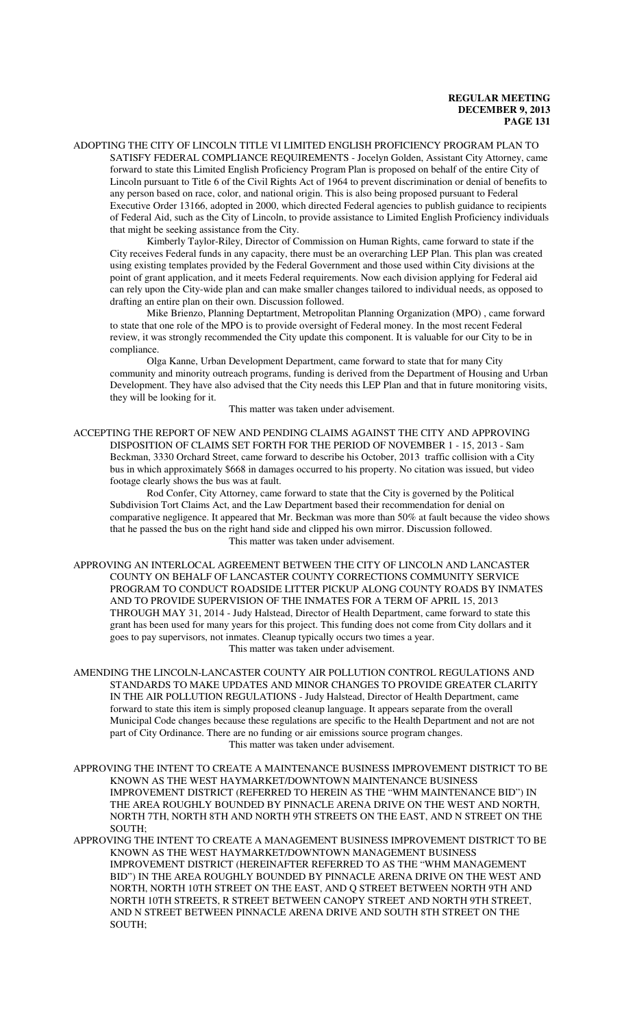ADOPTING THE CITY OF LINCOLN TITLE VI LIMITED ENGLISH PROFICIENCY PROGRAM PLAN TO SATISFY FEDERAL COMPLIANCE REQUIREMENTS - Jocelyn Golden, Assistant City Attorney, came forward to state this Limited English Proficiency Program Plan is proposed on behalf of the entire City of Lincoln pursuant to Title 6 of the Civil Rights Act of 1964 to prevent discrimination or denial of benefits to any person based on race, color, and national origin. This is also being proposed pursuant to Federal Executive Order 13166, adopted in 2000, which directed Federal agencies to publish guidance to recipients of Federal Aid, such as the City of Lincoln, to provide assistance to Limited English Proficiency individuals that might be seeking assistance from the City.

Kimberly Taylor-Riley, Director of Commission on Human Rights, came forward to state if the City receives Federal funds in any capacity, there must be an overarching LEP Plan. This plan was created using existing templates provided by the Federal Government and those used within City divisions at the point of grant application, and it meets Federal requirements. Now each division applying for Federal aid can rely upon the City-wide plan and can make smaller changes tailored to individual needs, as opposed to drafting an entire plan on their own. Discussion followed.

Mike Brienzo, Planning Deptartment, Metropolitan Planning Organization (MPO) , came forward to state that one role of the MPO is to provide oversight of Federal money. In the most recent Federal review, it was strongly recommended the City update this component. It is valuable for our City to be in compliance.

Olga Kanne, Urban Development Department, came forward to state that for many City community and minority outreach programs, funding is derived from the Department of Housing and Urban Development. They have also advised that the City needs this LEP Plan and that in future monitoring visits, they will be looking for it.

This matter was taken under advisement.

ACCEPTING THE REPORT OF NEW AND PENDING CLAIMS AGAINST THE CITY AND APPROVING DISPOSITION OF CLAIMS SET FORTH FOR THE PERIOD OF NOVEMBER 1 - 15, 2013 - Sam Beckman, 3330 Orchard Street, came forward to describe his October, 2013 traffic collision with a City bus in which approximately $668 in damages occurred to his property. No citation was issued, but video footage clearly shows the bus was at fault.

Rod Confer, City Attorney, came forward to state that the City is governed by the Political Subdivision Tort Claims Act, and the Law Department based their recommendation for denial on comparative negligence. It appeared that Mr. Beckman was more than 50% at fault because the video shows that he passed the bus on the right hand side and clipped his own mirror. Discussion followed.

This matter was taken under advisement.

APPROVING AN INTERLOCAL AGREEMENT BETWEEN THE CITY OF LINCOLN AND LANCASTER COUNTY ON BEHALF OF LANCASTER COUNTY CORRECTIONS COMMUNITY SERVICE PROGRAM TO CONDUCT ROADSIDE LITTER PICKUP ALONG COUNTY ROADS BY INMATES AND TO PROVIDE SUPERVISION OF THE INMATES FOR A TERM OF APRIL 15, 2013 THROUGH MAY 31, 2014 - Judy Halstead, Director of Health Department, came forward to state this grant has been used for many years for this project. This funding does not come from City dollars and it goes to pay supervisors, not inmates. Cleanup typically occurs two times a year.

This matter was taken under advisement.

AMENDING THE LINCOLN-LANCASTER COUNTY AIR POLLUTION CONTROL REGULATIONS AND STANDARDS TO MAKE UPDATES AND MINOR CHANGES TO PROVIDE GREATER CLARITY IN THE AIR POLLUTION REGULATIONS - Judy Halstead, Director of Health Department, came forward to state this item is simply proposed cleanup language. It appears separate from the overall Municipal Code changes because these regulations are specific to the Health Department and not are not part of City Ordinance. There are no funding or air emissions source program changes.

This matter was taken under advisement.

APPROVING THE INTENT TO CREATE A MAINTENANCE BUSINESS IMPROVEMENT DISTRICT TO BE KNOWN AS THE WEST HAYMARKET/DOWNTOWN MAINTENANCE BUSINESS IMPROVEMENT DISTRICT (REFERRED TO HEREIN AS THE "WHM MAINTENANCE BID") IN THE AREA ROUGHLY BOUNDED BY PINNACLE ARENA DRIVE ON THE WEST AND NORTH, NORTH 7TH, NORTH 8TH AND NORTH 9TH STREETS ON THE EAST, AND N STREET ON THE SOUTH;

APPROVING THE INTENT TO CREATE A MANAGEMENT BUSINESS IMPROVEMENT DISTRICT TO BE KNOWN AS THE WEST HAYMARKET/DOWNTOWN MANAGEMENT BUSINESS IMPROVEMENT DISTRICT (HEREINAFTER REFERRED TO AS THE "WHM MANAGEMENT BID") IN THE AREA ROUGHLY BOUNDED BY PINNACLE ARENA DRIVE ON THE WEST AND NORTH, NORTH 10TH STREET ON THE EAST, AND Q STREET BETWEEN NORTH 9TH AND NORTH 10TH STREETS, R STREET BETWEEN CANOPY STREET AND NORTH 9TH STREET, AND N STREET BETWEEN PINNACLE ARENA DRIVE AND SOUTH 8TH STREET ON THE SOUTH;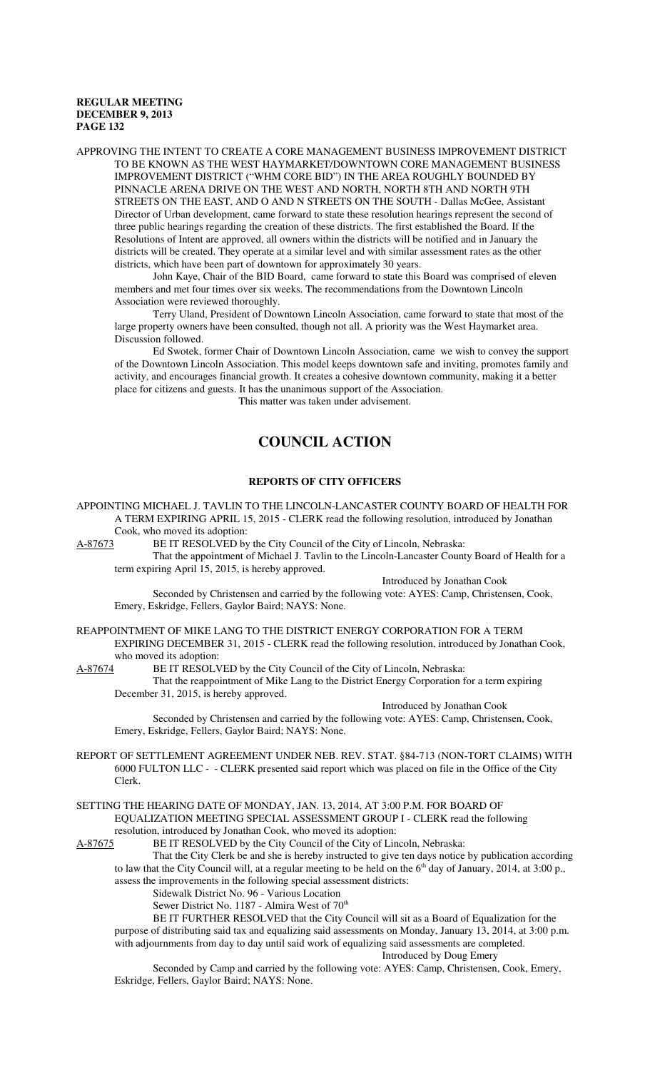APPROVING THE INTENT TO CREATE A CORE MANAGEMENT BUSINESS IMPROVEMENT DISTRICT TO BE KNOWN AS THE WEST HAYMARKET/DOWNTOWN CORE MANAGEMENT BUSINESS IMPROVEMENT DISTRICT ("WHM CORE BID") IN THE AREA ROUGHLY BOUNDED BY PINNACLE ARENA DRIVE ON THE WEST AND NORTH, NORTH 8TH AND NORTH 9TH STREETS ON THE EAST, AND O AND N STREETS ON THE SOUTH - Dallas McGee, Assistant Director of Urban development, came forward to state these resolution hearings represent the second of three public hearings regarding the creation of these districts. The first established the Board. If the Resolutions of Intent are approved, all owners within the districts will be notified and in January the districts will be created. They operate at a similar level and with similar assessment rates as the other districts, which have been part of downtown for approximately 30 years.

John Kaye, Chair of the BID Board, came forward to state this Board was comprised of eleven members and met four times over six weeks. The recommendations from the Downtown Lincoln Association were reviewed thoroughly.

Terry Uland, President of Downtown Lincoln Association, came forward to state that most of the large property owners have been consulted, though not all. A priority was the West Haymarket area. Discussion followed.

Ed Swotek, former Chair of Downtown Lincoln Association, came we wish to convey the support of the Downtown Lincoln Association. This model keeps downtown safe and inviting, promotes family and activity, and encourages financial growth. It creates a cohesive downtown community, making it a better place for citizens and guests. It has the unanimous support of the Association.

This matter was taken under advisement.

# COUNCIL ACTION

## REPORTS OF CITY OFFICERS

APPOINTING MICHAEL J. TAVLIN TO THE LINCOLN-LANCASTER COUNTY BOARD OF HEALTH FOR A TERM EXPIRING APRIL 15, 2015 - CLERK read the following resolution, introduced by Jonathan Cook, who moved its adoption:

A-87673 BE IT RESOLVED by the City Council of the City of Lincoln, Nebraska:

That the appointment of Michael J. Tavlin to the Lincoln-Lancaster County Board of Health for a term expiring April 15, 2015, is hereby approved.

Introduced by Jonathan Cook

Seconded by Christensen and carried by the following vote: AYES: Camp, Christensen, Cook, Emery, Eskridge, Fellers, Gaylor Baird; NAYS: None.

REAPPOINTMENT OF MIKE LANG TO THE DISTRICT ENERGY CORPORATION FOR A TERM EXPIRING DECEMBER 31, 2015 - CLERK read the following resolution, introduced by Jonathan Cook, who moved its adoption:

A-87674 BE IT RESOLVED by the City Council of the City of Lincoln, Nebraska:

That the reappointment of Mike Lang to the District Energy Corporation for a term expiring December 31, 2015, is hereby approved.

Introduced by Jonathan Cook

Seconded by Christensen and carried by the following vote: AYES: Camp, Christensen, Cook, Emery, Eskridge, Fellers, Gaylor Baird; NAYS: None.

REPORT OF SETTLEMENT AGREEMENT UNDER NEB. REV. STAT. §84-713 (NON-TORT CLAIMS) WITH 6000 FULTON LLC - - CLERK presented said report which was placed on file in the Office of the City Clerk.

SETTING THE HEARING DATE OF MONDAY, JAN. 13, 2014, AT 3:00 P.M. FOR BOARD OF EQUALIZATION MEETING SPECIAL ASSESSMENT GROUP I - CLERK read the following resolution, introduced by Jonathan Cook, who moved its adoption:

A-87675 BE IT RESOLVED by the City Council of the City of Lincoln, Nebraska:

That the City Clerk be and she is hereby instructed to give ten days notice by publication according to law that the City Council will, at a regular meeting to be held on the 6th day of January, 2014, at 3:00 p., assess the improvements in the following special assessment districts:

Sidewalk District No. 96 - Various Location

Sewer District No. 1187 - Almira West of 70th

BE IT FURTHER RESOLVED that the City Council will sit as a Board of Equalization for the purpose of distributing said tax and equalizing said assessments on Monday, January 13, 2014, at 3:00 p.m. with adjournments from day to day until said work of equalizing said assessments are completed.

Introduced by Doug Emery

Seconded by Camp and carried by the following vote: AYES: Camp, Christensen, Cook, Emery, Eskridge, Fellers, Gaylor Baird; NAYS: None.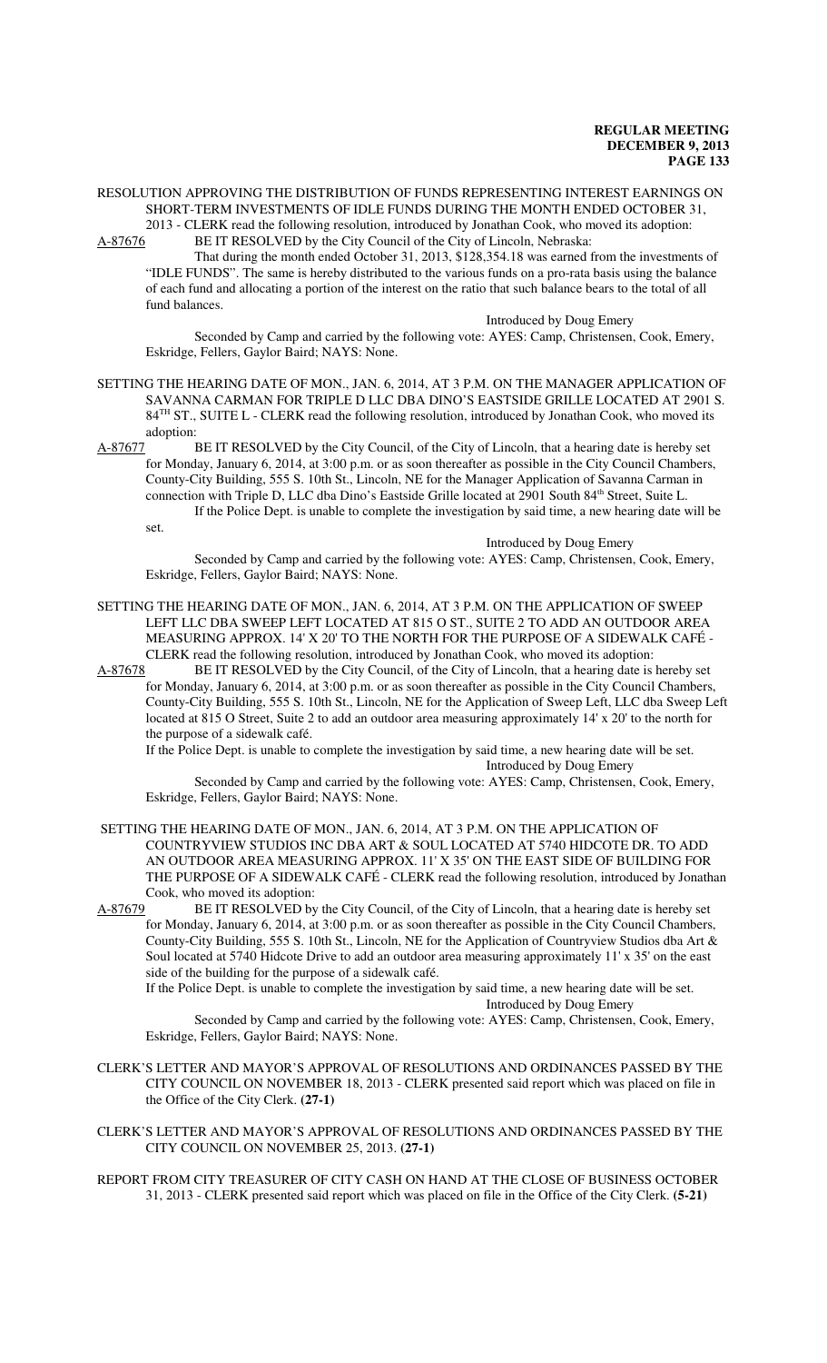RESOLUTION APPROVING THE DISTRIBUTION OF FUNDS REPRESENTING INTEREST EARNINGS ON SHORT-TERM INVESTMENTS OF IDLE FUNDS DURING THE MONTH ENDED OCTOBER 31, 2013 - CLERK read the following resolution, introduced by Jonathan Cook, who moved its adoption:

A-87676 BE IT RESOLVED by the City Council of the City of Lincoln, Nebraska:

That during the month ended October 31, 2013, $128,354.18 was earned from the investments of "IDLE FUNDS". The same is hereby distributed to the various funds on a pro-rata basis using the balance of each fund and allocating a portion of the interest on the ratio that such balance bears to the total of all fund balances.

Introduced by Doug Emery

Seconded by Camp and carried by the following vote: AYES: Camp, Christensen, Cook, Emery, Eskridge, Fellers, Gaylor Baird; NAYS: None.

SETTING THE HEARING DATE OF MON., JAN. 6, 2014, AT 3 P.M. ON THE MANAGER APPLICATION OF SAVANNA CARMAN FOR TRIPLE D LLC DBA DINO'S EASTSIDE GRILLE LOCATED AT 2901 S. 84TH ST., SUITE L - CLERK read the following resolution, introduced by Jonathan Cook, who moved its adoption:

A-87677 BE IT RESOLVED by the City Council, of the City of Lincoln, that a hearing date is hereby set for Monday, January 6, 2014, at 3:00 p.m. or as soon thereafter as possible in the City Council Chambers, County-City Building, 555 S. 10th St., Lincoln, NE for the Manager Application of Savanna Carman in connection with Triple D, LLC dba Dino's Eastside Grille located at 2901 South 84th Street, Suite L.

If the Police Dept. is unable to complete the investigation by said time, a new hearing date will be set.

Introduced by Doug Emery

Seconded by Camp and carried by the following vote: AYES: Camp, Christensen, Cook, Emery, Eskridge, Fellers, Gaylor Baird; NAYS: None.

SETTING THE HEARING DATE OF MON., JAN. 6, 2014, AT 3 P.M. ON THE APPLICATION OF SWEEP LEFT LLC DBA SWEEP LEFT LOCATED AT 815 O ST., SUITE 2 TO ADD AN OUTDOOR AREA MEASURING APPROX. 14' X 20' TO THE NORTH FOR THE PURPOSE OF A SIDEWALK CAFÉ - CLERK read the following resolution, introduced by Jonathan Cook, who moved its adoption:

A-87678 BE IT RESOLVED by the City Council, of the City of Lincoln, that a hearing date is hereby set for Monday, January 6, 2014, at 3:00 p.m. or as soon thereafter as possible in the City Council Chambers, County-City Building, 555 S. 10th St., Lincoln, NE for the Application of Sweep Left, LLC dba Sweep Left located at 815 O Street, Suite 2 to add an outdoor area measuring approximately 14' x 20' to the north for the purpose of a sidewalk café.

If the Police Dept. is unable to complete the investigation by said time, a new hearing date will be set.

Introduced by Doug Emery

Seconded by Camp and carried by the following vote: AYES: Camp, Christensen, Cook, Emery, Eskridge, Fellers, Gaylor Baird; NAYS: None.

SETTING THE HEARING DATE OF MON., JAN. 6, 2014, AT 3 P.M. ON THE APPLICATION OF COUNTRYVIEW STUDIOS INC DBA ART & SOUL LOCATED AT 5740 HIDCOTE DR. TO ADD AN OUTDOOR AREA MEASURING APPROX. 11' X 35' ON THE EAST SIDE OF BUILDING FOR THE PURPOSE OF A SIDEWALK CAFÉ - CLERK read the following resolution, introduced by Jonathan Cook, who moved its adoption:

A-87679 BE IT RESOLVED by the City Council, of the City of Lincoln, that a hearing date is hereby set for Monday, January 6, 2014, at 3:00 p.m. or as soon thereafter as possible in the City Council Chambers, County-City Building, 555 S. 10th St., Lincoln, NE for the Application of Countryview Studios dba Art & Soul located at 5740 Hidcote Drive to add an outdoor area measuring approximately 11' x 35' on the east side of the building for the purpose of a sidewalk café.

If the Police Dept. is unable to complete the investigation by said time, a new hearing date will be set.

Introduced by Doug Emery

Seconded by Camp and carried by the following vote: AYES: Camp, Christensen, Cook, Emery, Eskridge, Fellers, Gaylor Baird; NAYS: None.

CLERK'S LETTER AND MAYOR'S APPROVAL OF RESOLUTIONS AND ORDINANCES PASSED BY THE CITY COUNCIL ON NOVEMBER 18, 2013 - CLERK presented said report which was placed on file in the Office of the City Clerk. **(27-1)**

CLERK'S LETTER AND MAYOR'S APPROVAL OF RESOLUTIONS AND ORDINANCES PASSED BY THE CITY COUNCIL ON NOVEMBER 25, 2013. **(27-1)**

REPORT FROM CITY TREASURER OF CITY CASH ON HAND AT THE CLOSE OF BUSINESS OCTOBER 31, 2013 - CLERK presented said report which was placed on file in the Office of the City Clerk. **(5-21)**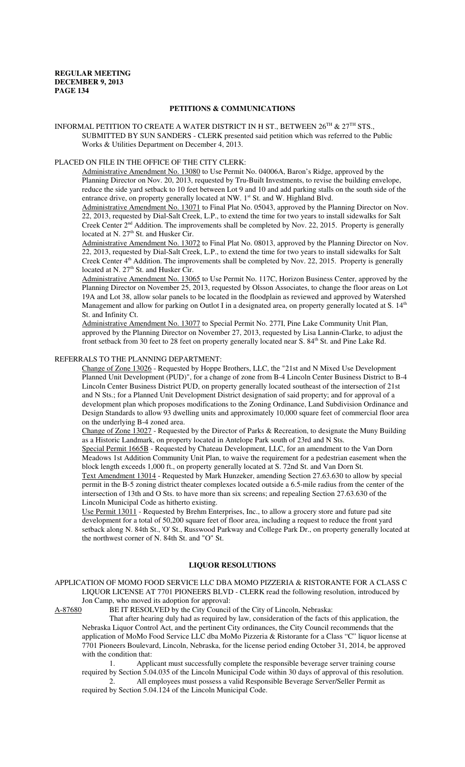## PETITIONS & COMMUNICATIONS

INFORMAL PETITION TO CREATE A WATER DISTRICT IN H ST., BETWEEN 26TH & 27TH STS., SUBMITTED BY SUN SANDERS - CLERK presented said petition which was referred to the Public Works & Utilities Department on December 4, 2013.

PLACED ON FILE IN THE OFFICE OF THE CITY CLERK:

Administrative Amendment No. 13080 to Use Permit No. 04006A, Baron's Ridge, approved by the Planning Director on Nov. 20, 2013, requested by Tru-Built Investments, to revise the building envelope, reduce the side yard setback to 10 feet between Lot 9 and 10 and add parking stalls on the south side of the entrance drive, on property generally located at NW. 1st St. and W. Highland Blvd.

Administrative Amendment No. 13071 to Final Plat No. 05043, approved by the Planning Director on Nov. 22, 2013, requested by Dial-Salt Creek, L.P., to extend the time for two years to install sidewalks for Salt Creek Center 2nd Addition. The improvements shall be completed by Nov. 22, 2015. Property is generally located at N. 27th St. and Husker Cir.

Administrative Amendment No. 13072 to Final Plat No. 08013, approved by the Planning Director on Nov. 22, 2013, requested by Dial-Salt Creek, L.P., to extend the time for two years to install sidewalks for Salt Creek Center 4th Addition. The improvements shall be completed by Nov. 22, 2015. Property is generally located at N. 27th St. and Husker Cir.

Administrative Amendment No. 13065 to Use Permit No. 117C, Horizon Business Center, approved by the Planning Director on November 25, 2013, requested by Olsson Associates, to change the floor areas on Lot 19A and Lot 38, allow solar panels to be located in the floodplain as reviewed and approved by Watershed Management and allow for parking on Outlot I in a designated area, on property generally located at S. 14th St. and Infinity Ct.

Administrative Amendment No. 13077 to Special Permit No. 277I, Pine Lake Community Unit Plan, approved by the Planning Director on November 27, 2013, requested by Lisa Lannin-Clarke, to adjust the front setback from 30 feet to 28 feet on property generally located near S. 84th St. and Pine Lake Rd.

REFERRALS TO THE PLANNING DEPARTMENT:

Change of Zone 13026 - Requested by Hoppe Brothers, LLC, the "21st and N Mixed Use Development Planned Unit Development (PUD)", for a change of zone from B-4 Lincoln Center Business District to B-4 Lincoln Center Business District PUD, on property generally located southeast of the intersection of 21st and N Sts.; for a Planned Unit Development District designation of said property; and for approval of a development plan which proposes modifications to the Zoning Ordinance, Land Subdivision Ordinance and Design Standards to allow 93 dwelling units and approximately 10,000 square feet of commercial floor area on the underlying B-4 zoned area.

Change of Zone 13027 - Requested by the Director of Parks & Recreation, to designate the Muny Building as a Historic Landmark, on property located in Antelope Park south of 23rd and N Sts.

Special Permit 1665B - Requested by Chateau Development, LLC, for an amendment to the Van Dorn Meadows 1st Addition Community Unit Plan, to waive the requirement for a pedestrian easement when the block length exceeds 1,000 ft., on property generally located at S. 72nd St. and Van Dorn St.

Text Amendment 13014 - Requested by Mark Hunzeker, amending Section 27.63.630 to allow by special permit in the B-5 zoning district theater complexes located outside a 6.5-mile radius from the center of the intersection of 13th and O Sts. to have more than six screens; and repealing Section 27.63.630 of the Lincoln Municipal Code as hitherto existing.

Use Permit 13011 - Requested by Brehm Enterprises, Inc., to allow a grocery store and future pad site development for a total of 50,200 square feet of floor area, including a request to reduce the front yard setback along N. 84th St., 'O' St., Russwood Parkway and College Park Dr., on property generally located at the northwest corner of N. 84th St. and "O" St.

## LIQUOR RESOLUTIONS

APPLICATION OF MOMO FOOD SERVICE LLC DBA MOMO PIZZERIA & RISTORANTE FOR A CLASS C LIQUOR LICENSE AT 7701 PIONEERS BLVD - CLERK read the following resolution, introduced by Jon Camp, who moved its adoption for approval:

A-87680 BE IT RESOLVED by the City Council of the City of Lincoln, Nebraska:

That after hearing duly had as required by law, consideration of the facts of this application, the Nebraska Liquor Control Act, and the pertinent City ordinances, the City Council recommends that the application of MoMo Food Service LLC dba MoMo Pizzeria & Ristorante for a Class "C" liquor license at 7701 Pioneers Boulevard, Lincoln, Nebraska, for the license period ending October 31, 2014, be approved with the condition that:

1. Applicant must successfully complete the responsible beverage server training course required by Section 5.04.035 of the Lincoln Municipal Code within 30 days of approval of this resolution.
2. All employees must possess a valid Responsible Beverage Server/Seller Permit as required by Section 5.04.124 of the Lincoln Municipal Code.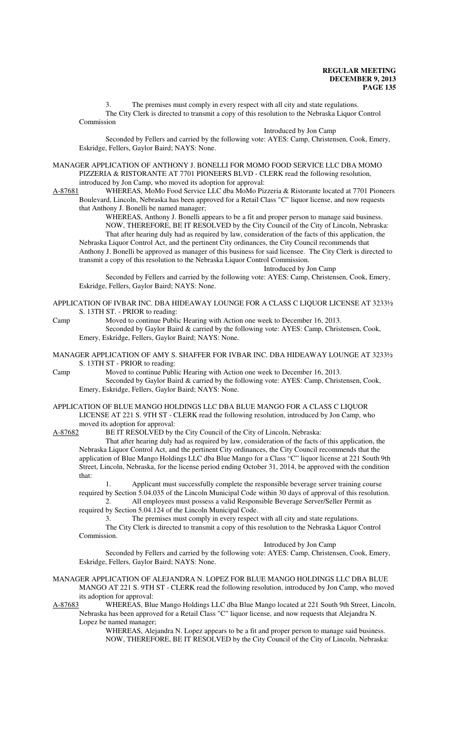3. The premises must comply in every respect with all city and state regulations.

The City Clerk is directed to transmit a copy of this resolution to the Nebraska Liquor Control Commission

Introduced by Jon Camp

Seconded by Fellers and carried by the following vote: AYES: Camp, Christensen, Cook, Emery, Eskridge, Fellers, Gaylor Baird; NAYS: None.

MANAGER APPLICATION OF ANTHONY J. BONELLI FOR MOMO FOOD SERVICE LLC DBA MOMO PIZZERIA & RISTORANTE AT 7701 PIONEERS BLVD - CLERK read the following resolution, introduced by Jon Camp, who moved its adoption for approval:

A-87681 WHEREAS, MoMo Food Service LLC dba MoMo Pizzeria & Ristorante located at 7701 Pioneers Boulevard, Lincoln, Nebraska has been approved for a Retail Class "C" liquor license, and now requests that Anthony J. Bonelli be named manager;

WHEREAS, Anthony J. Bonelli appears to be a fit and proper person to manage said business.

NOW, THEREFORE, BE IT RESOLVED by the City Council of the City of Lincoln, Nebraska:

That after hearing duly had as required by law, consideration of the facts of this application, the Nebraska Liquor Control Act, and the pertinent City ordinances, the City Council recommends that Anthony J. Bonelli be approved as manager of this business for said licensee. The City Clerk is directed to transmit a copy of this resolution to the Nebraska Liquor Control Commission.

Introduced by Jon Camp

Seconded by Fellers and carried by the following vote: AYES: Camp, Christensen, Cook, Emery, Eskridge, Fellers, Gaylor Baird; NAYS: None.

APPLICATION OF IVBAR INC. DBA HIDEAWAY LOUNGE FOR A CLASS C LIQUOR LICENSE AT 3233½ S. 13TH ST. - PRIOR to reading:

Camp Moved to continue Public Hearing with Action one week to December 16, 2013.

Seconded by Gaylor Baird & carried by the following vote: AYES: Camp, Christensen, Cook, Emery, Eskridge, Fellers, Gaylor Baird; NAYS: None.

MANAGER APPLICATION OF AMY S. SHAFFER FOR IVBAR INC. DBA HIDEAWAY LOUNGE AT 3233½ S. 13TH ST - PRIOR to reading:

Camp Moved to continue Public Hearing with Action one week to December 16, 2013.

Seconded by Gaylor Baird & carried by the following vote: AYES: Camp, Christensen, Cook, Emery, Eskridge, Fellers, Gaylor Baird; NAYS: None.

APPLICATION OF BLUE MANGO HOLDINGS LLC DBA BLUE MANGO FOR A CLASS C LIQUOR LICENSE AT 221 S. 9TH ST - CLERK read the following resolution, introduced by Jon Camp, who moved its adoption for approval:

A-87682 BE IT RESOLVED by the City Council of the City of Lincoln, Nebraska:

That after hearing duly had as required by law, consideration of the facts of this application, the Nebraska Liquor Control Act, and the pertinent City ordinances, the City Council recommends that the application of Blue Mango Holdings LLC dba Blue Mango for a Class "C" liquor license at 221 South 9th Street, Lincoln, Nebraska, for the license period ending October 31, 2014, be approved with the condition that:

1. Applicant must successfully complete the responsible beverage server training course required by Section 5.04.035 of the Lincoln Municipal Code within 30 days of approval of this resolution.
2. All employees must possess a valid Responsible Beverage Server/Seller Permit as required by Section 5.04.124 of the Lincoln Municipal Code.
3. The premises must comply in every respect with all city and state regulations.

The City Clerk is directed to transmit a copy of this resolution to the Nebraska Liquor Control Commission.

Introduced by Jon Camp

Seconded by Fellers and carried by the following vote: AYES: Camp, Christensen, Cook, Emery, Eskridge, Fellers, Gaylor Baird; NAYS: None.

MANAGER APPLICATION OF ALEJANDRA N. LOPEZ FOR BLUE MANGO HOLDINGS LLC DBA BLUE MANGO AT 221 S. 9TH ST - CLERK read the following resolution, introduced by Jon Camp, who moved its adoption for approval:

A-87683 WHEREAS, Blue Mango Holdings LLC dba Blue Mango located at 221 South 9th Street, Lincoln, Nebraska has been approved for a Retail Class "C" liquor license, and now requests that Alejandra N. Lopez be named manager;

WHEREAS, Alejandra N. Lopez appears to be a fit and proper person to manage said business.

NOW, THEREFORE, BE IT RESOLVED by the City Council of the City of Lincoln, Nebraska: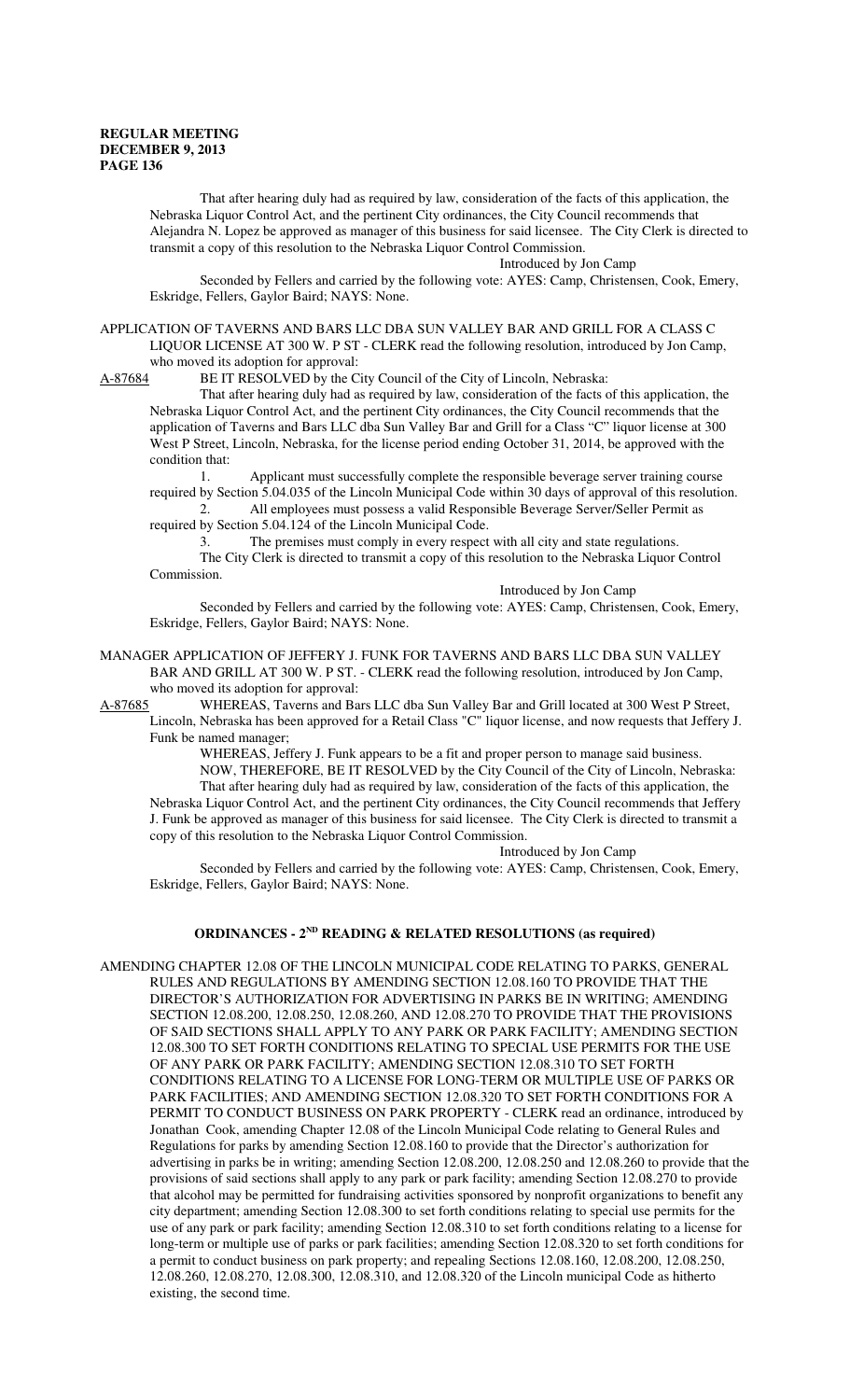That after hearing duly had as required by law, consideration of the facts of this application, the Nebraska Liquor Control Act, and the pertinent City ordinances, the City Council recommends that Alejandra N. Lopez be approved as manager of this business for said licensee. The City Clerk is directed to transmit a copy of this resolution to the Nebraska Liquor Control Commission.

Introduced by Jon Camp

Seconded by Fellers and carried by the following vote: AYES: Camp, Christensen, Cook, Emery, Eskridge, Fellers, Gaylor Baird; NAYS: None.

APPLICATION OF TAVERNS AND BARS LLC DBA SUN VALLEY BAR AND GRILL FOR A CLASS C LIQUOR LICENSE AT 300 W. P ST - CLERK read the following resolution, introduced by Jon Camp, who moved its adoption for approval:

A-87684 BE IT RESOLVED by the City Council of the City of Lincoln, Nebraska:

That after hearing duly had as required by law, consideration of the facts of this application, the Nebraska Liquor Control Act, and the pertinent City ordinances, the City Council recommends that the application of Taverns and Bars LLC dba Sun Valley Bar and Grill for a Class "C" liquor license at 300 West P Street, Lincoln, Nebraska, for the license period ending October 31, 2014, be approved with the condition that:

1. Applicant must successfully complete the responsible beverage server training course required by Section 5.04.035 of the Lincoln Municipal Code within 30 days of approval of this resolution.
2. All employees must possess a valid Responsible Beverage Server/Seller Permit as required by Section 5.04.124 of the Lincoln Municipal Code.
3. The premises must comply in every respect with all city and state regulations.

The City Clerk is directed to transmit a copy of this resolution to the Nebraska Liquor Control Commission.

Introduced by Jon Camp

Seconded by Fellers and carried by the following vote: AYES: Camp, Christensen, Cook, Emery, Eskridge, Fellers, Gaylor Baird; NAYS: None.

MANAGER APPLICATION OF JEFFERY J. FUNK FOR TAVERNS AND BARS LLC DBA SUN VALLEY BAR AND GRILL AT 300 W. P ST. - CLERK read the following resolution, introduced by Jon Camp, who moved its adoption for approval:

A-87685 WHEREAS, Taverns and Bars LLC dba Sun Valley Bar and Grill located at 300 West P Street, Lincoln, Nebraska has been approved for a Retail Class "C" liquor license, and now requests that Jeffery J. Funk be named manager;

WHEREAS, Jeffery J. Funk appears to be a fit and proper person to manage said business.

NOW, THEREFORE, BE IT RESOLVED by the City Council of the City of Lincoln, Nebraska:

That after hearing duly had as required by law, consideration of the facts of this application, the Nebraska Liquor Control Act, and the pertinent City ordinances, the City Council recommends that Jeffery J. Funk be approved as manager of this business for said licensee. The City Clerk is directed to transmit a copy of this resolution to the Nebraska Liquor Control Commission.

Introduced by Jon Camp

Seconded by Fellers and carried by the following vote: AYES: Camp, Christensen, Cook, Emery, Eskridge, Fellers, Gaylor Baird; NAYS: None.

## ORDINANCES - 2ND READING & RELATED RESOLUTIONS (as required)

AMENDING CHAPTER 12.08 OF THE LINCOLN MUNICIPAL CODE RELATING TO PARKS, GENERAL RULES AND REGULATIONS BY AMENDING SECTION 12.08.160 TO PROVIDE THAT THE DIRECTOR'S AUTHORIZATION FOR ADVERTISING IN PARKS BE IN WRITING; AMENDING SECTION 12.08.200, 12.08.250, 12.08.260, AND 12.08.270 TO PROVIDE THAT THE PROVISIONS OF SAID SECTIONS SHALL APPLY TO ANY PARK OR PARK FACILITY; AMENDING SECTION 12.08.300 TO SET FORTH CONDITIONS RELATING TO SPECIAL USE PERMITS FOR THE USE OF ANY PARK OR PARK FACILITY; AMENDING SECTION 12.08.310 TO SET FORTH CONDITIONS RELATING TO A LICENSE FOR LONG-TERM OR MULTIPLE USE OF PARKS OR PARK FACILITIES; AND AMENDING SECTION 12.08.320 TO SET FORTH CONDITIONS FOR A PERMIT TO CONDUCT BUSINESS ON PARK PROPERTY - CLERK read an ordinance, introduced by Jonathan Cook, amending Chapter 12.08 of the Lincoln Municipal Code relating to General Rules and Regulations for parks by amending Section 12.08.160 to provide that the Director's authorization for advertising in parks be in writing; amending Section 12.08.200, 12.08.250 and 12.08.260 to provide that the provisions of said sections shall apply to any park or park facility; amending Section 12.08.270 to provide that alcohol may be permitted for fundraising activities sponsored by nonprofit organizations to benefit any city department; amending Section 12.08.300 to set forth conditions relating to special use permits for the use of any park or park facility; amending Section 12.08.310 to set forth conditions relating to a license for long-term or multiple use of parks or park facilities; amending Section 12.08.320 to set forth conditions for a permit to conduct business on park property; and repealing Sections 12.08.160, 12.08.200, 12.08.250, 12.08.260, 12.08.270, 12.08.300, 12.08.310, and 12.08.320 of the Lincoln municipal Code as hitherto existing, the second time.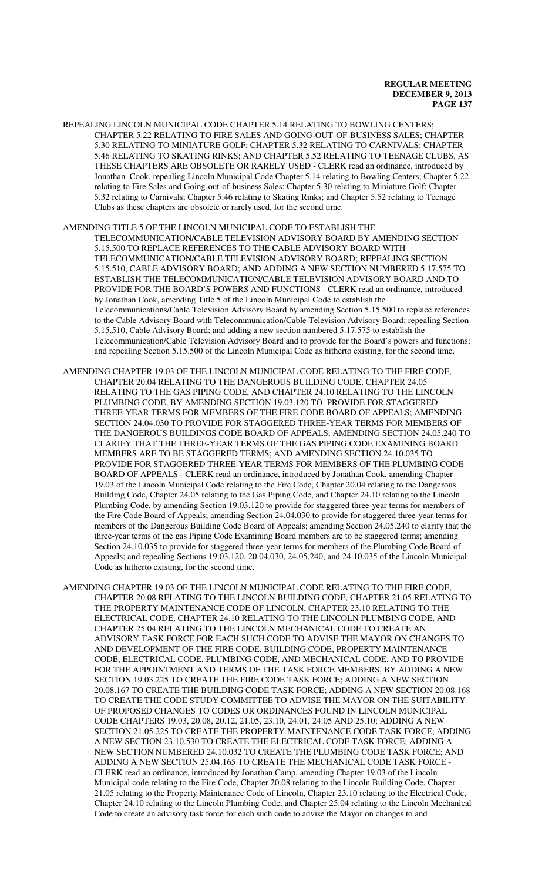REPEALING LINCOLN MUNICIPAL CODE CHAPTER 5.14 RELATING TO BOWLING CENTERS; CHAPTER 5.22 RELATING TO FIRE SALES AND GOING-OUT-OF-BUSINESS SALES; CHAPTER 5.30 RELATING TO MINIATURE GOLF; CHAPTER 5.32 RELATING TO CARNIVALS; CHAPTER 5.46 RELATING TO SKATING RINKS; AND CHAPTER 5.52 RELATING TO TEENAGE CLUBS, AS THESE CHAPTERS ARE OBSOLETE OR RARELY USED - CLERK read an ordinance, introduced by Jonathan Cook, repealing Lincoln Municipal Code Chapter 5.14 relating to Bowling Centers; Chapter 5.22 relating to Fire Sales and Going-out-of-business Sales; Chapter 5.30 relating to Miniature Golf; Chapter 5.32 relating to Carnivals; Chapter 5.46 relating to Skating Rinks; and Chapter 5.52 relating to Teenage Clubs as these chapters are obsolete or rarely used, for the second time.

AMENDING TITLE 5 OF THE LINCOLN MUNICIPAL CODE TO ESTABLISH THE TELECOMMUNICATION/CABLE TELEVISION ADVISORY BOARD BY AMENDING SECTION 5.15.500 TO REPLACE REFERENCES TO THE CABLE ADVISORY BOARD WITH TELECOMMUNICATION/CABLE TELEVISION ADVISORY BOARD; REPEALING SECTION 5.15.510, CABLE ADVISORY BOARD; AND ADDING A NEW SECTION NUMBERED 5.17.575 TO ESTABLISH THE TELECOMMUNICATION/CABLE TELEVISION ADVISORY BOARD AND TO PROVIDE FOR THE BOARD'S POWERS AND FUNCTIONS - CLERK read an ordinance, introduced by Jonathan Cook, amending Title 5 of the Lincoln Municipal Code to establish the Telecommunications/Cable Television Advisory Board by amending Section 5.15.500 to replace references to the Cable Advisory Board with Telecommunication/Cable Television Advisory Board; repealing Section 5.15.510, Cable Advisory Board; and adding a new section numbered 5.17.575 to establish the Telecommunication/Cable Television Advisory Board and to provide for the Board's powers and functions; and repealing Section 5.15.500 of the Lincoln Municipal Code as hitherto existing, for the second time.

AMENDING CHAPTER 19.03 OF THE LINCOLN MUNICIPAL CODE RELATING TO THE FIRE CODE, CHAPTER 20.04 RELATING TO THE DANGEROUS BUILDING CODE, CHAPTER 24.05 RELATING TO THE GAS PIPING CODE, AND CHAPTER 24.10 RELATING TO THE LINCOLN PLUMBING CODE, BY AMENDING SECTION 19.03.120 TO PROVIDE FOR STAGGERED THREE-YEAR TERMS FOR MEMBERS OF THE FIRE CODE BOARD OF APPEALS; AMENDING SECTION 24.04.030 TO PROVIDE FOR STAGGERED THREE-YEAR TERMS FOR MEMBERS OF THE DANGEROUS BUILDINGS CODE BOARD OF APPEALS; AMENDING SECTION 24.05.240 TO CLARIFY THAT THE THREE-YEAR TERMS OF THE GAS PIPING CODE EXAMINING BOARD MEMBERS ARE TO BE STAGGERED TERMS; AND AMENDING SECTION 24.10.035 TO PROVIDE FOR STAGGERED THREE-YEAR TERMS FOR MEMBERS OF THE PLUMBING CODE BOARD OF APPEALS - CLERK read an ordinance, introduced by Jonathan Cook, amending Chapter 19.03 of the Lincoln Municipal Code relating to the Fire Code, Chapter 20.04 relating to the Dangerous Building Code, Chapter 24.05 relating to the Gas Piping Code, and Chapter 24.10 relating to the Lincoln Plumbing Code, by amending Section 19.03.120 to provide for staggered three-year terms for members of the Fire Code Board of Appeals; amending Section 24.04.030 to provide for staggered three-year terms for members of the Dangerous Building Code Board of Appeals; amending Section 24.05.240 to clarify that the three-year terms of the gas Piping Code Examining Board members are to be staggered terms; amending Section 24.10.035 to provide for staggered three-year terms for members of the Plumbing Code Board of Appeals; and repealing Sections 19.03.120, 20.04.030, 24.05.240, and 24.10.035 of the Lincoln Municipal Code as hitherto existing, for the second time.

AMENDING CHAPTER 19.03 OF THE LINCOLN MUNICIPAL CODE RELATING TO THE FIRE CODE, CHAPTER 20.08 RELATING TO THE LINCOLN BUILDING CODE, CHAPTER 21.05 RELATING TO THE PROPERTY MAINTENANCE CODE OF LINCOLN, CHAPTER 23.10 RELATING TO THE ELECTRICAL CODE, CHAPTER 24.10 RELATING TO THE LINCOLN PLUMBING CODE, AND CHAPTER 25.04 RELATING TO THE LINCOLN MECHANICAL CODE TO CREATE AN ADVISORY TASK FORCE FOR EACH SUCH CODE TO ADVISE THE MAYOR ON CHANGES TO AND DEVELOPMENT OF THE FIRE CODE, BUILDING CODE, PROPERTY MAINTENANCE CODE, ELECTRICAL CODE, PLUMBING CODE, AND MECHANICAL CODE, AND TO PROVIDE FOR THE APPOINTMENT AND TERMS OF THE TASK FORCE MEMBERS, BY ADDING A NEW SECTION 19.03.225 TO CREATE THE FIRE CODE TASK FORCE; ADDING A NEW SECTION 20.08.167 TO CREATE THE BUILDING CODE TASK FORCE; ADDING A NEW SECTION 20.08.168 TO CREATE THE CODE STUDY COMMITTEE TO ADVISE THE MAYOR ON THE SUITABILITY OF PROPOSED CHANGES TO CODES OR ORDINANCES FOUND IN LINCOLN MUNICIPAL CODE CHAPTERS 19.03, 20.08, 20.12, 21.05, 23.10, 24.01, 24.05 AND 25.10; ADDING A NEW SECTION 21.05.225 TO CREATE THE PROPERTY MAINTENANCE CODE TASK FORCE; ADDING A NEW SECTION 23.10.530 TO CREATE THE ELECTRICAL CODE TASK FORCE; ADDING A NEW SECTION NUMBERED 24.10.032 TO CREATE THE PLUMBING CODE TASK FORCE; AND ADDING A NEW SECTION 25.04.165 TO CREATE THE MECHANICAL CODE TASK FORCE - CLERK read an ordinance, introduced by Jonathan Camp, amending Chapter 19.03 of the Lincoln Municipal code relating to the Fire Code, Chapter 20.08 relating to the Lincoln Building Code, Chapter 21.05 relating to the Property Maintenance Code of Lincoln, Chapter 23.10 relating to the Electrical Code, Chapter 24.10 relating to the Lincoln Plumbing Code, and Chapter 25.04 relating to the Lincoln Mechanical Code to create an advisory task force for each such code to advise the Mayor on changes to and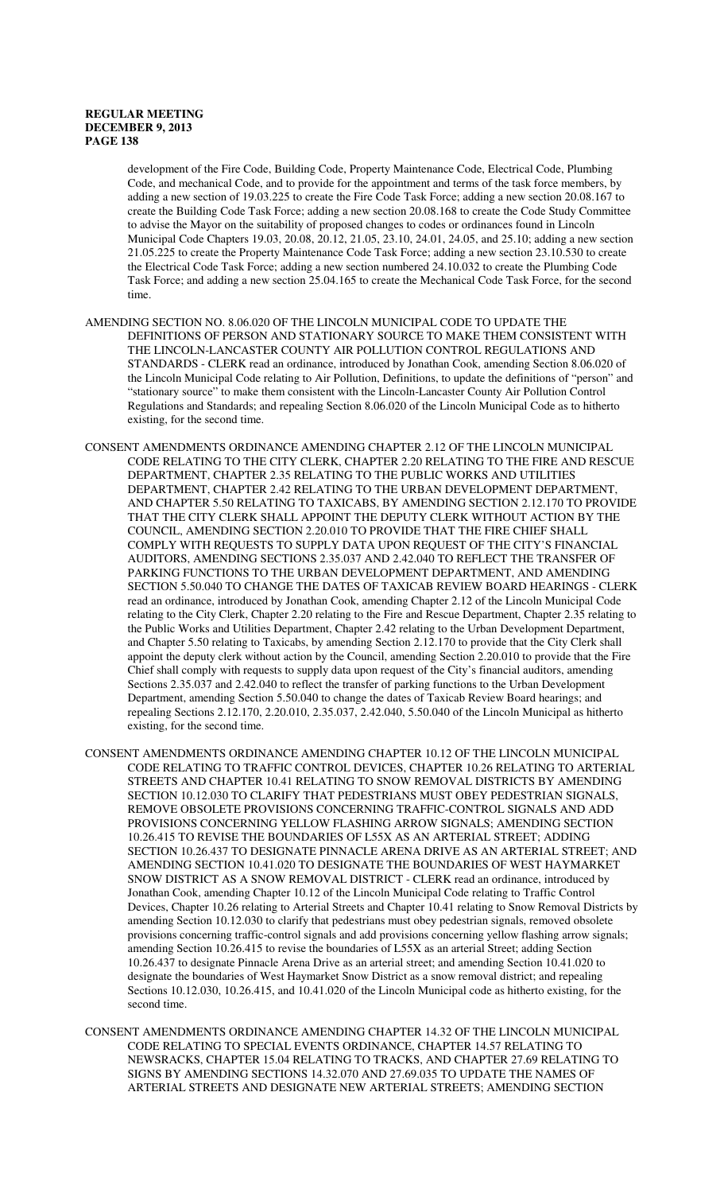development of the Fire Code, Building Code, Property Maintenance Code, Electrical Code, Plumbing Code, and mechanical Code, and to provide for the appointment and terms of the task force members, by adding a new section of 19.03.225 to create the Fire Code Task Force; adding a new section 20.08.167 to create the Building Code Task Force; adding a new section 20.08.168 to create the Code Study Committee to advise the Mayor on the suitability of proposed changes to codes or ordinances found in Lincoln Municipal Code Chapters 19.03, 20.08, 20.12, 21.05, 23.10, 24.01, 24.05, and 25.10; adding a new section 21.05.225 to create the Property Maintenance Code Task Force; adding a new section 23.10.530 to create the Electrical Code Task Force; adding a new section numbered 24.10.032 to create the Plumbing Code Task Force; and adding a new section 25.04.165 to create the Mechanical Code Task Force, for the second time.

AMENDING SECTION NO. 8.06.020 OF THE LINCOLN MUNICIPAL CODE TO UPDATE THE DEFINITIONS OF PERSON AND STATIONARY SOURCE TO MAKE THEM CONSISTENT WITH THE LINCOLN-LANCASTER COUNTY AIR POLLUTION CONTROL REGULATIONS AND STANDARDS - CLERK read an ordinance, introduced by Jonathan Cook, amending Section 8.06.020 of the Lincoln Municipal Code relating to Air Pollution, Definitions, to update the definitions of "person" and "stationary source" to make them consistent with the Lincoln-Lancaster County Air Pollution Control Regulations and Standards; and repealing Section 8.06.020 of the Lincoln Municipal Code as to hitherto existing, for the second time.

CONSENT AMENDMENTS ORDINANCE AMENDING CHAPTER 2.12 OF THE LINCOLN MUNICIPAL CODE RELATING TO THE CITY CLERK, CHAPTER 2.20 RELATING TO THE FIRE AND RESCUE DEPARTMENT, CHAPTER 2.35 RELATING TO THE PUBLIC WORKS AND UTILITIES DEPARTMENT, CHAPTER 2.42 RELATING TO THE URBAN DEVELOPMENT DEPARTMENT, AND CHAPTER 5.50 RELATING TO TAXICABS, BY AMENDING SECTION 2.12.170 TO PROVIDE THAT THE CITY CLERK SHALL APPOINT THE DEPUTY CLERK WITHOUT ACTION BY THE COUNCIL, AMENDING SECTION 2.20.010 TO PROVIDE THAT THE FIRE CHIEF SHALL COMPLY WITH REQUESTS TO SUPPLY DATA UPON REQUEST OF THE CITY'S FINANCIAL AUDITORS, AMENDING SECTIONS 2.35.037 AND 2.42.040 TO REFLECT THE TRANSFER OF PARKING FUNCTIONS TO THE URBAN DEVELOPMENT DEPARTMENT, AND AMENDING SECTION 5.50.040 TO CHANGE THE DATES OF TAXICAB REVIEW BOARD HEARINGS - CLERK read an ordinance, introduced by Jonathan Cook, amending Chapter 2.12 of the Lincoln Municipal Code relating to the City Clerk, Chapter 2.20 relating to the Fire and Rescue Department, Chapter 2.35 relating to the Public Works and Utilities Department, Chapter 2.42 relating to the Urban Development Department, and Chapter 5.50 relating to Taxicabs, by amending Section 2.12.170 to provide that the City Clerk shall appoint the deputy clerk without action by the Council, amending Section 2.20.010 to provide that the Fire Chief shall comply with requests to supply data upon request of the City's financial auditors, amending Sections 2.35.037 and 2.42.040 to reflect the transfer of parking functions to the Urban Development Department, amending Section 5.50.040 to change the dates of Taxicab Review Board hearings; and repealing Sections 2.12.170, 2.20.010, 2.35.037, 2.42.040, 5.50.040 of the Lincoln Municipal as hitherto existing, for the second time.

CONSENT AMENDMENTS ORDINANCE AMENDING CHAPTER 10.12 OF THE LINCOLN MUNICIPAL CODE RELATING TO TRAFFIC CONTROL DEVICES, CHAPTER 10.26 RELATING TO ARTERIAL STREETS AND CHAPTER 10.41 RELATING TO SNOW REMOVAL DISTRICTS BY AMENDING SECTION 10.12.030 TO CLARIFY THAT PEDESTRIANS MUST OBEY PEDESTRIAN SIGNALS, REMOVE OBSOLETE PROVISIONS CONCERNING TRAFFIC-CONTROL SIGNALS AND ADD PROVISIONS CONCERNING YELLOW FLASHING ARROW SIGNALS; AMENDING SECTION 10.26.415 TO REVISE THE BOUNDARIES OF L55X AS AN ARTERIAL STREET; ADDING SECTION 10.26.437 TO DESIGNATE PINNACLE ARENA DRIVE AS AN ARTERIAL STREET; AND AMENDING SECTION 10.41.020 TO DESIGNATE THE BOUNDARIES OF WEST HAYMARKET SNOW DISTRICT AS A SNOW REMOVAL DISTRICT - CLERK read an ordinance, introduced by Jonathan Cook, amending Chapter 10.12 of the Lincoln Municipal Code relating to Traffic Control Devices, Chapter 10.26 relating to Arterial Streets and Chapter 10.41 relating to Snow Removal Districts by amending Section 10.12.030 to clarify that pedestrians must obey pedestrian signals, removed obsolete provisions concerning traffic-control signals and add provisions concerning yellow flashing arrow signals; amending Section 10.26.415 to revise the boundaries of L55X as an arterial Street; adding Section 10.26.437 to designate Pinnacle Arena Drive as an arterial street; and amending Section 10.41.020 to designate the boundaries of West Haymarket Snow District as a snow removal district; and repealing Sections 10.12.030, 10.26.415, and 10.41.020 of the Lincoln Municipal code as hitherto existing, for the second time.

CONSENT AMENDMENTS ORDINANCE AMENDING CHAPTER 14.32 OF THE LINCOLN MUNICIPAL CODE RELATING TO SPECIAL EVENTS ORDINANCE, CHAPTER 14.57 RELATING TO NEWSRACKS, CHAPTER 15.04 RELATING TO TRACKS, AND CHAPTER 27.69 RELATING TO SIGNS BY AMENDING SECTIONS 14.32.070 AND 27.69.035 TO UPDATE THE NAMES OF ARTERIAL STREETS AND DESIGNATE NEW ARTERIAL STREETS; AMENDING SECTION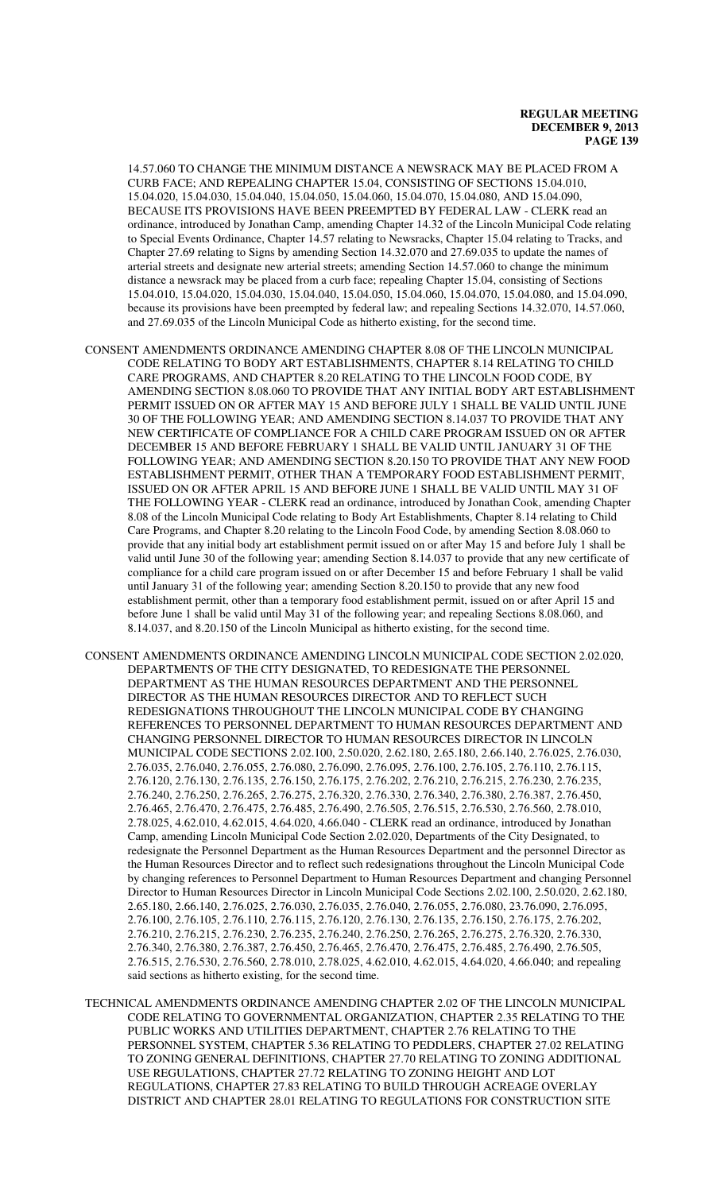14.57.060 TO CHANGE THE MINIMUM DISTANCE A NEWSRACK MAY BE PLACED FROM A CURB FACE; AND REPEALING CHAPTER 15.04, CONSISTING OF SECTIONS 15.04.010, 15.04.020, 15.04.030, 15.04.040, 15.04.050, 15.04.060, 15.04.070, 15.04.080, AND 15.04.090, BECAUSE ITS PROVISIONS HAVE BEEN PREEMPTED BY FEDERAL LAW - CLERK read an ordinance, introduced by Jonathan Camp, amending Chapter 14.32 of the Lincoln Municipal Code relating to Special Events Ordinance, Chapter 14.57 relating to Newsracks, Chapter 15.04 relating to Tracks, and Chapter 27.69 relating to Signs by amending Section 14.32.070 and 27.69.035 to update the names of arterial streets and designate new arterial streets; amending Section 14.57.060 to change the minimum distance a newsrack may be placed from a curb face; repealing Chapter 15.04, consisting of Sections 15.04.010, 15.04.020, 15.04.030, 15.04.040, 15.04.050, 15.04.060, 15.04.070, 15.04.080, and 15.04.090, because its provisions have been preempted by federal law; and repealing Sections 14.32.070, 14.57.060, and 27.69.035 of the Lincoln Municipal Code as hitherto existing, for the second time.

CONSENT AMENDMENTS ORDINANCE AMENDING CHAPTER 8.08 OF THE LINCOLN MUNICIPAL CODE RELATING TO BODY ART ESTABLISHMENTS, CHAPTER 8.14 RELATING TO CHILD CARE PROGRAMS, AND CHAPTER 8.20 RELATING TO THE LINCOLN FOOD CODE, BY AMENDING SECTION 8.08.060 TO PROVIDE THAT ANY INITIAL BODY ART ESTABLISHMENT PERMIT ISSUED ON OR AFTER MAY 15 AND BEFORE JULY 1 SHALL BE VALID UNTIL JUNE 30 OF THE FOLLOWING YEAR; AND AMENDING SECTION 8.14.037 TO PROVIDE THAT ANY NEW CERTIFICATE OF COMPLIANCE FOR A CHILD CARE PROGRAM ISSUED ON OR AFTER DECEMBER 15 AND BEFORE FEBRUARY 1 SHALL BE VALID UNTIL JANUARY 31 OF THE FOLLOWING YEAR; AND AMENDING SECTION 8.20.150 TO PROVIDE THAT ANY NEW FOOD ESTABLISHMENT PERMIT, OTHER THAN A TEMPORARY FOOD ESTABLISHMENT PERMIT, ISSUED ON OR AFTER APRIL 15 AND BEFORE JUNE 1 SHALL BE VALID UNTIL MAY 31 OF THE FOLLOWING YEAR - CLERK read an ordinance, introduced by Jonathan Cook, amending Chapter 8.08 of the Lincoln Municipal Code relating to Body Art Establishments, Chapter 8.14 relating to Child Care Programs, and Chapter 8.20 relating to the Lincoln Food Code, by amending Section 8.08.060 to provide that any initial body art establishment permit issued on or after May 15 and before July 1 shall be valid until June 30 of the following year; amending Section 8.14.037 to provide that any new certificate of compliance for a child care program issued on or after December 15 and before February 1 shall be valid until January 31 of the following year; amending Section 8.20.150 to provide that any new food establishment permit, other than a temporary food establishment permit, issued on or after April 15 and before June 1 shall be valid until May 31 of the following year; and repealing Sections 8.08.060, and 8.14.037, and 8.20.150 of the Lincoln Municipal as hitherto existing, for the second time.

CONSENT AMENDMENTS ORDINANCE AMENDING LINCOLN MUNICIPAL CODE SECTION 2.02.020, DEPARTMENTS OF THE CITY DESIGNATED, TO REDESIGNATE THE PERSONNEL DEPARTMENT AS THE HUMAN RESOURCES DEPARTMENT AND THE PERSONNEL DIRECTOR AS THE HUMAN RESOURCES DIRECTOR AND TO REFLECT SUCH REDESIGNATIONS THROUGHOUT THE LINCOLN MUNICIPAL CODE BY CHANGING REFERENCES TO PERSONNEL DEPARTMENT TO HUMAN RESOURCES DEPARTMENT AND CHANGING PERSONNEL DIRECTOR TO HUMAN RESOURCES DIRECTOR IN LINCOLN MUNICIPAL CODE SECTIONS 2.02.100, 2.50.020, 2.62.180, 2.65.180, 2.66.140, 2.76.025, 2.76.030, 2.76.035, 2.76.040, 2.76.055, 2.76.080, 2.76.090, 2.76.095, 2.76.100, 2.76.105, 2.76.110, 2.76.115, 2.76.120, 2.76.130, 2.76.135, 2.76.150, 2.76.175, 2.76.202, 2.76.210, 2.76.215, 2.76.230, 2.76.235, 2.76.240, 2.76.250, 2.76.265, 2.76.275, 2.76.320, 2.76.330, 2.76.340, 2.76.380, 2.76.387, 2.76.450, 2.76.465, 2.76.470, 2.76.475, 2.76.485, 2.76.490, 2.76.505, 2.76.515, 2.76.530, 2.76.560, 2.78.010, 2.78.025, 4.62.010, 4.62.015, 4.64.020, 4.66.040 - CLERK read an ordinance, introduced by Jonathan Camp, amending Lincoln Municipal Code Section 2.02.020, Departments of the City Designated, to redesignate the Personnel Department as the Human Resources Department and the personnel Director as the Human Resources Director and to reflect such redesignations throughout the Lincoln Municipal Code by changing references to Personnel Department to Human Resources Department and changing Personnel Director to Human Resources Director in Lincoln Municipal Code Sections 2.02.100, 2.50.020, 2.62.180, 2.65.180, 2.66.140, 2.76.025, 2.76.030, 2.76.035, 2.76.040, 2.76.055, 2.76.080, 23.76.090, 2.76.095, 2.76.100, 2.76.105, 2.76.110, 2.76.115, 2.76.120, 2.76.130, 2.76.135, 2.76.150, 2.76.175, 2.76.202, 2.76.210, 2.76.215, 2.76.230, 2.76.235, 2.76.240, 2.76.250, 2.76.265, 2.76.275, 2.76.320, 2.76.330, 2.76.340, 2.76.380, 2.76.387, 2.76.450, 2.76.465, 2.76.470, 2.76.475, 2.76.485, 2.76.490, 2.76.505, 2.76.515, 2.76.530, 2.76.560, 2.78.010, 2.78.025, 4.62.010, 4.62.015, 4.64.020, 4.66.040; and repealing said sections as hitherto existing, for the second time.

TECHNICAL AMENDMENTS ORDINANCE AMENDING CHAPTER 2.02 OF THE LINCOLN MUNICIPAL CODE RELATING TO GOVERNMENTAL ORGANIZATION, CHAPTER 2.35 RELATING TO THE PUBLIC WORKS AND UTILITIES DEPARTMENT, CHAPTER 2.76 RELATING TO THE PERSONNEL SYSTEM, CHAPTER 5.36 RELATING TO PEDDLERS, CHAPTER 27.02 RELATING TO ZONING GENERAL DEFINITIONS, CHAPTER 27.70 RELATING TO ZONING ADDITIONAL USE REGULATIONS, CHAPTER 27.72 RELATING TO ZONING HEIGHT AND LOT REGULATIONS, CHAPTER 27.83 RELATING TO BUILD THROUGH ACREAGE OVERLAY DISTRICT AND CHAPTER 28.01 RELATING TO REGULATIONS FOR CONSTRUCTION SITE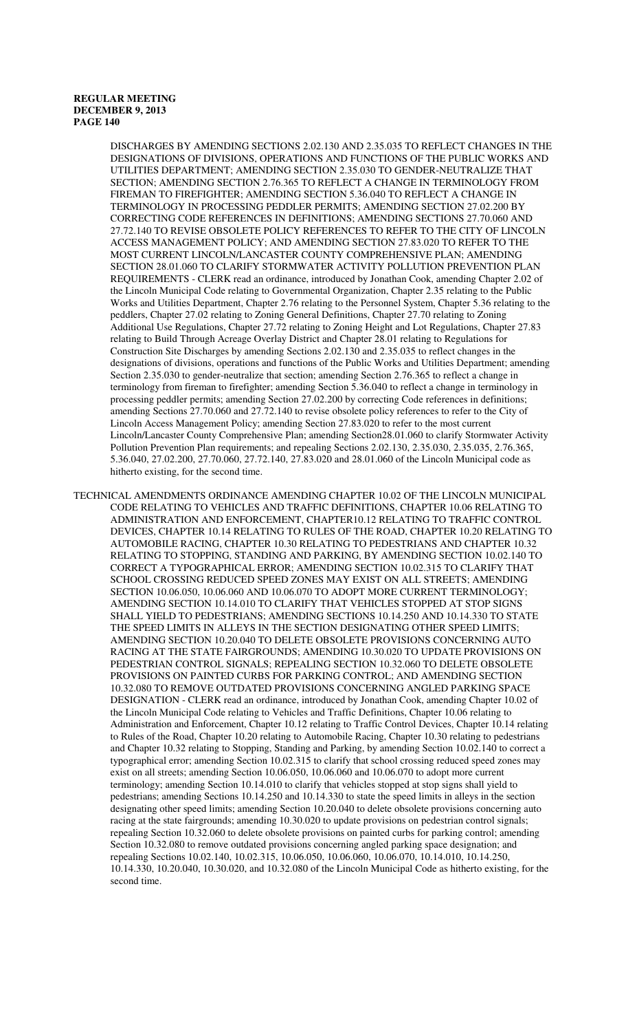DISCHARGES BY AMENDING SECTIONS 2.02.130 AND 2.35.035 TO REFLECT CHANGES IN THE DESIGNATIONS OF DIVISIONS, OPERATIONS AND FUNCTIONS OF THE PUBLIC WORKS AND UTILITIES DEPARTMENT; AMENDING SECTION 2.35.030 TO GENDER-NEUTRALIZE THAT SECTION; AMENDING SECTION 2.76.365 TO REFLECT A CHANGE IN TERMINOLOGY FROM FIREMAN TO FIREFIGHTER; AMENDING SECTION 5.36.040 TO REFLECT A CHANGE IN TERMINOLOGY IN PROCESSING PEDDLER PERMITS; AMENDING SECTION 27.02.200 BY CORRECTING CODE REFERENCES IN DEFINITIONS; AMENDING SECTIONS 27.70.060 AND 27.72.140 TO REVISE OBSOLETE POLICY REFERENCES TO REFER TO THE CITY OF LINCOLN ACCESS MANAGEMENT POLICY; AND AMENDING SECTION 27.83.020 TO REFER TO THE MOST CURRENT LINCOLN/LANCASTER COUNTY COMPREHENSIVE PLAN; AMENDING SECTION 28.01.060 TO CLARIFY STORMWATER ACTIVITY POLLUTION PREVENTION PLAN REQUIREMENTS - CLERK read an ordinance, introduced by Jonathan Cook, amending Chapter 2.02 of the Lincoln Municipal Code relating to Governmental Organization, Chapter 2.35 relating to the Public Works and Utilities Department, Chapter 2.76 relating to the Personnel System, Chapter 5.36 relating to the peddlers, Chapter 27.02 relating to Zoning General Definitions, Chapter 27.70 relating to Zoning Additional Use Regulations, Chapter 27.72 relating to Zoning Height and Lot Regulations, Chapter 27.83 relating to Build Through Acreage Overlay District and Chapter 28.01 relating to Regulations for Construction Site Discharges by amending Sections 2.02.130 and 2.35.035 to reflect changes in the designations of divisions, operations and functions of the Public Works and Utilities Department; amending Section 2.35.030 to gender-neutralize that section; amending Section 2.76.365 to reflect a change in terminology from fireman to firefighter; amending Section 5.36.040 to reflect a change in terminology in processing peddler permits; amending Section 27.02.200 by correcting Code references in definitions; amending Sections 27.70.060 and 27.72.140 to revise obsolete policy references to refer to the City of Lincoln Access Management Policy; amending Section 27.83.020 to refer to the most current Lincoln/Lancaster County Comprehensive Plan; amending Section28.01.060 to clarify Stormwater Activity Pollution Prevention Plan requirements; and repealing Sections 2.02.130, 2.35.030, 2.35.035, 2.76.365, 5.36.040, 27.02.200, 27.70.060, 27.72.140, 27.83.020 and 28.01.060 of the Lincoln Municipal code as hitherto existing, for the second time.

TECHNICAL AMENDMENTS ORDINANCE AMENDING CHAPTER 10.02 OF THE LINCOLN MUNICIPAL CODE RELATING TO VEHICLES AND TRAFFIC DEFINITIONS, CHAPTER 10.06 RELATING TO ADMINISTRATION AND ENFORCEMENT, CHAPTER10.12 RELATING TO TRAFFIC CONTROL DEVICES, CHAPTER 10.14 RELATING TO RULES OF THE ROAD, CHAPTER 10.20 RELATING TO AUTOMOBILE RACING, CHAPTER 10.30 RELATING TO PEDESTRIANS AND CHAPTER 10.32 RELATING TO STOPPING, STANDING AND PARKING, BY AMENDING SECTION 10.02.140 TO CORRECT A TYPOGRAPHICAL ERROR; AMENDING SECTION 10.02.315 TO CLARIFY THAT SCHOOL CROSSING REDUCED SPEED ZONES MAY EXIST ON ALL STREETS; AMENDING SECTION 10.06.050, 10.06.060 AND 10.06.070 TO ADOPT MORE CURRENT TERMINOLOGY; AMENDING SECTION 10.14.010 TO CLARIFY THAT VEHICLES STOPPED AT STOP SIGNS SHALL YIELD TO PEDESTRIANS; AMENDING SECTIONS 10.14.250 AND 10.14.330 TO STATE THE SPEED LIMITS IN ALLEYS IN THE SECTION DESIGNATING OTHER SPEED LIMITS; AMENDING SECTION 10.20.040 TO DELETE OBSOLETE PROVISIONS CONCERNING AUTO RACING AT THE STATE FAIRGROUNDS; AMENDING 10.30.020 TO UPDATE PROVISIONS ON PEDESTRIAN CONTROL SIGNALS; REPEALING SECTION 10.32.060 TO DELETE OBSOLETE PROVISIONS ON PAINTED CURBS FOR PARKING CONTROL; AND AMENDING SECTION 10.32.080 TO REMOVE OUTDATED PROVISIONS CONCERNING ANGLED PARKING SPACE DESIGNATION - CLERK read an ordinance, introduced by Jonathan Cook, amending Chapter 10.02 of the Lincoln Municipal Code relating to Vehicles and Traffic Definitions, Chapter 10.06 relating to Administration and Enforcement, Chapter 10.12 relating to Traffic Control Devices, Chapter 10.14 relating to Rules of the Road, Chapter 10.20 relating to Automobile Racing, Chapter 10.30 relating to pedestrians and Chapter 10.32 relating to Stopping, Standing and Parking, by amending Section 10.02.140 to correct a typographical error; amending Section 10.02.315 to clarify that school crossing reduced speed zones may exist on all streets; amending Section 10.06.050, 10.06.060 and 10.06.070 to adopt more current terminology; amending Section 10.14.010 to clarify that vehicles stopped at stop signs shall yield to pedestrians; amending Sections 10.14.250 and 10.14.330 to state the speed limits in alleys in the section designating other speed limits; amending Section 10.20.040 to delete obsolete provisions concerning auto racing at the state fairgrounds; amending 10.30.020 to update provisions on pedestrian control signals; repealing Section 10.32.060 to delete obsolete provisions on painted curbs for parking control; amending Section 10.32.080 to remove outdated provisions concerning angled parking space designation; and repealing Sections 10.02.140, 10.02.315, 10.06.050, 10.06.060, 10.06.070, 10.14.010, 10.14.250, 10.14.330, 10.20.040, 10.30.020, and 10.32.080 of the Lincoln Municipal Code as hitherto existing, for the second time.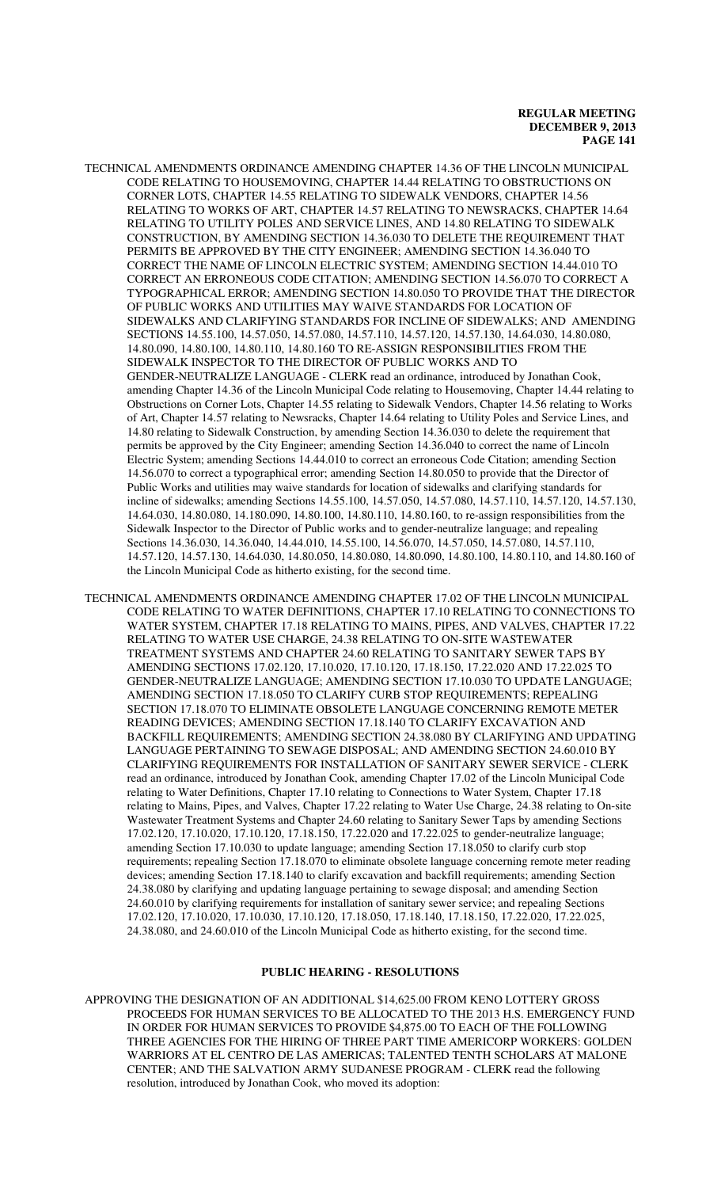TECHNICAL AMENDMENTS ORDINANCE AMENDING CHAPTER 14.36 OF THE LINCOLN MUNICIPAL CODE RELATING TO HOUSEMOVING, CHAPTER 14.44 RELATING TO OBSTRUCTIONS ON CORNER LOTS, CHAPTER 14.55 RELATING TO SIDEWALK VENDORS, CHAPTER 14.56 RELATING TO WORKS OF ART, CHAPTER 14.57 RELATING TO NEWSRACKS, CHAPTER 14.64 RELATING TO UTILITY POLES AND SERVICE LINES, AND 14.80 RELATING TO SIDEWALK CONSTRUCTION, BY AMENDING SECTION 14.36.030 TO DELETE THE REQUIREMENT THAT PERMITS BE APPROVED BY THE CITY ENGINEER; AMENDING SECTION 14.36.040 TO CORRECT THE NAME OF LINCOLN ELECTRIC SYSTEM; AMENDING SECTION 14.44.010 TO CORRECT AN ERRONEOUS CODE CITATION; AMENDING SECTION 14.56.070 TO CORRECT A TYPOGRAPHICAL ERROR; AMENDING SECTION 14.80.050 TO PROVIDE THAT THE DIRECTOR OF PUBLIC WORKS AND UTILITIES MAY WAIVE STANDARDS FOR LOCATION OF SIDEWALKS AND CLARIFYING STANDARDS FOR INCLINE OF SIDEWALKS; AND AMENDING SECTIONS 14.55.100, 14.57.050, 14.57.080, 14.57.110, 14.57.120, 14.57.130, 14.64.030, 14.80.080, 14.80.090, 14.80.100, 14.80.110, 14.80.160 TO RE-ASSIGN RESPONSIBILITIES FROM THE SIDEWALK INSPECTOR TO THE DIRECTOR OF PUBLIC WORKS AND TO GENDER-NEUTRALIZE LANGUAGE - CLERK read an ordinance, introduced by Jonathan Cook, amending Chapter 14.36 of the Lincoln Municipal Code relating to Housemoving, Chapter 14.44 relating to Obstructions on Corner Lots, Chapter 14.55 relating to Sidewalk Vendors, Chapter 14.56 relating to Works of Art, Chapter 14.57 relating to Newsracks, Chapter 14.64 relating to Utility Poles and Service Lines, and 14.80 relating to Sidewalk Construction, by amending Section 14.36.030 to delete the requirement that permits be approved by the City Engineer; amending Section 14.36.040 to correct the name of Lincoln Electric System; amending Sections 14.44.010 to correct an erroneous Code Citation; amending Section 14.56.070 to correct a typographical error; amending Section 14.80.050 to provide that the Director of Public Works and utilities may waive standards for location of sidewalks and clarifying standards for incline of sidewalks; amending Sections 14.55.100, 14.57.050, 14.57.080, 14.57.110, 14.57.120, 14.57.130, 14.64.030, 14.80.080, 14.180.090, 14.80.100, 14.80.110, 14.80.160, to re-assign responsibilities from the Sidewalk Inspector to the Director of Public works and to gender-neutralize language; and repealing Sections 14.36.030, 14.36.040, 14.44.010, 14.55.100, 14.56.070, 14.57.050, 14.57.080, 14.57.110, 14.57.120, 14.57.130, 14.64.030, 14.80.050, 14.80.080, 14.80.090, 14.80.100, 14.80.110, and 14.80.160 of the Lincoln Municipal Code as hitherto existing, for the second time.

TECHNICAL AMENDMENTS ORDINANCE AMENDING CHAPTER 17.02 OF THE LINCOLN MUNICIPAL CODE RELATING TO WATER DEFINITIONS, CHAPTER 17.10 RELATING TO CONNECTIONS TO WATER SYSTEM, CHAPTER 17.18 RELATING TO MAINS, PIPES, AND VALVES, CHAPTER 17.22 RELATING TO WATER USE CHARGE, 24.38 RELATING TO ON-SITE WASTEWATER TREATMENT SYSTEMS AND CHAPTER 24.60 RELATING TO SANITARY SEWER TAPS BY AMENDING SECTIONS 17.02.120, 17.10.020, 17.10.120, 17.18.150, 17.22.020 AND 17.22.025 TO GENDER-NEUTRALIZE LANGUAGE; AMENDING SECTION 17.10.030 TO UPDATE LANGUAGE; AMENDING SECTION 17.18.050 TO CLARIFY CURB STOP REQUIREMENTS; REPEALING SECTION 17.18.070 TO ELIMINATE OBSOLETE LANGUAGE CONCERNING REMOTE METER READING DEVICES; AMENDING SECTION 17.18.140 TO CLARIFY EXCAVATION AND BACKFILL REQUIREMENTS; AMENDING SECTION 24.38.080 BY CLARIFYING AND UPDATING LANGUAGE PERTAINING TO SEWAGE DISPOSAL; AND AMENDING SECTION 24.60.010 BY CLARIFYING REQUIREMENTS FOR INSTALLATION OF SANITARY SEWER SERVICE - CLERK read an ordinance, introduced by Jonathan Cook, amending Chapter 17.02 of the Lincoln Municipal Code relating to Water Definitions, Chapter 17.10 relating to Connections to Water System, Chapter 17.18 relating to Mains, Pipes, and Valves, Chapter 17.22 relating to Water Use Charge, 24.38 relating to On-site Wastewater Treatment Systems and Chapter 24.60 relating to Sanitary Sewer Taps by amending Sections 17.02.120, 17.10.020, 17.10.120, 17.18.150, 17.22.020 and 17.22.025 to gender-neutralize language; amending Section 17.10.030 to update language; amending Section 17.18.050 to clarify curb stop requirements; repealing Section 17.18.070 to eliminate obsolete language concerning remote meter reading devices; amending Section 17.18.140 to clarify excavation and backfill requirements; amending Section 24.38.080 by clarifying and updating language pertaining to sewage disposal; and amending Section 24.60.010 by clarifying requirements for installation of sanitary sewer service; and repealing Sections 17.02.120, 17.10.020, 17.10.030, 17.10.120, 17.18.050, 17.18.140, 17.18.150, 17.22.020, 17.22.025, 24.38.080, and 24.60.010 of the Lincoln Municipal Code as hitherto existing, for the second time.

## PUBLIC HEARING - RESOLUTIONS

APPROVING THE DESIGNATION OF AN ADDITIONAL $14,625.00 FROM KENO LOTTERY GROSS PROCEEDS FOR HUMAN SERVICES TO BE ALLOCATED TO THE 2013 H.S. EMERGENCY FUND IN ORDER FOR HUMAN SERVICES TO PROVIDE $4,875.00 TO EACH OF THE FOLLOWING THREE AGENCIES FOR THE HIRING OF THREE PART TIME AMERICORP WORKERS: GOLDEN WARRIORS AT EL CENTRO DE LAS AMERICAS; TALENTED TENTH SCHOLARS AT MALONE CENTER; AND THE SALVATION ARMY SUDANESE PROGRAM - CLERK read the following resolution, introduced by Jonathan Cook, who moved its adoption: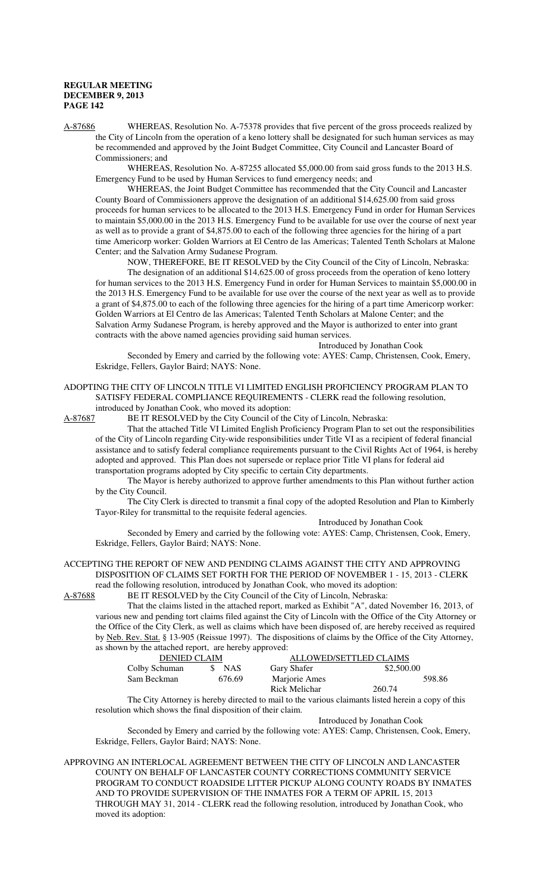A-87686 WHEREAS, Resolution No. A-75378 provides that five percent of the gross proceeds realized by the City of Lincoln from the operation of a keno lottery shall be designated for such human services as may be recommended and approved by the Joint Budget Committee, City Council and Lancaster Board of Commissioners; and

WHEREAS, Resolution No. A-87255 allocated $5,000.00 from said gross funds to the 2013 H.S. Emergency Fund to be used by Human Services to fund emergency needs; and

WHEREAS, the Joint Budget Committee has recommended that the City Council and Lancaster County Board of Commissioners approve the designation of an additional $14,625.00 from said gross proceeds for human services to be allocated to the 2013 H.S. Emergency Fund in order for Human Services to maintain $5,000.00 in the 2013 H.S. Emergency Fund to be available for use over the course of next year as well as to provide a grant of $4,875.00 to each of the following three agencies for the hiring of a part time Americorp worker: Golden Warriors at El Centro de las Americas; Talented Tenth Scholars at Malone Center; and the Salvation Army Sudanese Program.

NOW, THEREFORE, BE IT RESOLVED by the City Council of the City of Lincoln, Nebraska:

The designation of an additional $14,625.00 of gross proceeds from the operation of keno lottery for human services to the 2013 H.S. Emergency Fund in order for Human Services to maintain $5,000.00 in the 2013 H.S. Emergency Fund to be available for use over the course of the next year as well as to provide a grant of $4,875.00 to each of the following three agencies for the hiring of a part time Americorp worker: Golden Warriors at El Centro de las Americas; Talented Tenth Scholars at Malone Center; and the Salvation Army Sudanese Program, is hereby approved and the Mayor is authorized to enter into grant contracts with the above named agencies providing said human services.

Introduced by Jonathan Cook

Seconded by Emery and carried by the following vote: AYES: Camp, Christensen, Cook, Emery, Eskridge, Fellers, Gaylor Baird; NAYS: None.

ADOPTING THE CITY OF LINCOLN TITLE VI LIMITED ENGLISH PROFICIENCY PROGRAM PLAN TO SATISFY FEDERAL COMPLIANCE REQUIREMENTS - CLERK read the following resolution, introduced by Jonathan Cook, who moved its adoption:

A-87687 BE IT RESOLVED by the City Council of the City of Lincoln, Nebraska:

That the attached Title VI Limited English Proficiency Program Plan to set out the responsibilities of the City of Lincoln regarding City-wide responsibilities under Title VI as a recipient of federal financial assistance and to satisfy federal compliance requirements pursuant to the Civil Rights Act of 1964, is hereby adopted and approved. This Plan does not supersede or replace prior Title VI plans for federal aid transportation programs adopted by City specific to certain City departments.

The Mayor is hereby authorized to approve further amendments to this Plan without further action by the City Council.

The City Clerk is directed to transmit a final copy of the adopted Resolution and Plan to Kimberly Tayor-Riley for transmittal to the requisite federal agencies.

Introduced by Jonathan Cook

Seconded by Emery and carried by the following vote: AYES: Camp, Christensen, Cook, Emery, Eskridge, Fellers, Gaylor Baird; NAYS: None.

ACCEPTING THE REPORT OF NEW AND PENDING CLAIMS AGAINST THE CITY AND APPROVING DISPOSITION OF CLAIMS SET FORTH FOR THE PERIOD OF NOVEMBER 1 - 15, 2013 - CLERK read the following resolution, introduced by Jonathan Cook, who moved its adoption:

A-87688 BE IT RESOLVED by the City Council of the City of Lincoln, Nebraska:

That the claims listed in the attached report, marked as Exhibit "A", dated November 16, 2013, of various new and pending tort claims filed against the City of Lincoln with the Office of the City Attorney or the Office of the City Clerk, as well as claims which have been disposed of, are hereby received as required by Neb. Rev. Stat. § 13-905 (Reissue 1997). The dispositions of claims by the Office of the City Attorney, as shown by the attached report, are hereby approved:

| DENIED CLAIM | | ALLOWED/SETTLED CLAIMS | |
|---|---|---|---|
| Colby Schuman | $ NAS | Gary Shafer | $2,500.00 |
| Sam Beckman | 676.69 | Marjorie Ames | 598.86 |
| | | Rick Melichar | 260.74 |

The City Attorney is hereby directed to mail to the various claimants listed herein a copy of this resolution which shows the final disposition of their claim.

Introduced by Jonathan Cook

Seconded by Emery and carried by the following vote: AYES: Camp, Christensen, Cook, Emery, Eskridge, Fellers, Gaylor Baird; NAYS: None.

APPROVING AN INTERLOCAL AGREEMENT BETWEEN THE CITY OF LINCOLN AND LANCASTER COUNTY ON BEHALF OF LANCASTER COUNTY CORRECTIONS COMMUNITY SERVICE PROGRAM TO CONDUCT ROADSIDE LITTER PICKUP ALONG COUNTY ROADS BY INMATES AND TO PROVIDE SUPERVISION OF THE INMATES FOR A TERM OF APRIL 15, 2013 THROUGH MAY 31, 2014 - CLERK read the following resolution, introduced by Jonathan Cook, who moved its adoption: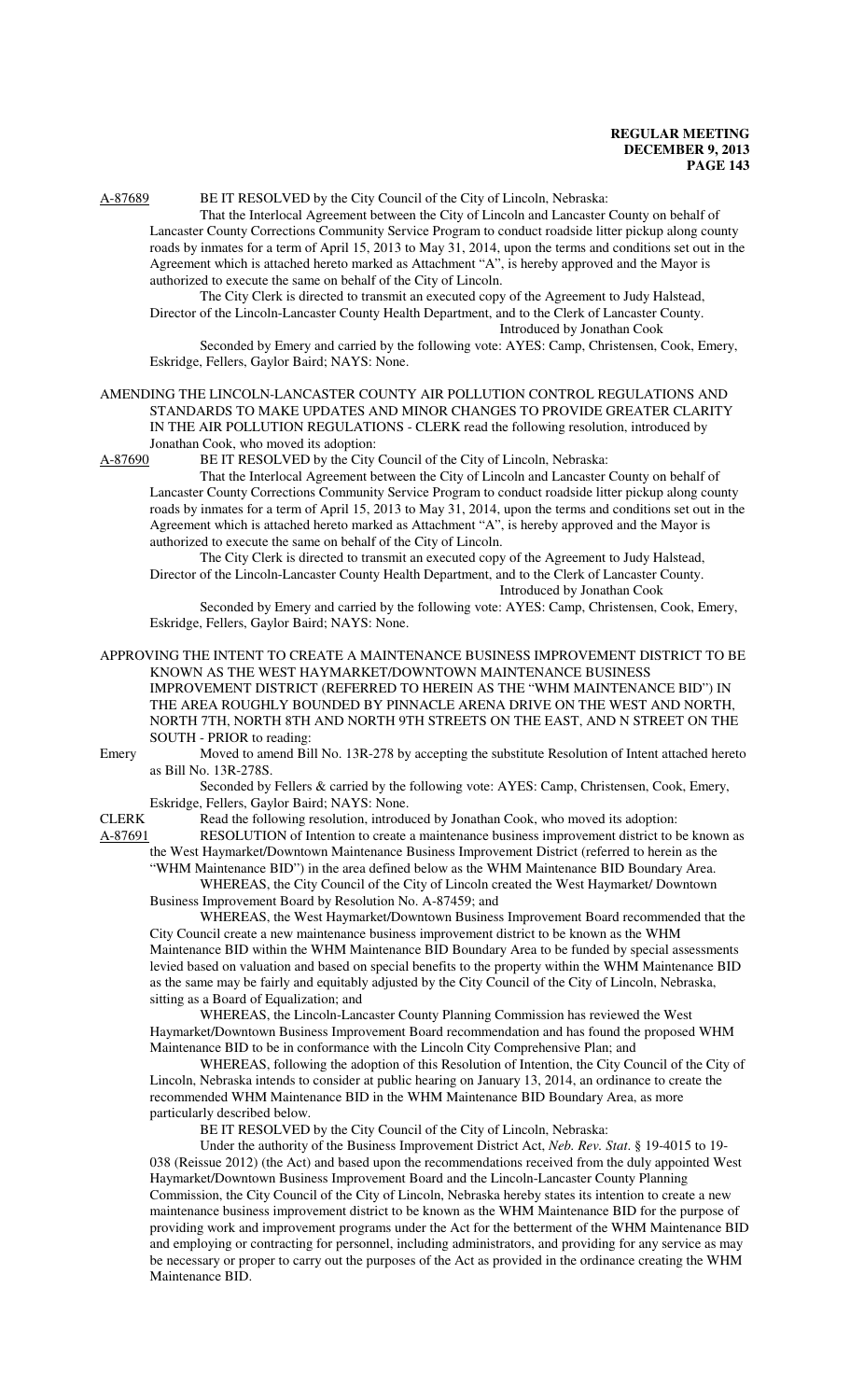A-87689 BE IT RESOLVED by the City Council of the City of Lincoln, Nebraska:

That the Interlocal Agreement between the City of Lincoln and Lancaster County on behalf of Lancaster County Corrections Community Service Program to conduct roadside litter pickup along county roads by inmates for a term of April 15, 2013 to May 31, 2014, upon the terms and conditions set out in the Agreement which is attached hereto marked as Attachment "A", is hereby approved and the Mayor is authorized to execute the same on behalf of the City of Lincoln.

The City Clerk is directed to transmit an executed copy of the Agreement to Judy Halstead, Director of the Lincoln-Lancaster County Health Department, and to the Clerk of Lancaster County.

Introduced by Jonathan Cook

Seconded by Emery and carried by the following vote: AYES: Camp, Christensen, Cook, Emery, Eskridge, Fellers, Gaylor Baird; NAYS: None.

AMENDING THE LINCOLN-LANCASTER COUNTY AIR POLLUTION CONTROL REGULATIONS AND STANDARDS TO MAKE UPDATES AND MINOR CHANGES TO PROVIDE GREATER CLARITY IN THE AIR POLLUTION REGULATIONS - CLERK read the following resolution, introduced by Jonathan Cook, who moved its adoption:

A-87690 BE IT RESOLVED by the City Council of the City of Lincoln, Nebraska:

That the Interlocal Agreement between the City of Lincoln and Lancaster County on behalf of Lancaster County Corrections Community Service Program to conduct roadside litter pickup along county roads by inmates for a term of April 15, 2013 to May 31, 2014, upon the terms and conditions set out in the Agreement which is attached hereto marked as Attachment "A", is hereby approved and the Mayor is authorized to execute the same on behalf of the City of Lincoln.

The City Clerk is directed to transmit an executed copy of the Agreement to Judy Halstead, Director of the Lincoln-Lancaster County Health Department, and to the Clerk of Lancaster County.

Introduced by Jonathan Cook

Seconded by Emery and carried by the following vote: AYES: Camp, Christensen, Cook, Emery, Eskridge, Fellers, Gaylor Baird; NAYS: None.

APPROVING THE INTENT TO CREATE A MAINTENANCE BUSINESS IMPROVEMENT DISTRICT TO BE KNOWN AS THE WEST HAYMARKET/DOWNTOWN MAINTENANCE BUSINESS IMPROVEMENT DISTRICT (REFERRED TO HEREIN AS THE "WHM MAINTENANCE BID") IN THE AREA ROUGHLY BOUNDED BY PINNACLE ARENA DRIVE ON THE WEST AND NORTH, NORTH 7TH, NORTH 8TH AND NORTH 9TH STREETS ON THE EAST, AND N STREET ON THE SOUTH - PRIOR to reading:

Emery Moved to amend Bill No. 13R-278 by accepting the substitute Resolution of Intent attached hereto as Bill No. 13R-278S.

Seconded by Fellers & carried by the following vote: AYES: Camp, Christensen, Cook, Emery, Eskridge, Fellers, Gaylor Baird; NAYS: None.

CLERK Read the following resolution, introduced by Jonathan Cook, who moved its adoption:

A-87691 RESOLUTION of Intention to create a maintenance business improvement district to be known as the West Haymarket/Downtown Maintenance Business Improvement District (referred to herein as the "WHM Maintenance BID") in the area defined below as the WHM Maintenance BID Boundary Area.

WHEREAS, the City Council of the City of Lincoln created the West Haymarket/ Downtown Business Improvement Board by Resolution No. A-87459; and

WHEREAS, the West Haymarket/Downtown Business Improvement Board recommended that the City Council create a new maintenance business improvement district to be known as the WHM Maintenance BID within the WHM Maintenance BID Boundary Area to be funded by special assessments levied based on valuation and based on special benefits to the property within the WHM Maintenance BID as the same may be fairly and equitably adjusted by the City Council of the City of Lincoln, Nebraska, sitting as a Board of Equalization; and

WHEREAS, the Lincoln-Lancaster County Planning Commission has reviewed the West Haymarket/Downtown Business Improvement Board recommendation and has found the proposed WHM Maintenance BID to be in conformance with the Lincoln City Comprehensive Plan; and

WHEREAS, following the adoption of this Resolution of Intention, the City Council of the City of Lincoln, Nebraska intends to consider at public hearing on January 13, 2014, an ordinance to create the recommended WHM Maintenance BID in the WHM Maintenance BID Boundary Area, as more particularly described below.

BE IT RESOLVED by the City Council of the City of Lincoln, Nebraska:

Under the authority of the Business Improvement District Act, *Neb. Rev. Stat*. § 19-4015 to 19-038 (Reissue 2012) (the Act) and based upon the recommendations received from the duly appointed West Haymarket/Downtown Business Improvement Board and the Lincoln-Lancaster County Planning Commission, the City Council of the City of Lincoln, Nebraska hereby states its intention to create a new maintenance business improvement district to be known as the WHM Maintenance BID for the purpose of providing work and improvement programs under the Act for the betterment of the WHM Maintenance BID and employing or contracting for personnel, including administrators, and providing for any service as may be necessary or proper to carry out the purposes of the Act as provided in the ordinance creating the WHM Maintenance BID.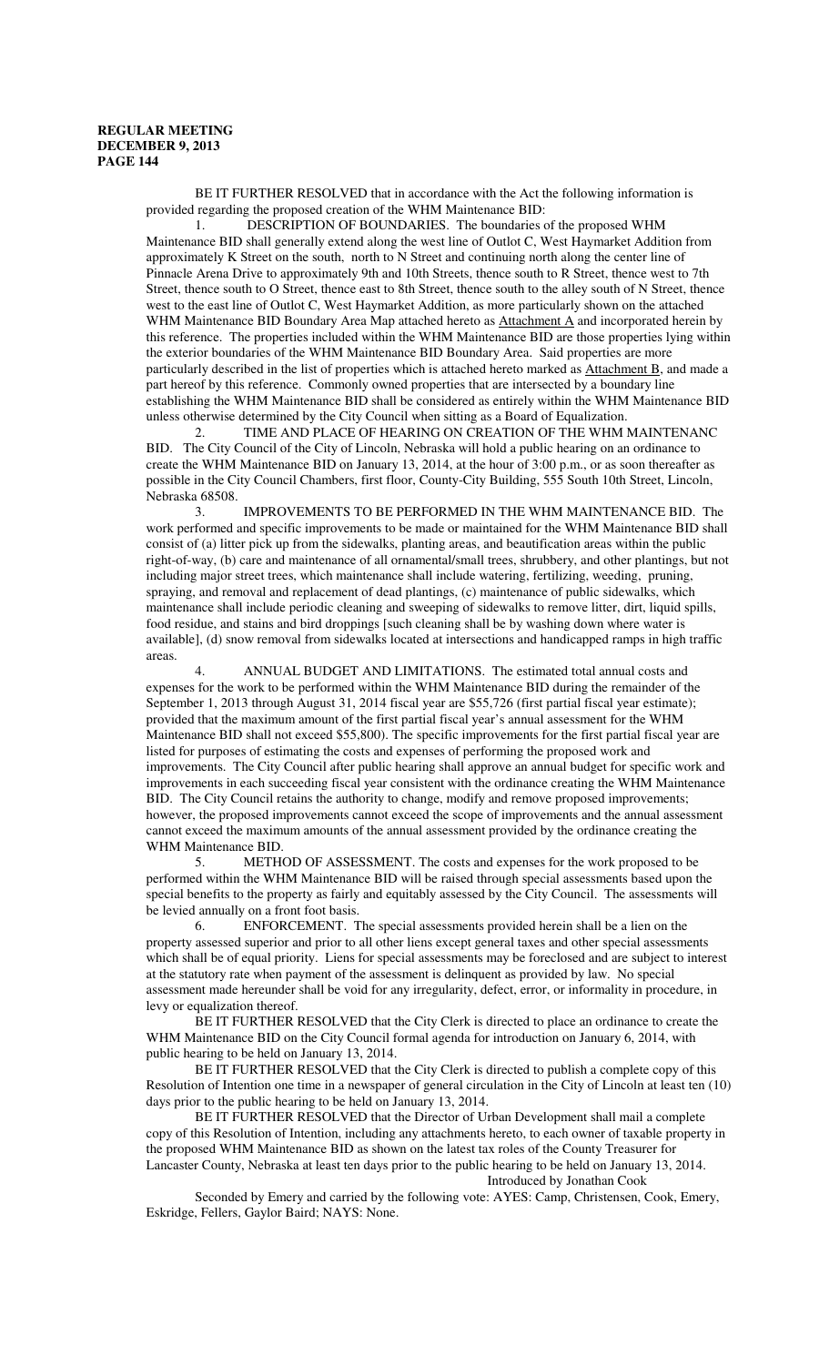BE IT FURTHER RESOLVED that in accordance with the Act the following information is provided regarding the proposed creation of the WHM Maintenance BID:

1. DESCRIPTION OF BOUNDARIES. The boundaries of the proposed WHM Maintenance BID shall generally extend along the west line of Outlot C, West Haymarket Addition from approximately K Street on the south, north to N Street and continuing north along the center line of Pinnacle Arena Drive to approximately 9th and 10th Streets, thence south to R Street, thence west to 7th Street, thence south to O Street, thence east to 8th Street, thence south to the alley south of N Street, thence west to the east line of Outlot C, West Haymarket Addition, as more particularly shown on the attached WHM Maintenance BID Boundary Area Map attached hereto as Attachment A and incorporated herein by this reference. The properties included within the WHM Maintenance BID are those properties lying within the exterior boundaries of the WHM Maintenance BID Boundary Area. Said properties are more particularly described in the list of properties which is attached hereto marked as Attachment B, and made a part hereof by this reference. Commonly owned properties that are intersected by a boundary line establishing the WHM Maintenance BID shall be considered as entirely within the WHM Maintenance BID unless otherwise determined by the City Council when sitting as a Board of Equalization.

2. TIME AND PLACE OF HEARING ON CREATION OF THE WHM MAINTENANC BID. The City Council of the City of Lincoln, Nebraska will hold a public hearing on an ordinance to create the WHM Maintenance BID on January 13, 2014, at the hour of 3:00 p.m., or as soon thereafter as possible in the City Council Chambers, first floor, County-City Building, 555 South 10th Street, Lincoln, Nebraska 68508.

3. IMPROVEMENTS TO BE PERFORMED IN THE WHM MAINTENANCE BID. The work performed and specific improvements to be made or maintained for the WHM Maintenance BID shall consist of (a) litter pick up from the sidewalks, planting areas, and beautification areas within the public right-of-way, (b) care and maintenance of all ornamental/small trees, shrubbery, and other plantings, but not including major street trees, which maintenance shall include watering, fertilizing, weeding, pruning, spraying, and removal and replacement of dead plantings, (c) maintenance of public sidewalks, which maintenance shall include periodic cleaning and sweeping of sidewalks to remove litter, dirt, liquid spills, food residue, and stains and bird droppings [such cleaning shall be by washing down where water is available], (d) snow removal from sidewalks located at intersections and handicapped ramps in high traffic areas.

4. ANNUAL BUDGET AND LIMITATIONS. The estimated total annual costs and expenses for the work to be performed within the WHM Maintenance BID during the remainder of the September 1, 2013 through August 31, 2014 fiscal year are $55,726 (first partial fiscal year estimate); provided that the maximum amount of the first partial fiscal year's annual assessment for the WHM Maintenance BID shall not exceed $55,800). The specific improvements for the first partial fiscal year are listed for purposes of estimating the costs and expenses of performing the proposed work and improvements. The City Council after public hearing shall approve an annual budget for specific work and improvements in each succeeding fiscal year consistent with the ordinance creating the WHM Maintenance BID. The City Council retains the authority to change, modify and remove proposed improvements; however, the proposed improvements cannot exceed the scope of improvements and the annual assessment cannot exceed the maximum amounts of the annual assessment provided by the ordinance creating the WHM Maintenance BID.

5. METHOD OF ASSESSMENT. The costs and expenses for the work proposed to be performed within the WHM Maintenance BID will be raised through special assessments based upon the special benefits to the property as fairly and equitably assessed by the City Council. The assessments will be levied annually on a front foot basis.

6. ENFORCEMENT. The special assessments provided herein shall be a lien on the property assessed superior and prior to all other liens except general taxes and other special assessments which shall be of equal priority. Liens for special assessments may be foreclosed and are subject to interest at the statutory rate when payment of the assessment is delinquent as provided by law. No special assessment made hereunder shall be void for any irregularity, defect, error, or informality in procedure, in levy or equalization thereof.

BE IT FURTHER RESOLVED that the City Clerk is directed to place an ordinance to create the WHM Maintenance BID on the City Council formal agenda for introduction on January 6, 2014, with public hearing to be held on January 13, 2014.

BE IT FURTHER RESOLVED that the City Clerk is directed to publish a complete copy of this Resolution of Intention one time in a newspaper of general circulation in the City of Lincoln at least ten (10) days prior to the public hearing to be held on January 13, 2014.

BE IT FURTHER RESOLVED that the Director of Urban Development shall mail a complete copy of this Resolution of Intention, including any attachments hereto, to each owner of taxable property in the proposed WHM Maintenance BID as shown on the latest tax roles of the County Treasurer for Lancaster County, Nebraska at least ten days prior to the public hearing to be held on January 13, 2014.

Introduced by Jonathan Cook

Seconded by Emery and carried by the following vote: AYES: Camp, Christensen, Cook, Emery, Eskridge, Fellers, Gaylor Baird; NAYS: None.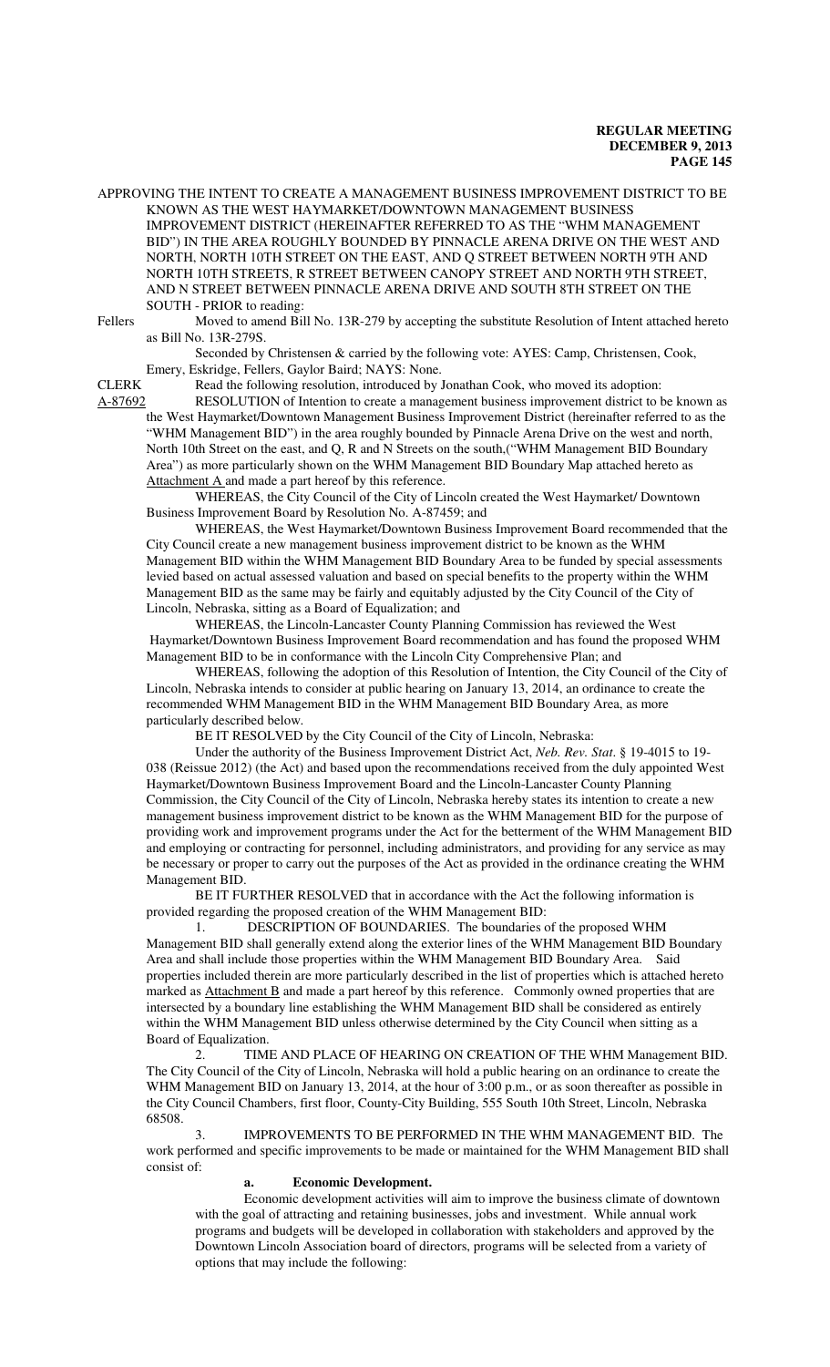APPROVING THE INTENT TO CREATE A MANAGEMENT BUSINESS IMPROVEMENT DISTRICT TO BE KNOWN AS THE WEST HAYMARKET/DOWNTOWN MANAGEMENT BUSINESS IMPROVEMENT DISTRICT (HEREINAFTER REFERRED TO AS THE "WHM MANAGEMENT BID") IN THE AREA ROUGHLY BOUNDED BY PINNACLE ARENA DRIVE ON THE WEST AND NORTH, NORTH 10TH STREET ON THE EAST, AND Q STREET BETWEEN NORTH 9TH AND NORTH 10TH STREETS, R STREET BETWEEN CANOPY STREET AND NORTH 9TH STREET, AND N STREET BETWEEN PINNACLE ARENA DRIVE AND SOUTH 8TH STREET ON THE SOUTH - PRIOR to reading:

Fellers Moved to amend Bill No. 13R-279 by accepting the substitute Resolution of Intent attached hereto as Bill No. 13R-279S.

Seconded by Christensen & carried by the following vote: AYES: Camp, Christensen, Cook, Emery, Eskridge, Fellers, Gaylor Baird; NAYS: None.

CLERK Read the following resolution, introduced by Jonathan Cook, who moved its adoption:

A-87692 RESOLUTION of Intention to create a management business improvement district to be known as the West Haymarket/Downtown Management Business Improvement District (hereinafter referred to as the "WHM Management BID") in the area roughly bounded by Pinnacle Arena Drive on the west and north, North 10th Street on the east, and Q, R and N Streets on the south,("WHM Management BID Boundary Area") as more particularly shown on the WHM Management BID Boundary Map attached hereto as Attachment A and made a part hereof by this reference.

WHEREAS, the City Council of the City of Lincoln created the West Haymarket/ Downtown Business Improvement Board by Resolution No. A-87459; and

WHEREAS, the West Haymarket/Downtown Business Improvement Board recommended that the City Council create a new management business improvement district to be known as the WHM Management BID within the WHM Management BID Boundary Area to be funded by special assessments levied based on actual assessed valuation and based on special benefits to the property within the WHM Management BID as the same may be fairly and equitably adjusted by the City Council of the City of Lincoln, Nebraska, sitting as a Board of Equalization; and

WHEREAS, the Lincoln-Lancaster County Planning Commission has reviewed the West Haymarket/Downtown Business Improvement Board recommendation and has found the proposed WHM Management BID to be in conformance with the Lincoln City Comprehensive Plan; and

WHEREAS, following the adoption of this Resolution of Intention, the City Council of the City of Lincoln, Nebraska intends to consider at public hearing on January 13, 2014, an ordinance to create the recommended WHM Management BID in the WHM Management BID Boundary Area, as more particularly described below.

BE IT RESOLVED by the City Council of the City of Lincoln, Nebraska:

Under the authority of the Business Improvement District Act, *Neb. Rev. Stat*. § 19-4015 to 19-038 (Reissue 2012) (the Act) and based upon the recommendations received from the duly appointed West Haymarket/Downtown Business Improvement Board and the Lincoln-Lancaster County Planning Commission, the City Council of the City of Lincoln, Nebraska hereby states its intention to create a new management business improvement district to be known as the WHM Management BID for the purpose of providing work and improvement programs under the Act for the betterment of the WHM Management BID and employing or contracting for personnel, including administrators, and providing for any service as may be necessary or proper to carry out the purposes of the Act as provided in the ordinance creating the WHM Management BID.

BE IT FURTHER RESOLVED that in accordance with the Act the following information is provided regarding the proposed creation of the WHM Management BID:

1. DESCRIPTION OF BOUNDARIES. The boundaries of the proposed WHM Management BID shall generally extend along the exterior lines of the WHM Management BID Boundary Area and shall include those properties within the WHM Management BID Boundary Area. Said properties included therein are more particularly described in the list of properties which is attached hereto marked as Attachment B and made a part hereof by this reference. Commonly owned properties that are intersected by a boundary line establishing the WHM Management BID shall be considered as entirely within the WHM Management BID unless otherwise determined by the City Council when sitting as a Board of Equalization.

2. TIME AND PLACE OF HEARING ON CREATION OF THE WHM Management BID. The City Council of the City of Lincoln, Nebraska will hold a public hearing on an ordinance to create the WHM Management BID on January 13, 2014, at the hour of 3:00 p.m., or as soon thereafter as possible in the City Council Chambers, first floor, County-City Building, 555 South 10th Street, Lincoln, Nebraska 68508.

3. IMPROVEMENTS TO BE PERFORMED IN THE WHM MANAGEMENT BID. The work performed and specific improvements to be made or maintained for the WHM Management BID shall consist of:

**a. Economic Development.**

Economic development activities will aim to improve the business climate of downtown with the goal of attracting and retaining businesses, jobs and investment. While annual work programs and budgets will be developed in collaboration with stakeholders and approved by the Downtown Lincoln Association board of directors, programs will be selected from a variety of options that may include the following: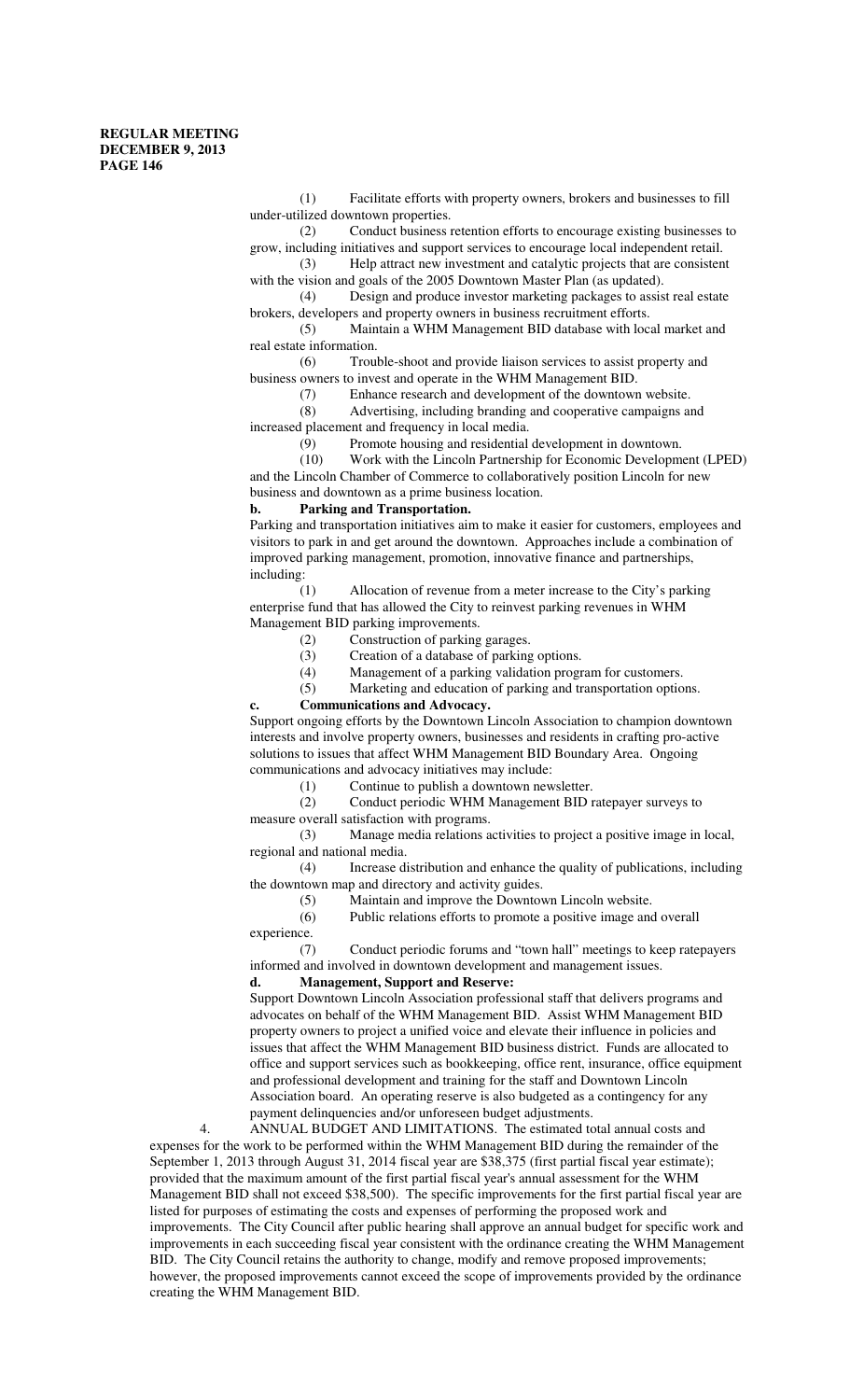(1) Facilitate efforts with property owners, brokers and businesses to fill under-utilized downtown properties.

(2) Conduct business retention efforts to encourage existing businesses to grow, including initiatives and support services to encourage local independent retail.

(3) Help attract new investment and catalytic projects that are consistent with the vision and goals of the 2005 Downtown Master Plan (as updated).

(4) Design and produce investor marketing packages to assist real estate brokers, developers and property owners in business recruitment efforts.

(5) Maintain a WHM Management BID database with local market and real estate information.

(6) Trouble-shoot and provide liaison services to assist property and business owners to invest and operate in the WHM Management BID.

(7) Enhance research and development of the downtown website.

(8) Advertising, including branding and cooperative campaigns and increased placement and frequency in local media.

(9) Promote housing and residential development in downtown.

(10) Work with the Lincoln Partnership for Economic Development (LPED) and the Lincoln Chamber of Commerce to collaboratively position Lincoln for new business and downtown as a prime business location.

**b. Parking and Transportation.**

Parking and transportation initiatives aim to make it easier for customers, employees and visitors to park in and get around the downtown. Approaches include a combination of improved parking management, promotion, innovative finance and partnerships, including:

(1) Allocation of revenue from a meter increase to the City's parking enterprise fund that has allowed the City to reinvest parking revenues in WHM Management BID parking improvements.

(2) Construction of parking garages.

(3) Creation of a database of parking options.

(4) Management of a parking validation program for customers.

(5) Marketing and education of parking and transportation options.

**c. Communications and Advocacy.**

Support ongoing efforts by the Downtown Lincoln Association to champion downtown interests and involve property owners, businesses and residents in crafting pro-active solutions to issues that affect WHM Management BID Boundary Area. Ongoing communications and advocacy initiatives may include:

(1) Continue to publish a downtown newsletter.

(2) Conduct periodic WHM Management BID ratepayer surveys to measure overall satisfaction with programs.

(3) Manage media relations activities to project a positive image in local, regional and national media.

(4) Increase distribution and enhance the quality of publications, including the downtown map and directory and activity guides.

(5) Maintain and improve the Downtown Lincoln website.

(6) Public relations efforts to promote a positive image and overall experience.

(7) Conduct periodic forums and "town hall" meetings to keep ratepayers informed and involved in downtown development and management issues.

**d. Management, Support and Reserve:**

Support Downtown Lincoln Association professional staff that delivers programs and advocates on behalf of the WHM Management BID. Assist WHM Management BID property owners to project a unified voice and elevate their influence in policies and issues that affect the WHM Management BID business district. Funds are allocated to office and support services such as bookkeeping, office rent, insurance, office equipment and professional development and training for the staff and Downtown Lincoln Association board. An operating reserve is also budgeted as a contingency for any payment delinquencies and/or unforeseen budget adjustments.

4. ANNUAL BUDGET AND LIMITATIONS. The estimated total annual costs and expenses for the work to be performed within the WHM Management BID during the remainder of the September 1, 2013 through August 31, 2014 fiscal year are $38,375 (first partial fiscal year estimate); provided that the maximum amount of the first partial fiscal year's annual assessment for the WHM Management BID shall not exceed $38,500). The specific improvements for the first partial fiscal year are listed for purposes of estimating the costs and expenses of performing the proposed work and improvements. The City Council after public hearing shall approve an annual budget for specific work and improvements in each succeeding fiscal year consistent with the ordinance creating the WHM Management BID. The City Council retains the authority to change, modify and remove proposed improvements; however, the proposed improvements cannot exceed the scope of improvements provided by the ordinance creating the WHM Management BID.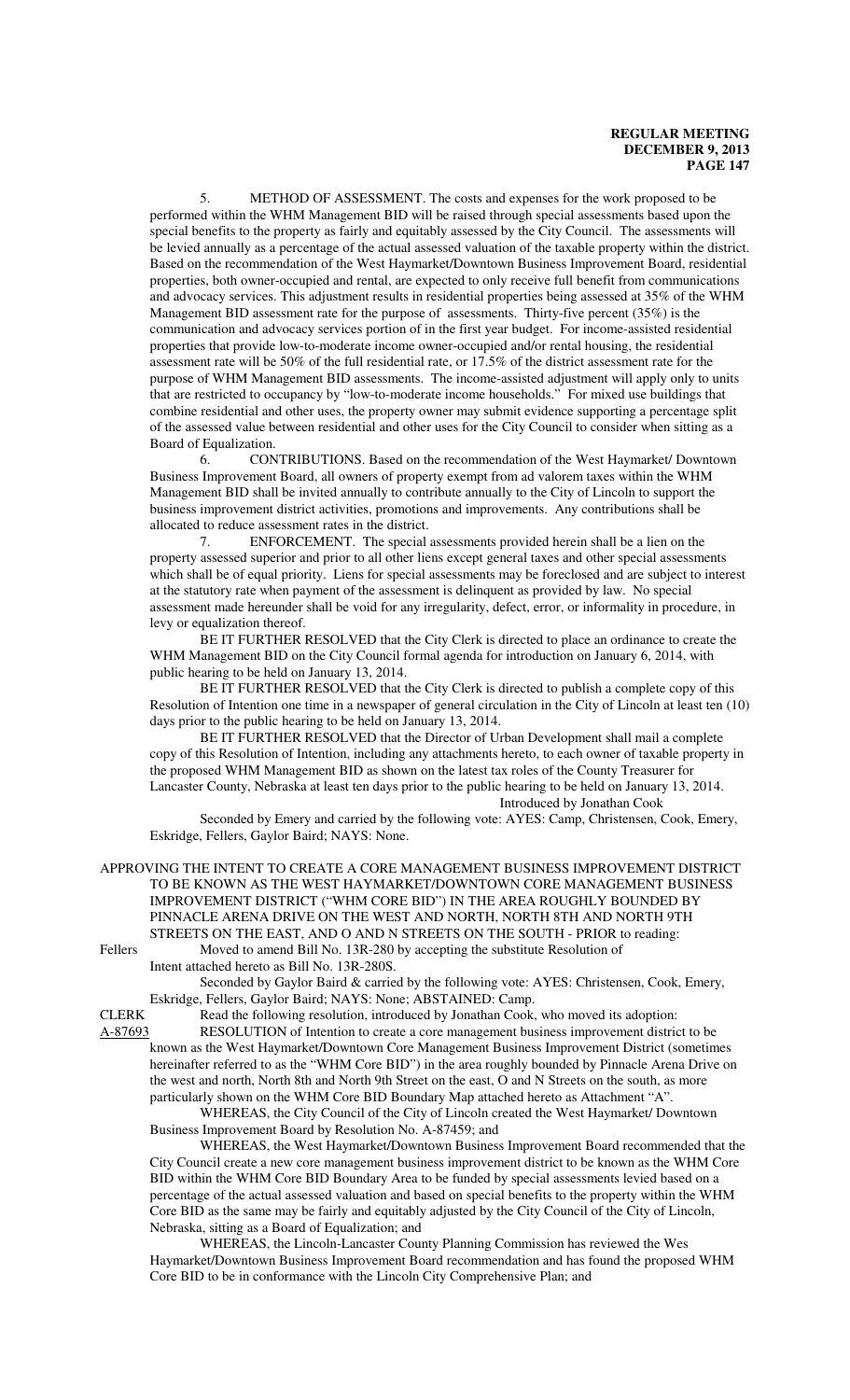5. METHOD OF ASSESSMENT. The costs and expenses for the work proposed to be performed within the WHM Management BID will be raised through special assessments based upon the special benefits to the property as fairly and equitably assessed by the City Council. The assessments will be levied annually as a percentage of the actual assessed valuation of the taxable property within the district. Based on the recommendation of the West Haymarket/Downtown Business Improvement Board, residential properties, both owner-occupied and rental, are expected to only receive full benefit from communications and advocacy services. This adjustment results in residential properties being assessed at 35% of the WHM Management BID assessment rate for the purpose of assessments. Thirty-five percent (35%) is the communication and advocacy services portion of in the first year budget. For income-assisted residential properties that provide low-to-moderate income owner-occupied and/or rental housing, the residential assessment rate will be 50% of the full residential rate, or 17.5% of the district assessment rate for the purpose of WHM Management BID assessments. The income-assisted adjustment will apply only to units that are restricted to occupancy by "low-to-moderate income households." For mixed use buildings that combine residential and other uses, the property owner may submit evidence supporting a percentage split of the assessed value between residential and other uses for the City Council to consider when sitting as a Board of Equalization.

6. CONTRIBUTIONS. Based on the recommendation of the West Haymarket/ Downtown Business Improvement Board, all owners of property exempt from ad valorem taxes within the WHM Management BID shall be invited annually to contribute annually to the City of Lincoln to support the business improvement district activities, promotions and improvements. Any contributions shall be allocated to reduce assessment rates in the district.

7. ENFORCEMENT. The special assessments provided herein shall be a lien on the property assessed superior and prior to all other liens except general taxes and other special assessments which shall be of equal priority. Liens for special assessments may be foreclosed and are subject to interest at the statutory rate when payment of the assessment is delinquent as provided by law. No special assessment made hereunder shall be void for any irregularity, defect, error, or informality in procedure, in levy or equalization thereof.

BE IT FURTHER RESOLVED that the City Clerk is directed to place an ordinance to create the WHM Management BID on the City Council formal agenda for introduction on January 6, 2014, with public hearing to be held on January 13, 2014.

BE IT FURTHER RESOLVED that the City Clerk is directed to publish a complete copy of this Resolution of Intention one time in a newspaper of general circulation in the City of Lincoln at least ten (10) days prior to the public hearing to be held on January 13, 2014.

BE IT FURTHER RESOLVED that the Director of Urban Development shall mail a complete copy of this Resolution of Intention, including any attachments hereto, to each owner of taxable property in the proposed WHM Management BID as shown on the latest tax roles of the County Treasurer for Lancaster County, Nebraska at least ten days prior to the public hearing to be held on January 13, 2014.

Introduced by Jonathan Cook

Seconded by Emery and carried by the following vote: AYES: Camp, Christensen, Cook, Emery, Eskridge, Fellers, Gaylor Baird; NAYS: None.

APPROVING THE INTENT TO CREATE A CORE MANAGEMENT BUSINESS IMPROVEMENT DISTRICT TO BE KNOWN AS THE WEST HAYMARKET/DOWNTOWN CORE MANAGEMENT BUSINESS IMPROVEMENT DISTRICT ("WHM CORE BID") IN THE AREA ROUGHLY BOUNDED BY PINNACLE ARENA DRIVE ON THE WEST AND NORTH, NORTH 8TH AND NORTH 9TH STREETS ON THE EAST, AND O AND N STREETS ON THE SOUTH - PRIOR to reading:

Fellers Moved to amend Bill No. 13R-280 by accepting the substitute Resolution of Intent attached hereto as Bill No. 13R-280S.

Seconded by Gaylor Baird & carried by the following vote: AYES: Christensen, Cook, Emery, Eskridge, Fellers, Gaylor Baird; NAYS: None; ABSTAINED: Camp.

CLERK Read the following resolution, introduced by Jonathan Cook, who moved its adoption:

A-87693 RESOLUTION of Intention to create a core management business improvement district to be known as the West Haymarket/Downtown Core Management Business Improvement District (sometimes hereinafter referred to as the "WHM Core BID") in the area roughly bounded by Pinnacle Arena Drive on the west and north, North 8th and North 9th Street on the east, O and N Streets on the south, as more particularly shown on the WHM Core BID Boundary Map attached hereto as Attachment "A".

WHEREAS, the City Council of the City of Lincoln created the West Haymarket/ Downtown Business Improvement Board by Resolution No. A-87459; and

WHEREAS, the West Haymarket/Downtown Business Improvement Board recommended that the City Council create a new core management business improvement district to be known as the WHM Core BID within the WHM Core BID Boundary Area to be funded by special assessments levied based on a percentage of the actual assessed valuation and based on special benefits to the property within the WHM Core BID as the same may be fairly and equitably adjusted by the City Council of the City of Lincoln, Nebraska, sitting as a Board of Equalization; and

WHEREAS, the Lincoln-Lancaster County Planning Commission has reviewed the Wes Haymarket/Downtown Business Improvement Board recommendation and has found the proposed WHM Core BID to be in conformance with the Lincoln City Comprehensive Plan; and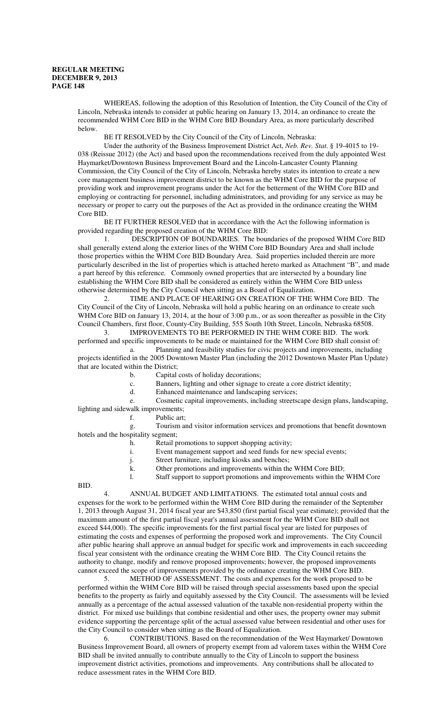WHEREAS, following the adoption of this Resolution of Intention, the City Council of the City of Lincoln, Nebraska intends to consider at public hearing on January 13, 2014, an ordinance to create the recommended WHM Core BID in the WHM Core BID Boundary Area, as more particularly described below.

BE IT RESOLVED by the City Council of the City of Lincoln, Nebraska:

Under the authority of the Business Improvement District Act, *Neb. Rev. Stat*. § 19-4015 to 19-038 (Reissue 2012) (the Act) and based upon the recommendations received from the duly appointed West Haymarket/Downtown Business Improvement Board and the Lincoln-Lancaster County Planning Commission, the City Council of the City of Lincoln, Nebraska hereby states its intention to create a new core management business improvement district to be known as the WHM Core BID for the purpose of providing work and improvement programs under the Act for the betterment of the WHM Core BID and employing or contracting for personnel, including administrators, and providing for any service as may be necessary or proper to carry out the purposes of the Act as provided in the ordinance creating the WHM Core BID.

BE IT FURTHER RESOLVED that in accordance with the Act the following information is provided regarding the proposed creation of the WHM Core BID:

1. DESCRIPTION OF BOUNDARIES. The boundaries of the proposed WHM Core BID shall generally extend along the exterior lines of the WHM Core BID Boundary Area and shall include those properties within the WHM Core BID Boundary Area. Said properties included therein are more particularly described in the list of properties which is attached hereto marked as Attachment "B", and made a part hereof by this reference. Commonly owned properties that are intersected by a boundary line establishing the WHM Core BID shall be considered as entirely within the WHM Core BID unless otherwise determined by the City Council when sitting as a Board of Equalization.

2. TIME AND PLACE OF HEARING ON CREATION OF THE WHM Core BID. The City Council of the City of Lincoln, Nebraska will hold a public hearing on an ordinance to create such WHM Core BID on January 13, 2014, at the hour of 3:00 p.m., or as soon thereafter as possible in the City Council Chambers, first floor, County-City Building, 555 South 10th Street, Lincoln, Nebraska 68508.

3. IMPROVEMENTS TO BE PERFORMED IN THE WHM CORE BID. The work performed and specific improvements to be made or maintained for the WHM Core BID shall consist of:

   a. Planning and feasibility studies for civic projects and improvements, including projects identified in the 2005 Downtown Master Plan (including the 2012 Downtown Master Plan Update) that are located within the District;
   b. Capital costs of holiday decorations;
   c. Banners, lighting and other signage to create a core district identity;
   d. Enhanced maintenance and landscaping services;
   e. Cosmetic capital improvements, including streetscape design plans, landscaping, lighting and sidewalk improvements;
   f. Public art;
   g. Tourism and visitor information services and promotions that benefit downtown hotels and the hospitality segment;
   h. Retail promotions to support shopping activity;
   i. Event management support and seed funds for new special events;
   j. Street furniture, including kiosks and benches;
   k. Other promotions and improvements within the WHM Core BID;
   l. Staff support to support promotions and improvements within the WHM Core BID.

4. ANNUAL BUDGET AND LIMITATIONS. The estimated total annual costs and expenses for the work to be performed within the WHM Core BID during the remainder of the September 1, 2013 through August 31, 2014 fiscal year are $43,850 (first partial fiscal year estimate); provided that the maximum amount of the first partial fiscal year's annual assessment for the WHM Core BID shall not exceed $44,000). The specific improvements for the first partial fiscal year are listed for purposes of estimating the costs and expenses of performing the proposed work and improvements. The City Council after public hearing shall approve an annual budget for specific work and improvements in each succeeding fiscal year consistent with the ordinance creating the WHM Core BID. The City Council retains the authority to change, modify and remove proposed improvements; however, the proposed improvements cannot exceed the scope of improvements provided by the ordinance creating the WHM Core BID.

5. METHOD OF ASSESSMENT. The costs and expenses for the work proposed to be performed within the WHM Core BID will be raised through special assessments based upon the special benefits to the property as fairly and equitably assessed by the City Council. The assessments will be levied annually as a percentage of the actual assessed valuation of the taxable non-residential property within the district. For mixed use buildings that combine residential and other uses, the property owner may submit evidence supporting the percentage split of the actual assessed value between residential and other uses for the City Council to consider when sitting as the Board of Equalization.

6. CONTRIBUTIONS. Based on the recommendation of the West Haymarket/ Downtown Business Improvement Board, all owners of property exempt from ad valorem taxes within the WHM Core BID shall be invited annually to contribute annually to the City of Lincoln to support the business improvement district activities, promotions and improvements. Any contributions shall be allocated to reduce assessment rates in the WHM Core BID.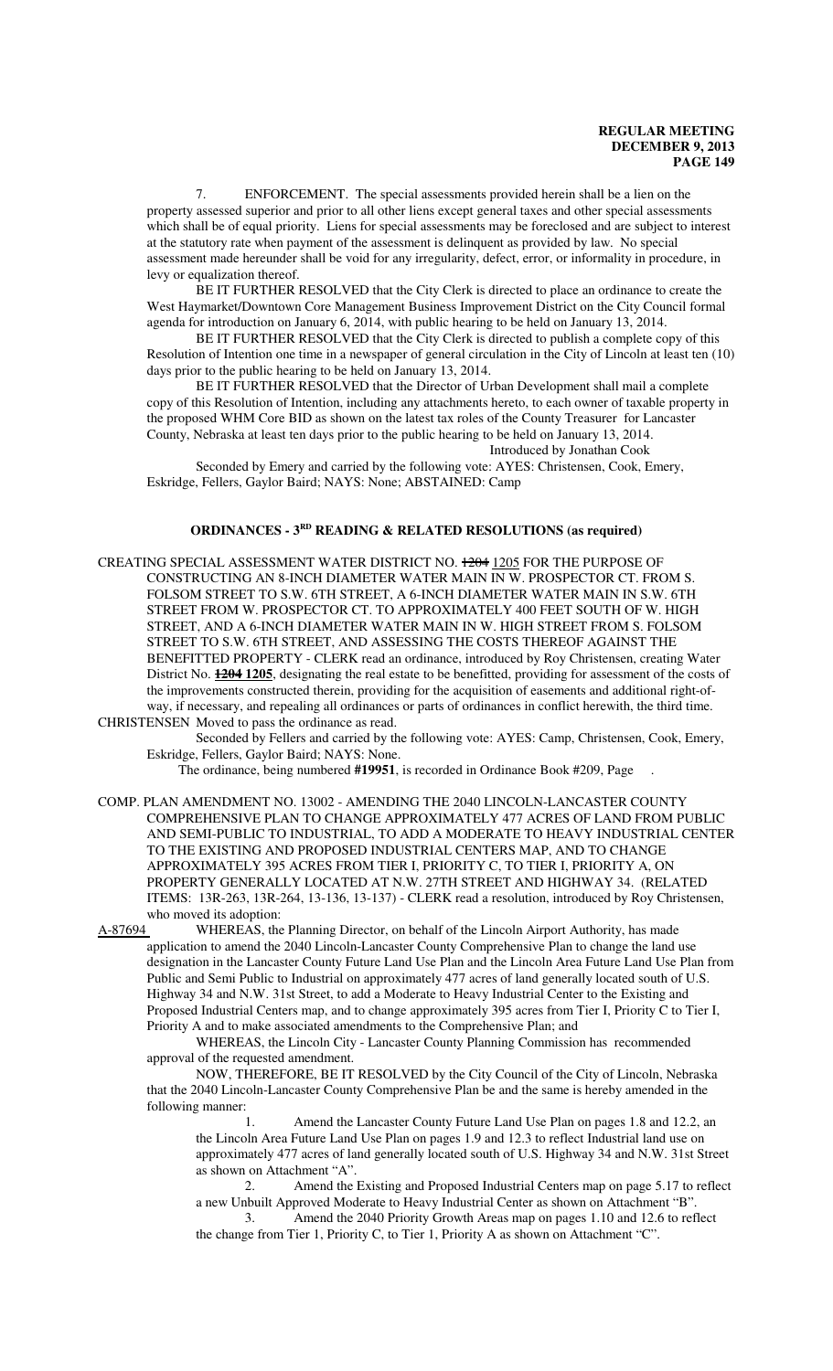7. ENFORCEMENT. The special assessments provided herein shall be a lien on the property assessed superior and prior to all other liens except general taxes and other special assessments which shall be of equal priority. Liens for special assessments may be foreclosed and are subject to interest at the statutory rate when payment of the assessment is delinquent as provided by law. No special assessment made hereunder shall be void for any irregularity, defect, error, or informality in procedure, in levy or equalization thereof.

BE IT FURTHER RESOLVED that the City Clerk is directed to place an ordinance to create the West Haymarket/Downtown Core Management Business Improvement District on the City Council formal agenda for introduction on January 6, 2014, with public hearing to be held on January 13, 2014.

BE IT FURTHER RESOLVED that the City Clerk is directed to publish a complete copy of this Resolution of Intention one time in a newspaper of general circulation in the City of Lincoln at least ten (10) days prior to the public hearing to be held on January 13, 2014.

BE IT FURTHER RESOLVED that the Director of Urban Development shall mail a complete copy of this Resolution of Intention, including any attachments hereto, to each owner of taxable property in the proposed WHM Core BID as shown on the latest tax roles of the County Treasurer for Lancaster County, Nebraska at least ten days prior to the public hearing to be held on January 13, 2014.

Introduced by Jonathan Cook

Seconded by Emery and carried by the following vote: AYES: Christensen, Cook, Emery, Eskridge, Fellers, Gaylor Baird; NAYS: None; ABSTAINED: Camp

## ORDINANCES - 3RD READING & RELATED RESOLUTIONS (as required)

CREATING SPECIAL ASSESSMENT WATER DISTRICT NO. ~~1204~~ 1205 FOR THE PURPOSE OF CONSTRUCTING AN 8-INCH DIAMETER WATER MAIN IN W. PROSPECTOR CT. FROM S. FOLSOM STREET TO S.W. 6TH STREET, A 6-INCH DIAMETER WATER MAIN IN S.W. 6TH STREET FROM W. PROSPECTOR CT. TO APPROXIMATELY 400 FEET SOUTH OF W. HIGH STREET, AND A 6-INCH DIAMETER WATER MAIN IN W. HIGH STREET FROM S. FOLSOM STREET TO S.W. 6TH STREET, AND ASSESSING THE COSTS THEREOF AGAINST THE BENEFITTED PROPERTY - CLERK read an ordinance, introduced by Roy Christensen, creating Water District No. ~~**1204**~~ **1205**, designating the real estate to be benefitted, providing for assessment of the costs of the improvements constructed therein, providing for the acquisition of easements and additional right-of-way, if necessary, and repealing all ordinances or parts of ordinances in conflict herewith, the third time.

CHRISTENSEN Moved to pass the ordinance as read.

Seconded by Fellers and carried by the following vote: AYES: Camp, Christensen, Cook, Emery, Eskridge, Fellers, Gaylor Baird; NAYS: None.

The ordinance, being numbered **#19951**, is recorded in Ordinance Book #209, Page .

COMP. PLAN AMENDMENT NO. 13002 - AMENDING THE 2040 LINCOLN-LANCASTER COUNTY COMPREHENSIVE PLAN TO CHANGE APPROXIMATELY 477 ACRES OF LAND FROM PUBLIC AND SEMI-PUBLIC TO INDUSTRIAL, TO ADD A MODERATE TO HEAVY INDUSTRIAL CENTER TO THE EXISTING AND PROPOSED INDUSTRIAL CENTERS MAP, AND TO CHANGE APPROXIMATELY 395 ACRES FROM TIER I, PRIORITY C, TO TIER I, PRIORITY A, ON PROPERTY GENERALLY LOCATED AT N.W. 27TH STREET AND HIGHWAY 34. (RELATED ITEMS: 13R-263, 13R-264, 13-136, 13-137) - CLERK read a resolution, introduced by Roy Christensen, who moved its adoption:

A-87694 WHEREAS, the Planning Director, on behalf of the Lincoln Airport Authority, has made application to amend the 2040 Lincoln-Lancaster County Comprehensive Plan to change the land use designation in the Lancaster County Future Land Use Plan and the Lincoln Area Future Land Use Plan from Public and Semi Public to Industrial on approximately 477 acres of land generally located south of U.S. Highway 34 and N.W. 31st Street, to add a Moderate to Heavy Industrial Center to the Existing and Proposed Industrial Centers map, and to change approximately 395 acres from Tier I, Priority C to Tier I, Priority A and to make associated amendments to the Comprehensive Plan; and

WHEREAS, the Lincoln City - Lancaster County Planning Commission has recommended approval of the requested amendment.

NOW, THEREFORE, BE IT RESOLVED by the City Council of the City of Lincoln, Nebraska that the 2040 Lincoln-Lancaster County Comprehensive Plan be and the same is hereby amended in the following manner:

1. Amend the Lancaster County Future Land Use Plan on pages 1.8 and 12.2, an the Lincoln Area Future Land Use Plan on pages 1.9 and 12.3 to reflect Industrial land use on approximately 477 acres of land generally located south of U.S. Highway 34 and N.W. 31st Street as shown on Attachment "A".

2. Amend the Existing and Proposed Industrial Centers map on page 5.17 to reflect a new Unbuilt Approved Moderate to Heavy Industrial Center as shown on Attachment "B".

3. Amend the 2040 Priority Growth Areas map on pages 1.10 and 12.6 to reflect the change from Tier 1, Priority C, to Tier 1, Priority A as shown on Attachment "C".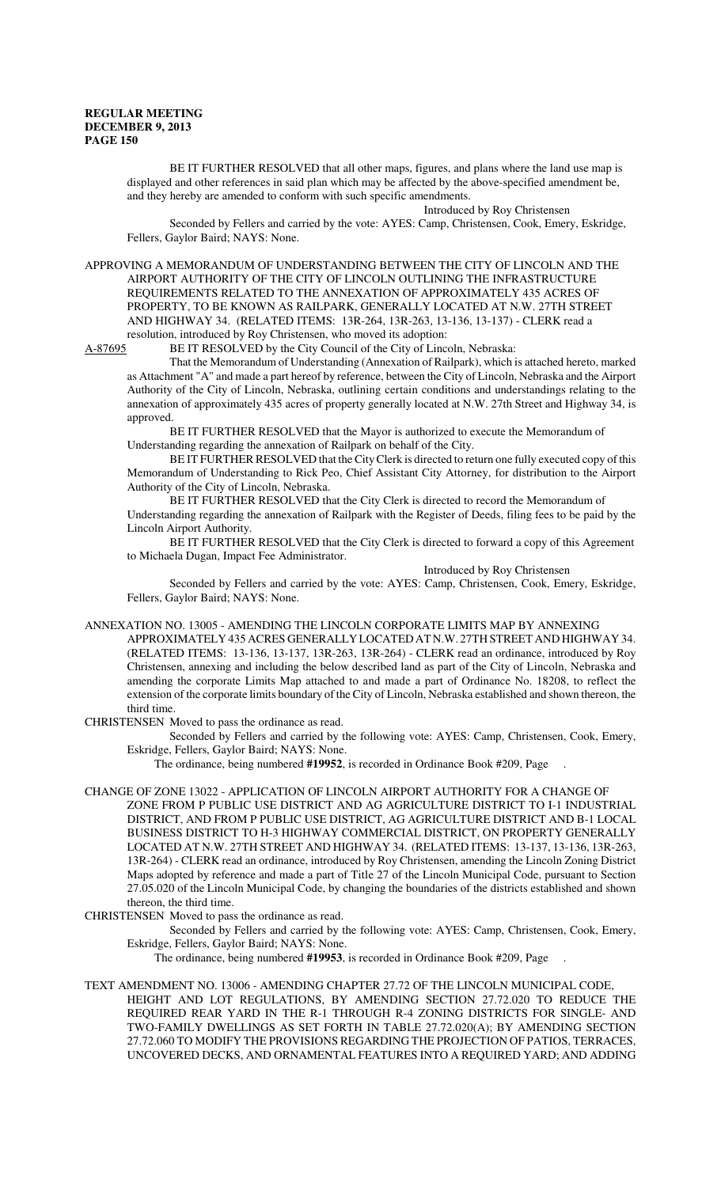BE IT FURTHER RESOLVED that all other maps, figures, and plans where the land use map is displayed and other references in said plan which may be affected by the above-specified amendment be, and they hereby are amended to conform with such specific amendments.

Introduced by Roy Christensen

Seconded by Fellers and carried by the vote: AYES: Camp, Christensen, Cook, Emery, Eskridge, Fellers, Gaylor Baird; NAYS: None.

APPROVING A MEMORANDUM OF UNDERSTANDING BETWEEN THE CITY OF LINCOLN AND THE AIRPORT AUTHORITY OF THE CITY OF LINCOLN OUTLINING THE INFRASTRUCTURE REQUIREMENTS RELATED TO THE ANNEXATION OF APPROXIMATELY 435 ACRES OF PROPERTY, TO BE KNOWN AS RAILPARK, GENERALLY LOCATED AT N.W. 27TH STREET AND HIGHWAY 34. (RELATED ITEMS: 13R-264, 13R-263, 13-136, 13-137) - CLERK read a resolution, introduced by Roy Christensen, who moved its adoption:

A-87695 BE IT RESOLVED by the City Council of the City of Lincoln, Nebraska:

That the Memorandum of Understanding (Annexation of Railpark), which is attached hereto, marked as Attachment "A" and made a part hereof by reference, between the City of Lincoln, Nebraska and the Airport Authority of the City of Lincoln, Nebraska, outlining certain conditions and understandings relating to the annexation of approximately 435 acres of property generally located at N.W. 27th Street and Highway 34, is approved.

BE IT FURTHER RESOLVED that the Mayor is authorized to execute the Memorandum of Understanding regarding the annexation of Railpark on behalf of the City.

BE IT FURTHER RESOLVED that the City Clerk is directed to return one fully executed copy of this Memorandum of Understanding to Rick Peo, Chief Assistant City Attorney, for distribution to the Airport Authority of the City of Lincoln, Nebraska.

BE IT FURTHER RESOLVED that the City Clerk is directed to record the Memorandum of Understanding regarding the annexation of Railpark with the Register of Deeds, filing fees to be paid by the Lincoln Airport Authority.

BE IT FURTHER RESOLVED that the City Clerk is directed to forward a copy of this Agreement to Michaela Dugan, Impact Fee Administrator.

Introduced by Roy Christensen

Seconded by Fellers and carried by the vote: AYES: Camp, Christensen, Cook, Emery, Eskridge, Fellers, Gaylor Baird; NAYS: None.

ANNEXATION NO. 13005 - AMENDING THE LINCOLN CORPORATE LIMITS MAP BY ANNEXING APPROXIMATELY 435 ACRES GENERALLY LOCATED AT N.W. 27TH STREET AND HIGHWAY 34. (RELATED ITEMS: 13-136, 13-137, 13R-263, 13R-264) - CLERK read an ordinance, introduced by Roy Christensen, annexing and including the below described land as part of the City of Lincoln, Nebraska and amending the corporate Limits Map attached to and made a part of Ordinance No. 18208, to reflect the extension of the corporate limits boundary of the City of Lincoln, Nebraska established and shown thereon, the third time.

CHRISTENSEN Moved to pass the ordinance as read.

Seconded by Fellers and carried by the following vote: AYES: Camp, Christensen, Cook, Emery, Eskridge, Fellers, Gaylor Baird; NAYS: None.

The ordinance, being numbered **#19952**, is recorded in Ordinance Book #209, Page .

CHANGE OF ZONE 13022 - APPLICATION OF LINCOLN AIRPORT AUTHORITY FOR A CHANGE OF ZONE FROM P PUBLIC USE DISTRICT AND AG AGRICULTURE DISTRICT TO I-1 INDUSTRIAL DISTRICT, AND FROM P PUBLIC USE DISTRICT, AG AGRICULTURE DISTRICT AND B-1 LOCAL BUSINESS DISTRICT TO H-3 HIGHWAY COMMERCIAL DISTRICT, ON PROPERTY GENERALLY LOCATED AT N.W. 27TH STREET AND HIGHWAY 34. (RELATED ITEMS: 13-137, 13-136, 13R-263, 13R-264) - CLERK read an ordinance, introduced by Roy Christensen, amending the Lincoln Zoning District Maps adopted by reference and made a part of Title 27 of the Lincoln Municipal Code, pursuant to Section 27.05.020 of the Lincoln Municipal Code, by changing the boundaries of the districts established and shown thereon, the third time.

CHRISTENSEN Moved to pass the ordinance as read.

Seconded by Fellers and carried by the following vote: AYES: Camp, Christensen, Cook, Emery, Eskridge, Fellers, Gaylor Baird; NAYS: None.

The ordinance, being numbered **#19953**, is recorded in Ordinance Book #209, Page .

TEXT AMENDMENT NO. 13006 - AMENDING CHAPTER 27.72 OF THE LINCOLN MUNICIPAL CODE, HEIGHT AND LOT REGULATIONS, BY AMENDING SECTION 27.72.020 TO REDUCE THE REQUIRED REAR YARD IN THE R-1 THROUGH R-4 ZONING DISTRICTS FOR SINGLE- AND TWO-FAMILY DWELLINGS AS SET FORTH IN TABLE 27.72.020(A); BY AMENDING SECTION 27.72.060 TO MODIFY THE PROVISIONS REGARDING THE PROJECTION OF PATIOS, TERRACES, UNCOVERED DECKS, AND ORNAMENTAL FEATURES INTO A REQUIRED YARD; AND ADDING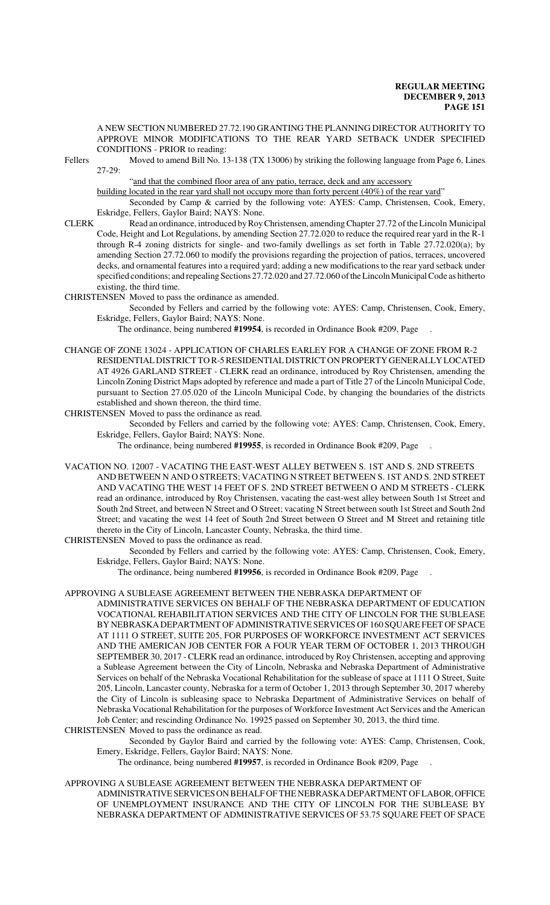A NEW SECTION NUMBERED 27.72.190 GRANTING THE PLANNING DIRECTOR AUTHORITY TO APPROVE MINOR MODIFICATIONS TO THE REAR YARD SETBACK UNDER SPECIFIED CONDITIONS - PRIOR to reading:

Fellers Moved to amend Bill No. 13-138 (TX 13006) by striking the following language from Page 6, Lines 27-29:

"and that the combined floor area of any patio, terrace, deck and any accessory building located in the rear yard shall not occupy more than forty percent (40%) of the rear yard"

Seconded by Camp & carried by the following vote: AYES: Camp, Christensen, Cook, Emery, Eskridge, Fellers, Gaylor Baird; NAYS: None.

CLERK Read an ordinance, introduced by Roy Christensen, amending Chapter 27.72 of the Lincoln Municipal Code, Height and Lot Regulations, by amending Section 27.72.020 to reduce the required rear yard in the R-1 through R-4 zoning districts for single- and two-family dwellings as set forth in Table 27.72.020(a); by amending Section 27.72.060 to modify the provisions regarding the projection of patios, terraces, uncovered decks, and ornamental features into a required yard; adding a new modifications to the rear yard setback under specified conditions; and repealing Sections 27.72.020 and 27.72.060 of the Lincoln Municipal Code as hitherto existing, the third time.

CHRISTENSEN Moved to pass the ordinance as amended.

Seconded by Fellers and carried by the following vote: AYES: Camp, Christensen, Cook, Emery, Eskridge, Fellers, Gaylor Baird; NAYS: None.

The ordinance, being numbered **#19954**, is recorded in Ordinance Book #209, Page .

CHANGE OF ZONE 13024 - APPLICATION OF CHARLES EARLEY FOR A CHANGE OF ZONE FROM R-2 RESIDENTIAL DISTRICT TO R-5 RESIDENTIAL DISTRICT ON PROPERTY GENERALLY LOCATED AT 4926 GARLAND STREET - CLERK read an ordinance, introduced by Roy Christensen, amending the Lincoln Zoning District Maps adopted by reference and made a part of Title 27 of the Lincoln Municipal Code, pursuant to Section 27.05.020 of the Lincoln Municipal Code, by changing the boundaries of the districts established and shown thereon, the third time.

CHRISTENSEN Moved to pass the ordinance as read.

Seconded by Fellers and carried by the following vote: AYES: Camp, Christensen, Cook, Emery, Eskridge, Fellers, Gaylor Baird; NAYS: None.

The ordinance, being numbered **#19955**, is recorded in Ordinance Book #209, Page .

VACATION NO. 12007 - VACATING THE EAST-WEST ALLEY BETWEEN S. 1ST AND S. 2ND STREETS AND BETWEEN N AND O STREETS; VACATING N STREET BETWEEN S. 1ST AND S. 2ND STREET AND VACATING THE WEST 14 FEET OF S. 2ND STREET BETWEEN O AND M STREETS - CLERK read an ordinance, introduced by Roy Christensen, vacating the east-west alley between South 1st Street and South 2nd Street, and between N Street and O Street; vacating N Street between south 1st Street and South 2nd Street; and vacating the west 14 feet of South 2nd Street between O Street and M Street and retaining title thereto in the City of Lincoln, Lancaster County, Nebraska, the third time.

CHRISTENSEN Moved to pass the ordinance as read.

Seconded by Fellers and carried by the following vote: AYES: Camp, Christensen, Cook, Emery, Eskridge, Fellers, Gaylor Baird; NAYS: None.

The ordinance, being numbered **#19956**, is recorded in Ordinance Book #209, Page .

APPROVING A SUBLEASE AGREEMENT BETWEEN THE NEBRASKA DEPARTMENT OF ADMINISTRATIVE SERVICES ON BEHALF OF THE NEBRASKA DEPARTMENT OF EDUCATION VOCATIONAL REHABILITATION SERVICES AND THE CITY OF LINCOLN FOR THE SUBLEASE BY NEBRASKA DEPARTMENT OF ADMINISTRATIVE SERVICES OF 160 SQUARE FEET OF SPACE AT 1111 O STREET, SUITE 205, FOR PURPOSES OF WORKFORCE INVESTMENT ACT SERVICES AND THE AMERICAN JOB CENTER FOR A FOUR YEAR TERM OF OCTOBER 1, 2013 THROUGH SEPTEMBER 30, 2017 - CLERK read an ordinance, introduced by Roy Christensen, accepting and approving a Sublease Agreement between the City of Lincoln, Nebraska and Nebraska Department of Administrative Services on behalf of the Nebraska Vocational Rehabilitation for the sublease of space at 1111 O Street, Suite 205, Lincoln, Lancaster county, Nebraska for a term of October 1, 2013 through September 30, 2017 whereby the City of Lincoln is subleasing space to Nebraska Department of Administrative Services on behalf of Nebraska Vocational Rehabilitation for the purposes of Workforce Investment Act Services and the American Job Center; and rescinding Ordinance No. 19925 passed on September 30, 2013, the third time.

CHRISTENSEN Moved to pass the ordinance as read.

Seconded by Gaylor Baird and carried by the following vote: AYES: Camp, Christensen, Cook, Emery, Eskridge, Fellers, Gaylor Baird; NAYS: None.

The ordinance, being numbered **#19957**, is recorded in Ordinance Book #209, Page .

APPROVING A SUBLEASE AGREEMENT BETWEEN THE NEBRASKA DEPARTMENT OF ADMINISTRATIVE SERVICES ON BEHALF OF THE NEBRASKA DEPARTMENT OF LABOR, OFFICE OF UNEMPLOYMENT INSURANCE AND THE CITY OF LINCOLN FOR THE SUBLEASE BY NEBRASKA DEPARTMENT OF ADMINISTRATIVE SERVICES OF 53.75 SQUARE FEET OF SPACE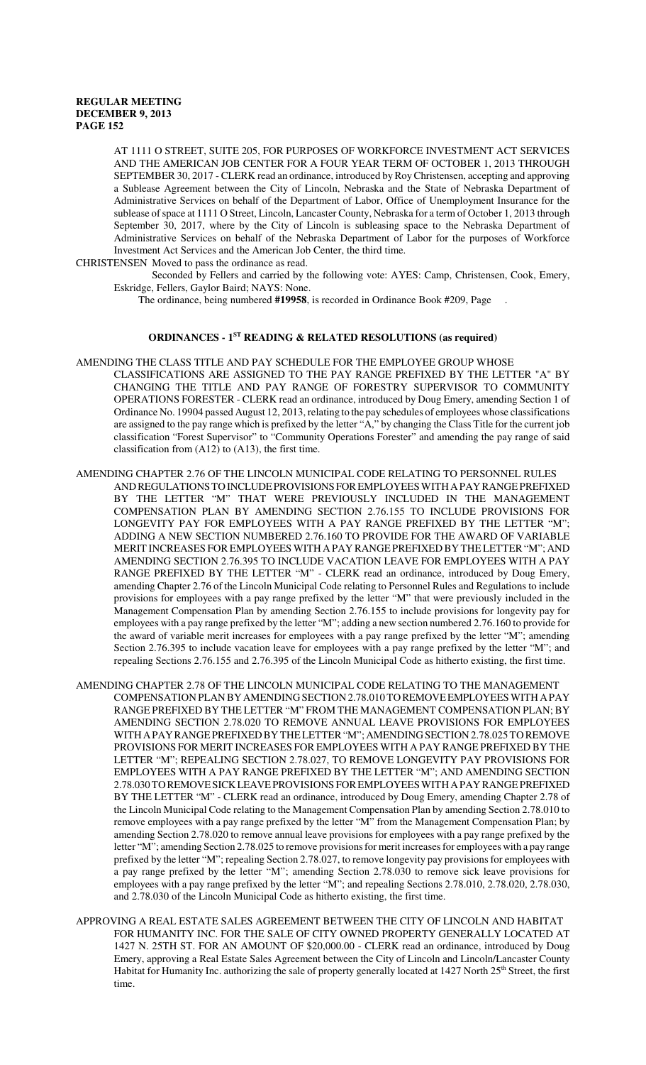AT 1111 O STREET, SUITE 205, FOR PURPOSES OF WORKFORCE INVESTMENT ACT SERVICES AND THE AMERICAN JOB CENTER FOR A FOUR YEAR TERM OF OCTOBER 1, 2013 THROUGH SEPTEMBER 30, 2017 - CLERK read an ordinance, introduced by Roy Christensen, accepting and approving a Sublease Agreement between the City of Lincoln, Nebraska and the State of Nebraska Department of Administrative Services on behalf of the Department of Labor, Office of Unemployment Insurance for the sublease of space at 1111 O Street, Lincoln, Lancaster County, Nebraska for a term of October 1, 2013 through September 30, 2017, where by the City of Lincoln is subleasing space to the Nebraska Department of Administrative Services on behalf of the Nebraska Department of Labor for the purposes of Workforce Investment Act Services and the American Job Center, the third time.

CHRISTENSEN Moved to pass the ordinance as read.

Seconded by Fellers and carried by the following vote: AYES: Camp, Christensen, Cook, Emery, Eskridge, Fellers, Gaylor Baird; NAYS: None.

The ordinance, being numbered **#19958**, is recorded in Ordinance Book #209, Page .

## ORDINANCES - 1ST READING & RELATED RESOLUTIONS (as required)

AMENDING THE CLASS TITLE AND PAY SCHEDULE FOR THE EMPLOYEE GROUP WHOSE CLASSIFICATIONS ARE ASSIGNED TO THE PAY RANGE PREFIXED BY THE LETTER "A" BY CHANGING THE TITLE AND PAY RANGE OF FORESTRY SUPERVISOR TO COMMUNITY OPERATIONS FORESTER - CLERK read an ordinance, introduced by Doug Emery, amending Section 1 of Ordinance No. 19904 passed August 12, 2013, relating to the pay schedules of employees whose classifications are assigned to the pay range which is prefixed by the letter "A," by changing the Class Title for the current job classification "Forest Supervisor" to "Community Operations Forester" and amending the pay range of said classification from (A12) to (A13), the first time.

AMENDING CHAPTER 2.76 OF THE LINCOLN MUNICIPAL CODE RELATING TO PERSONNEL RULES AND REGULATIONS TO INCLUDE PROVISIONS FOR EMPLOYEES WITH A PAY RANGE PREFIXED BY THE LETTER "M" THAT WERE PREVIOUSLY INCLUDED IN THE MANAGEMENT COMPENSATION PLAN BY AMENDING SECTION 2.76.155 TO INCLUDE PROVISIONS FOR LONGEVITY PAY FOR EMPLOYEES WITH A PAY RANGE PREFIXED BY THE LETTER "M"; ADDING A NEW SECTION NUMBERED 2.76.160 TO PROVIDE FOR THE AWARD OF VARIABLE MERIT INCREASES FOR EMPLOYEES WITH A PAY RANGE PREFIXED BY THE LETTER "M"; AND AMENDING SECTION 2.76.395 TO INCLUDE VACATION LEAVE FOR EMPLOYEES WITH A PAY RANGE PREFIXED BY THE LETTER "M" - CLERK read an ordinance, introduced by Doug Emery, amending Chapter 2.76 of the Lincoln Municipal Code relating to Personnel Rules and Regulations to include provisions for employees with a pay range prefixed by the letter "M" that were previously included in the Management Compensation Plan by amending Section 2.76.155 to include provisions for longevity pay for employees with a pay range prefixed by the letter "M"; adding a new section numbered 2.76.160 to provide for the award of variable merit increases for employees with a pay range prefixed by the letter "M"; amending Section 2.76.395 to include vacation leave for employees with a pay range prefixed by the letter "M"; and repealing Sections 2.76.155 and 2.76.395 of the Lincoln Municipal Code as hitherto existing, the first time.

AMENDING CHAPTER 2.78 OF THE LINCOLN MUNICIPAL CODE RELATING TO THE MANAGEMENT COMPENSATION PLAN BY AMENDING SECTION 2.78.010 TO REMOVE EMPLOYEES WITH A PAY RANGE PREFIXED BY THE LETTER "M" FROM THE MANAGEMENT COMPENSATION PLAN; BY AMENDING SECTION 2.78.020 TO REMOVE ANNUAL LEAVE PROVISIONS FOR EMPLOYEES WITH A PAY RANGE PREFIXED BY THE LETTER "M"; AMENDING SECTION 2.78.025 TO REMOVE PROVISIONS FOR MERIT INCREASES FOR EMPLOYEES WITH A PAY RANGE PREFIXED BY THE LETTER "M"; REPEALING SECTION 2.78.027, TO REMOVE LONGEVITY PAY PROVISIONS FOR EMPLOYEES WITH A PAY RANGE PREFIXED BY THE LETTER "M"; AND AMENDING SECTION 2.78.030 TO REMOVE SICK LEAVE PROVISIONS FOR EMPLOYEES WITH A PAY RANGE PREFIXED BY THE LETTER "M" - CLERK read an ordinance, introduced by Doug Emery, amending Chapter 2.78 of the Lincoln Municipal Code relating to the Management Compensation Plan by amending Section 2.78.010 to remove employees with a pay range prefixed by the letter "M" from the Management Compensation Plan; by amending Section 2.78.020 to remove annual leave provisions for employees with a pay range prefixed by the letter "M"; amending Section 2.78.025 to remove provisions for merit increases for employees with a pay range prefixed by the letter "M"; repealing Section 2.78.027, to remove longevity pay provisions for employees with a pay range prefixed by the letter "M"; amending Section 2.78.030 to remove sick leave provisions for employees with a pay range prefixed by the letter "M"; and repealing Sections 2.78.010, 2.78.020, 2.78.030, and 2.78.030 of the Lincoln Municipal Code as hitherto existing, the first time.

APPROVING A REAL ESTATE SALES AGREEMENT BETWEEN THE CITY OF LINCOLN AND HABITAT FOR HUMANITY INC. FOR THE SALE OF CITY OWNED PROPERTY GENERALLY LOCATED AT 1427 N. 25TH ST. FOR AN AMOUNT OF $20,000.00 - CLERK read an ordinance, introduced by Doug Emery, approving a Real Estate Sales Agreement between the City of Lincoln and Lincoln/Lancaster County Habitat for Humanity Inc. authorizing the sale of property generally located at 1427 North 25th Street, the first time.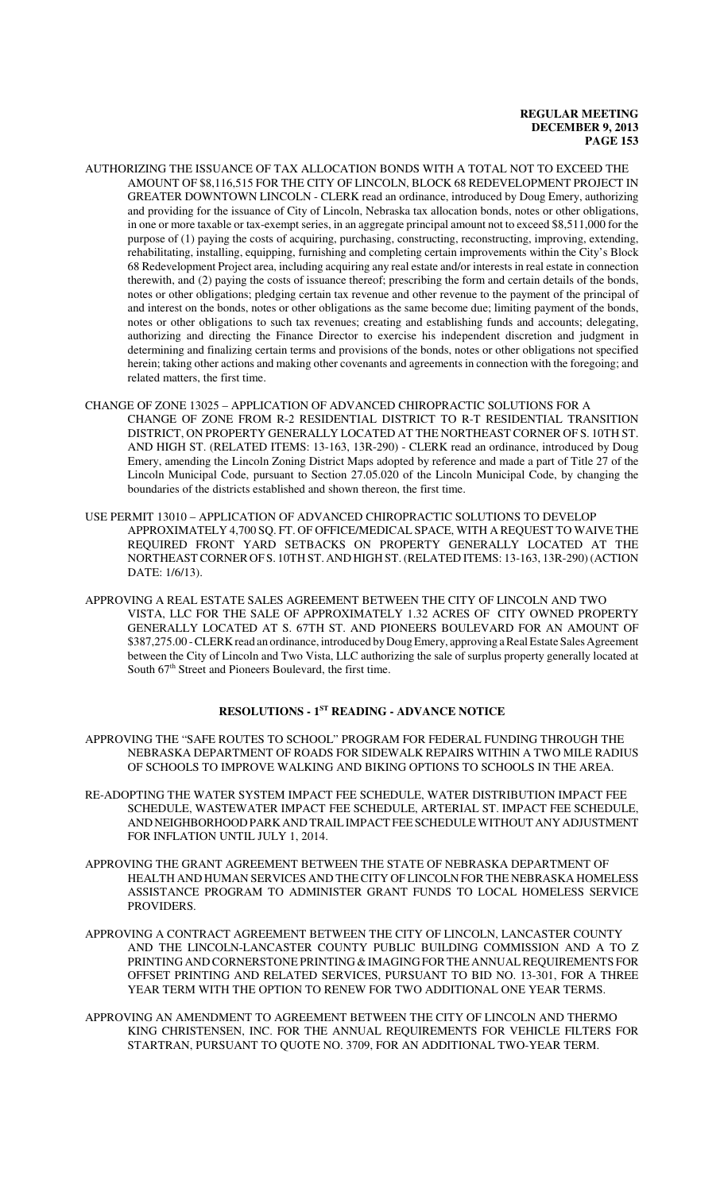AUTHORIZING THE ISSUANCE OF TAX ALLOCATION BONDS WITH A TOTAL NOT TO EXCEED THE AMOUNT OF $8,116,515 FOR THE CITY OF LINCOLN, BLOCK 68 REDEVELOPMENT PROJECT IN GREATER DOWNTOWN LINCOLN - CLERK read an ordinance, introduced by Doug Emery, authorizing and providing for the issuance of City of Lincoln, Nebraska tax allocation bonds, notes or other obligations, in one or more taxable or tax-exempt series, in an aggregate principal amount not to exceed $8,511,000 for the purpose of (1) paying the costs of acquiring, purchasing, constructing, reconstructing, improving, extending, rehabilitating, installing, equipping, furnishing and completing certain improvements within the City's Block 68 Redevelopment Project area, including acquiring any real estate and/or interests in real estate in connection therewith, and (2) paying the costs of issuance thereof; prescribing the form and certain details of the bonds, notes or other obligations; pledging certain tax revenue and other revenue to the payment of the principal of and interest on the bonds, notes or other obligations as the same become due; limiting payment of the bonds, notes or other obligations to such tax revenues; creating and establishing funds and accounts; delegating, authorizing and directing the Finance Director to exercise his independent discretion and judgment in determining and finalizing certain terms and provisions of the bonds, notes or other obligations not specified herein; taking other actions and making other covenants and agreements in connection with the foregoing; and related matters, the first time.

CHANGE OF ZONE 13025 – APPLICATION OF ADVANCED CHIROPRACTIC SOLUTIONS FOR A CHANGE OF ZONE FROM R-2 RESIDENTIAL DISTRICT TO R-T RESIDENTIAL TRANSITION DISTRICT, ON PROPERTY GENERALLY LOCATED AT THE NORTHEAST CORNER OF S. 10TH ST. AND HIGH ST. (RELATED ITEMS: 13-163, 13R-290) - CLERK read an ordinance, introduced by Doug Emery, amending the Lincoln Zoning District Maps adopted by reference and made a part of Title 27 of the Lincoln Municipal Code, pursuant to Section 27.05.020 of the Lincoln Municipal Code, by changing the boundaries of the districts established and shown thereon, the first time.

USE PERMIT 13010 – APPLICATION OF ADVANCED CHIROPRACTIC SOLUTIONS TO DEVELOP APPROXIMATELY 4,700 SQ. FT. OF OFFICE/MEDICAL SPACE, WITH A REQUEST TO WAIVE THE REQUIRED FRONT YARD SETBACKS ON PROPERTY GENERALLY LOCATED AT THE NORTHEAST CORNER OF S. 10TH ST. AND HIGH ST. (RELATED ITEMS: 13-163, 13R-290) (ACTION DATE: 1/6/13).

APPROVING A REAL ESTATE SALES AGREEMENT BETWEEN THE CITY OF LINCOLN AND TWO VISTA, LLC FOR THE SALE OF APPROXIMATELY 1.32 ACRES OF CITY OWNED PROPERTY GENERALLY LOCATED AT S. 67TH ST. AND PIONEERS BOULEVARD FOR AN AMOUNT OF $387,275.00 - CLERK read an ordinance, introduced by Doug Emery, approving a Real Estate Sales Agreement between the City of Lincoln and Two Vista, LLC authorizing the sale of surplus property generally located at South 67th Street and Pioneers Boulevard, the first time.

## RESOLUTIONS - 1ST READING - ADVANCE NOTICE

APPROVING THE "SAFE ROUTES TO SCHOOL" PROGRAM FOR FEDERAL FUNDING THROUGH THE NEBRASKA DEPARTMENT OF ROADS FOR SIDEWALK REPAIRS WITHIN A TWO MILE RADIUS OF SCHOOLS TO IMPROVE WALKING AND BIKING OPTIONS TO SCHOOLS IN THE AREA.

RE-ADOPTING THE WATER SYSTEM IMPACT FEE SCHEDULE, WATER DISTRIBUTION IMPACT FEE SCHEDULE, WASTEWATER IMPACT FEE SCHEDULE, ARTERIAL ST. IMPACT FEE SCHEDULE, AND NEIGHBORHOOD PARK AND TRAIL IMPACT FEE SCHEDULE WITHOUT ANY ADJUSTMENT FOR INFLATION UNTIL JULY 1, 2014.

APPROVING THE GRANT AGREEMENT BETWEEN THE STATE OF NEBRASKA DEPARTMENT OF HEALTH AND HUMAN SERVICES AND THE CITY OF LINCOLN FOR THE NEBRASKA HOMELESS ASSISTANCE PROGRAM TO ADMINISTER GRANT FUNDS TO LOCAL HOMELESS SERVICE PROVIDERS.

APPROVING A CONTRACT AGREEMENT BETWEEN THE CITY OF LINCOLN, LANCASTER COUNTY AND THE LINCOLN-LANCASTER COUNTY PUBLIC BUILDING COMMISSION AND A TO Z PRINTING AND CORNERSTONE PRINTING & IMAGING FOR THE ANNUAL REQUIREMENTS FOR OFFSET PRINTING AND RELATED SERVICES, PURSUANT TO BID NO. 13-301, FOR A THREE YEAR TERM WITH THE OPTION TO RENEW FOR TWO ADDITIONAL ONE YEAR TERMS.

APPROVING AN AMENDMENT TO AGREEMENT BETWEEN THE CITY OF LINCOLN AND THERMO KING CHRISTENSEN, INC. FOR THE ANNUAL REQUIREMENTS FOR VEHICLE FILTERS FOR STARTRAN, PURSUANT TO QUOTE NO. 3709, FOR AN ADDITIONAL TWO-YEAR TERM.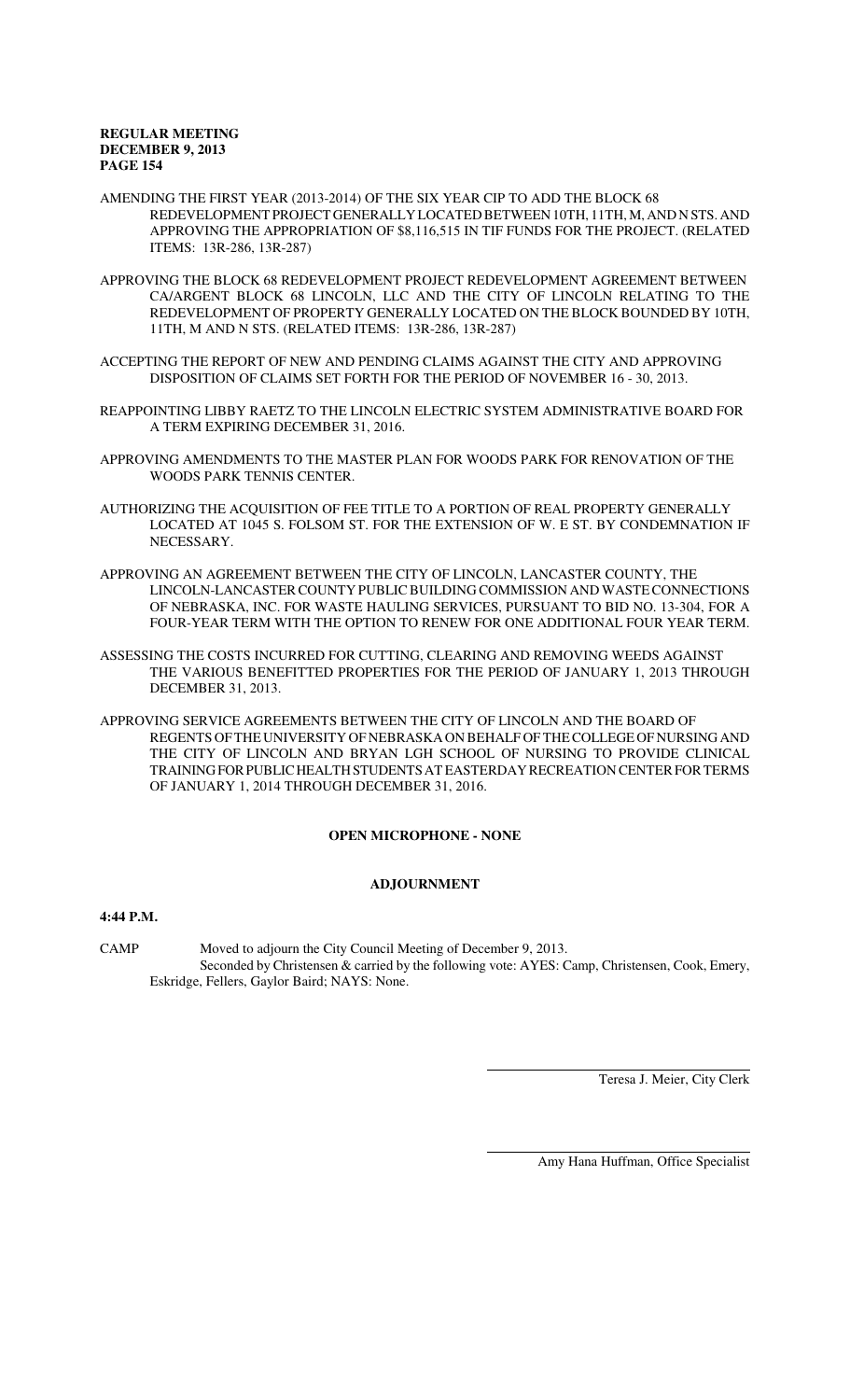AMENDING THE FIRST YEAR (2013-2014) OF THE SIX YEAR CIP TO ADD THE BLOCK 68 REDEVELOPMENT PROJECT GENERALLY LOCATED BETWEEN 10TH, 11TH, M, AND N STS. AND APPROVING THE APPROPRIATION OF $8,116,515 IN TIF FUNDS FOR THE PROJECT. (RELATED ITEMS: 13R-286, 13R-287)

APPROVING THE BLOCK 68 REDEVELOPMENT PROJECT REDEVELOPMENT AGREEMENT BETWEEN CA/ARGENT BLOCK 68 LINCOLN, LLC AND THE CITY OF LINCOLN RELATING TO THE REDEVELOPMENT OF PROPERTY GENERALLY LOCATED ON THE BLOCK BOUNDED BY 10TH, 11TH, M AND N STS. (RELATED ITEMS: 13R-286, 13R-287)

ACCEPTING THE REPORT OF NEW AND PENDING CLAIMS AGAINST THE CITY AND APPROVING DISPOSITION OF CLAIMS SET FORTH FOR THE PERIOD OF NOVEMBER 16 - 30, 2013.

REAPPOINTING LIBBY RAETZ TO THE LINCOLN ELECTRIC SYSTEM ADMINISTRATIVE BOARD FOR A TERM EXPIRING DECEMBER 31, 2016.

APPROVING AMENDMENTS TO THE MASTER PLAN FOR WOODS PARK FOR RENOVATION OF THE WOODS PARK TENNIS CENTER.

AUTHORIZING THE ACQUISITION OF FEE TITLE TO A PORTION OF REAL PROPERTY GENERALLY LOCATED AT 1045 S. FOLSOM ST. FOR THE EXTENSION OF W. E ST. BY CONDEMNATION IF NECESSARY.

APPROVING AN AGREEMENT BETWEEN THE CITY OF LINCOLN, LANCASTER COUNTY, THE LINCOLN-LANCASTER COUNTY PUBLIC BUILDING COMMISSION AND WASTE CONNECTIONS OF NEBRASKA, INC. FOR WASTE HAULING SERVICES, PURSUANT TO BID NO. 13-304, FOR A FOUR-YEAR TERM WITH THE OPTION TO RENEW FOR ONE ADDITIONAL FOUR YEAR TERM.

ASSESSING THE COSTS INCURRED FOR CUTTING, CLEARING AND REMOVING WEEDS AGAINST THE VARIOUS BENEFITTED PROPERTIES FOR THE PERIOD OF JANUARY 1, 2013 THROUGH DECEMBER 31, 2013.

APPROVING SERVICE AGREEMENTS BETWEEN THE CITY OF LINCOLN AND THE BOARD OF REGENTS OF THE UNIVERSITY OF NEBRASKA ON BEHALF OF THE COLLEGE OF NURSING AND THE CITY OF LINCOLN AND BRYAN LGH SCHOOL OF NURSING TO PROVIDE CLINICAL TRAINING FOR PUBLIC HEALTH STUDENTS AT EASTERDAY RECREATION CENTER FOR TERMS OF JANUARY 1, 2014 THROUGH DECEMBER 31, 2016.

## OPEN MICROPHONE - NONE

## ADJOURNMENT

**4:44 P.M.**

CAMP Moved to adjourn the City Council Meeting of December 9, 2013.
Seconded by Christensen & carried by the following vote: AYES: Camp, Christensen, Cook, Emery, Eskridge, Fellers, Gaylor Baird; NAYS: None.

Teresa J. Meier, City Clerk

Amy Hana Huffman, Office Specialist